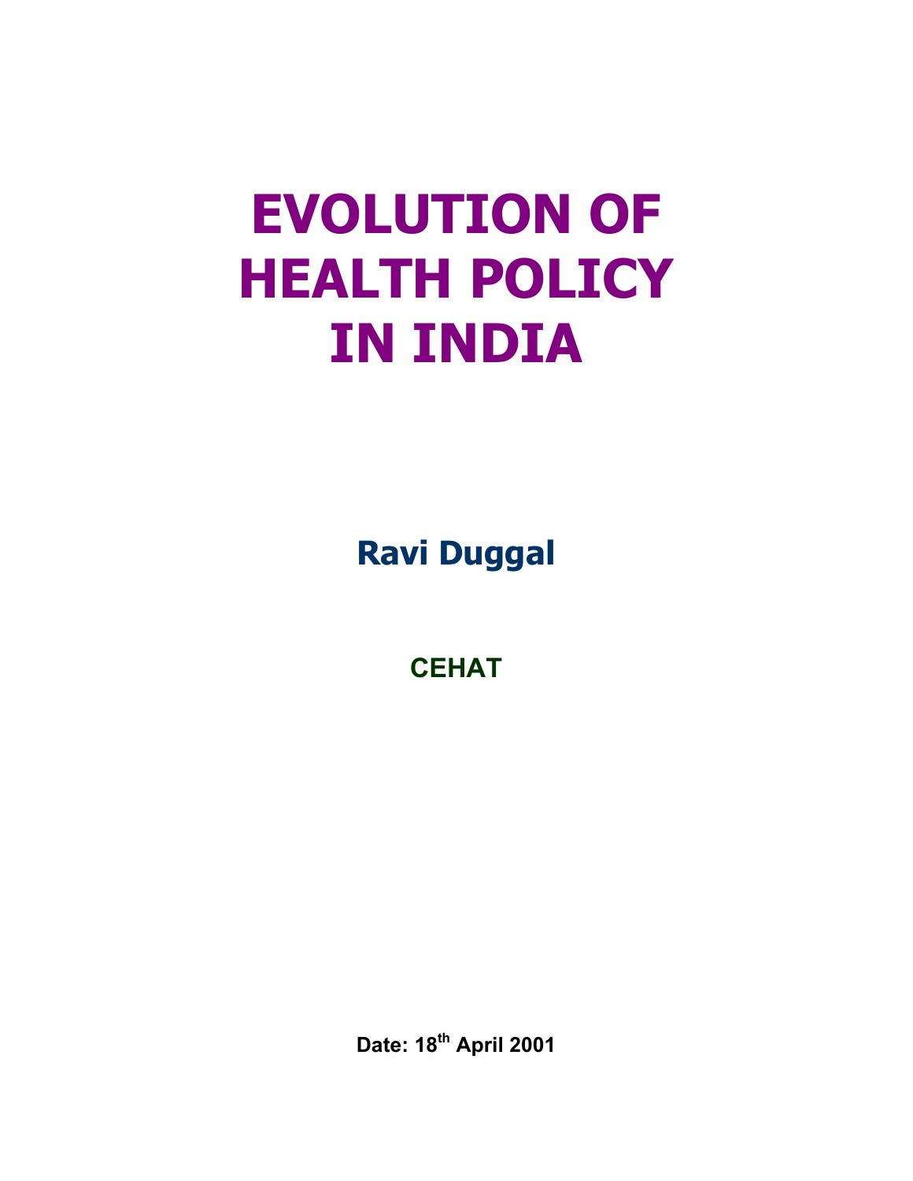# EVOLUTION OF HEALTH POLICY IN INDIA

**Ravi Duggal**

**CEHAT**

**Date: 18th April 2001**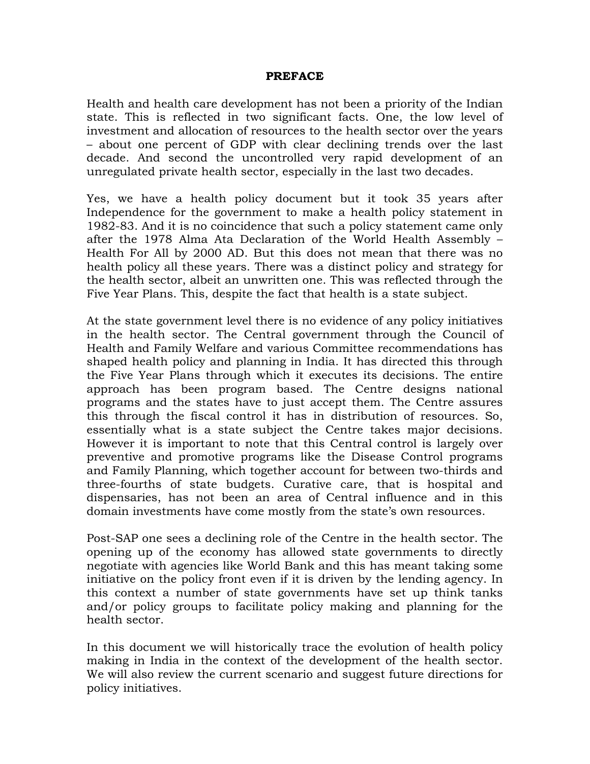**PREFACE**

Health and health care development has not been a priority of the Indian state. This is reflected in two significant facts. One, the low level of investment and allocation of resources to the health sector over the years – about one percent of GDP with clear declining trends over the last decade. And second the uncontrolled very rapid development of an unregulated private health sector, especially in the last two decades.

Yes, we have a health policy document but it took 35 years after Independence for the government to make a health policy statement in 1982-83. And it is no coincidence that such a policy statement came only after the 1978 Alma Ata Declaration of the World Health Assembly – Health For All by 2000 AD. But this does not mean that there was no health policy all these years. There was a distinct policy and strategy for the health sector, albeit an unwritten one. This was reflected through the Five Year Plans. This, despite the fact that health is a state subject.

At the state government level there is no evidence of any policy initiatives in the health sector. The Central government through the Council of Health and Family Welfare and various Committee recommendations has shaped health policy and planning in India. It has directed this through the Five Year Plans through which it executes its decisions. The entire approach has been program based. The Centre designs national programs and the states have to just accept them. The Centre assures this through the fiscal control it has in distribution of resources. So, essentially what is a state subject the Centre takes major decisions. However it is important to note that this Central control is largely over preventive and promotive programs like the Disease Control programs and Family Planning, which together account for between two-thirds and three-fourths of state budgets. Curative care, that is hospital and dispensaries, has not been an area of Central influence and in this domain investments have come mostly from the state's own resources.

Post-SAP one sees a declining role of the Centre in the health sector. The opening up of the economy has allowed state governments to directly negotiate with agencies like World Bank and this has meant taking some initiative on the policy front even if it is driven by the lending agency. In this context a number of state governments have set up think tanks and/or policy groups to facilitate policy making and planning for the health sector.

In this document we will historically trace the evolution of health policy making in India in the context of the development of the health sector. We will also review the current scenario and suggest future directions for policy initiatives.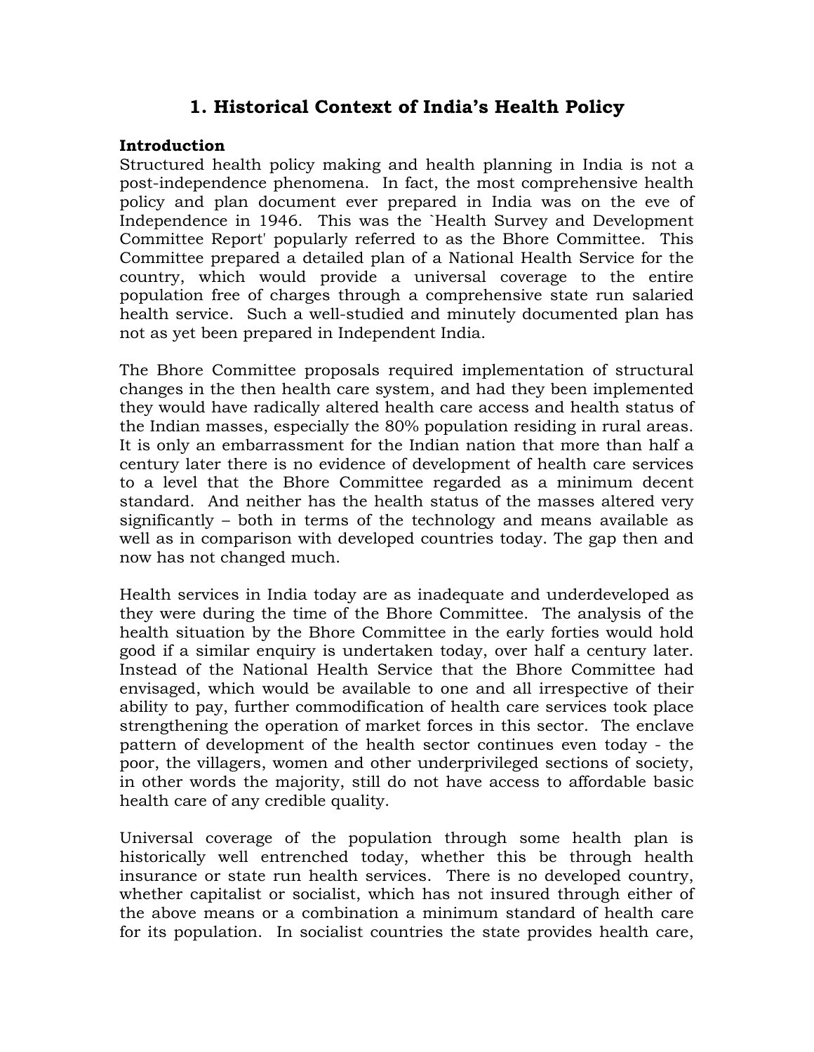# 1. Historical Context of India's Health Policy

**Introduction**

Structured health policy making and health planning in India is not a post-independence phenomena. In fact, the most comprehensive health policy and plan document ever prepared in India was on the eve of Independence in 1946. This was the `Health Survey and Development Committee Report' popularly referred to as the Bhore Committee. This Committee prepared a detailed plan of a National Health Service for the country, which would provide a universal coverage to the entire population free of charges through a comprehensive state run salaried health service. Such a well-studied and minutely documented plan has not as yet been prepared in Independent India.

The Bhore Committee proposals required implementation of structural changes in the then health care system, and had they been implemented they would have radically altered health care access and health status of the Indian masses, especially the 80% population residing in rural areas. It is only an embarrassment for the Indian nation that more than half a century later there is no evidence of development of health care services to a level that the Bhore Committee regarded as a minimum decent standard. And neither has the health status of the masses altered very significantly – both in terms of the technology and means available as well as in comparison with developed countries today. The gap then and now has not changed much.

Health services in India today are as inadequate and underdeveloped as they were during the time of the Bhore Committee. The analysis of the health situation by the Bhore Committee in the early forties would hold good if a similar enquiry is undertaken today, over half a century later. Instead of the National Health Service that the Bhore Committee had envisaged, which would be available to one and all irrespective of their ability to pay, further commodification of health care services took place strengthening the operation of market forces in this sector. The enclave pattern of development of the health sector continues even today - the poor, the villagers, women and other underprivileged sections of society, in other words the majority, still do not have access to affordable basic health care of any credible quality.

Universal coverage of the population through some health plan is historically well entrenched today, whether this be through health insurance or state run health services. There is no developed country, whether capitalist or socialist, which has not insured through either of the above means or a combination a minimum standard of health care for its population. In socialist countries the state provides health care,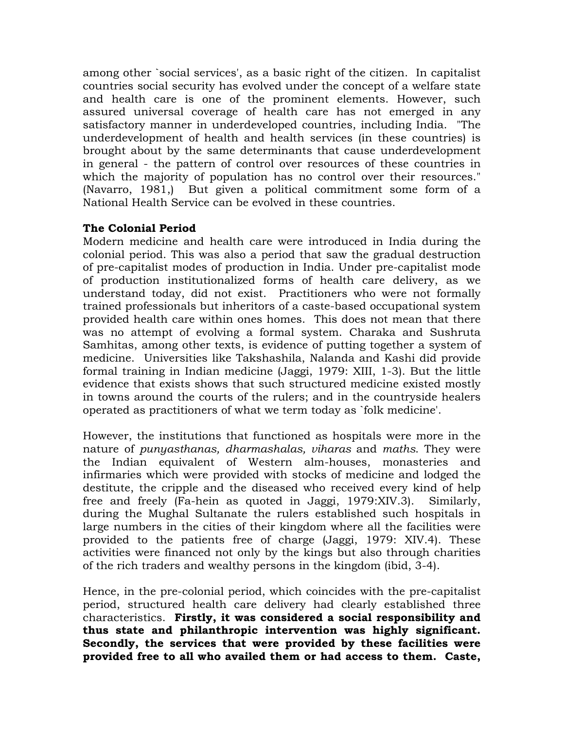among other `social services', as a basic right of the citizen. In capitalist countries social security has evolved under the concept of a welfare state and health care is one of the prominent elements. However, such assured universal coverage of health care has not emerged in any satisfactory manner in underdeveloped countries, including India. "The underdevelopment of health and health services (in these countries) is brought about by the same determinants that cause underdevelopment in general - the pattern of control over resources of these countries in which the majority of population has no control over their resources." (Navarro, 1981,) But given a political commitment some form of a National Health Service can be evolved in these countries.

**The Colonial Period**

Modern medicine and health care were introduced in India during the colonial period. This was also a period that saw the gradual destruction of pre-capitalist modes of production in India. Under pre-capitalist mode of production institutionalized forms of health care delivery, as we understand today, did not exist. Practitioners who were not formally trained professionals but inheritors of a caste-based occupational system provided health care within ones homes. This does not mean that there was no attempt of evolving a formal system. Charaka and Sushruta Samhitas, among other texts, is evidence of putting together a system of medicine. Universities like Takshashila, Nalanda and Kashi did provide formal training in Indian medicine (Jaggi, 1979: XIII, 1-3). But the little evidence that exists shows that such structured medicine existed mostly in towns around the courts of the rulers; and in the countryside healers operated as practitioners of what we term today as `folk medicine'.

However, the institutions that functioned as hospitals were more in the nature of *punyasthanas, dharmashalas, viharas* and *maths*. They were the Indian equivalent of Western alm-houses, monasteries and infirmaries which were provided with stocks of medicine and lodged the destitute, the cripple and the diseased who received every kind of help free and freely (Fa-hein as quoted in Jaggi, 1979:XIV.3). Similarly, during the Mughal Sultanate the rulers established such hospitals in large numbers in the cities of their kingdom where all the facilities were provided to the patients free of charge (Jaggi, 1979: XIV.4). These activities were financed not only by the kings but also through charities of the rich traders and wealthy persons in the kingdom (ibid, 3-4).

Hence, in the pre-colonial period, which coincides with the pre-capitalist period, structured health care delivery had clearly established three characteristics. **Firstly, it was considered a social responsibility and thus state and philanthropic intervention was highly significant. Secondly, the services that were provided by these facilities were provided free to all who availed them or had access to them. Caste,**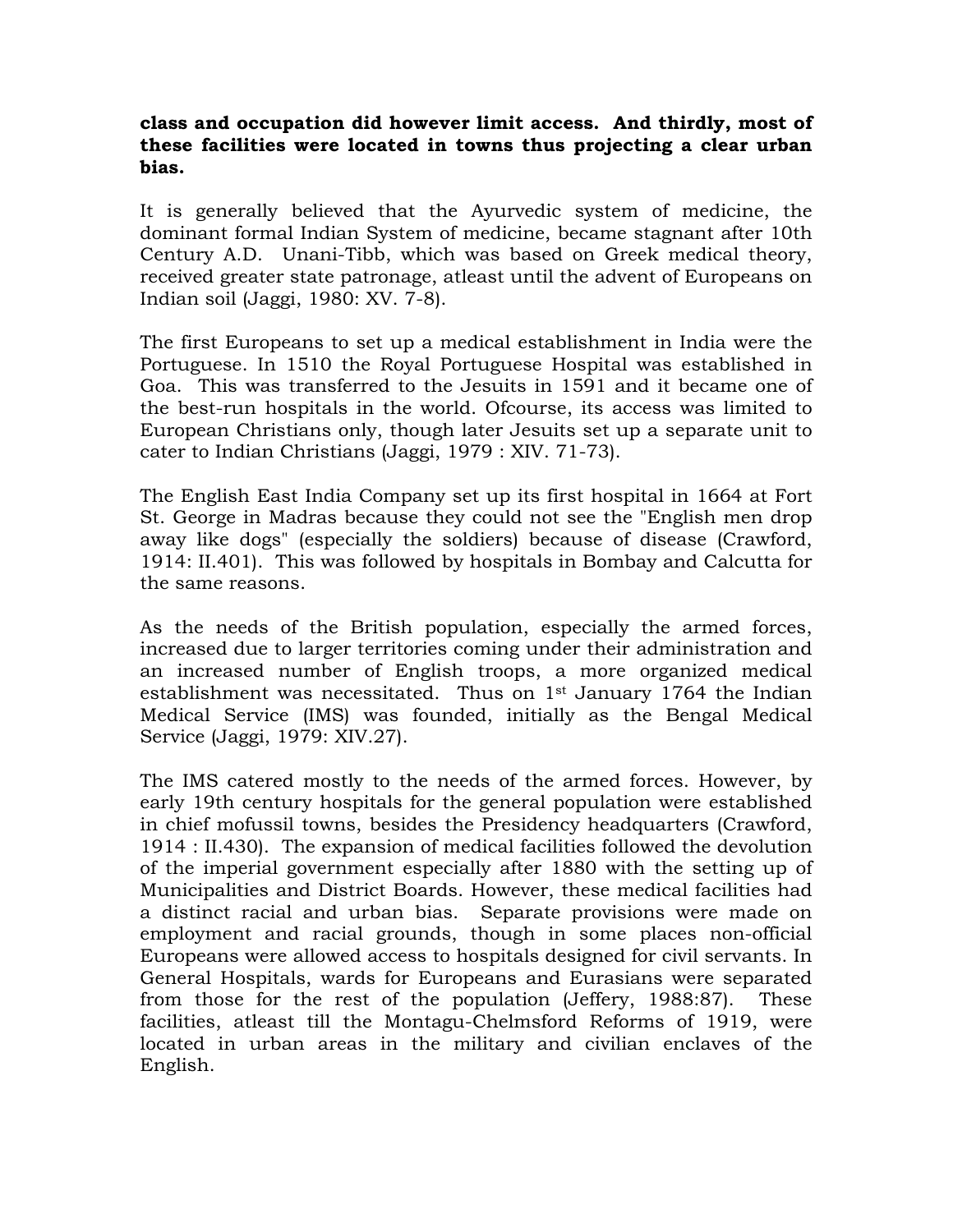**class and occupation did however limit access. And thirdly, most of these facilities were located in towns thus projecting a clear urban bias.**

It is generally believed that the Ayurvedic system of medicine, the dominant formal Indian System of medicine, became stagnant after 10th Century A.D. Unani-Tibb, which was based on Greek medical theory, received greater state patronage, atleast until the advent of Europeans on Indian soil (Jaggi, 1980: XV. 7-8).

The first Europeans to set up a medical establishment in India were the Portuguese. In 1510 the Royal Portuguese Hospital was established in Goa. This was transferred to the Jesuits in 1591 and it became one of the best-run hospitals in the world. Ofcourse, its access was limited to European Christians only, though later Jesuits set up a separate unit to cater to Indian Christians (Jaggi, 1979 : XIV. 71-73).

The English East India Company set up its first hospital in 1664 at Fort St. George in Madras because they could not see the "English men drop away like dogs" (especially the soldiers) because of disease (Crawford, 1914: II.401). This was followed by hospitals in Bombay and Calcutta for the same reasons.

As the needs of the British population, especially the armed forces, increased due to larger territories coming under their administration and an increased number of English troops, a more organized medical establishment was necessitated. Thus on 1st January 1764 the Indian Medical Service (IMS) was founded, initially as the Bengal Medical Service (Jaggi, 1979: XIV.27).

The IMS catered mostly to the needs of the armed forces. However, by early 19th century hospitals for the general population were established in chief mofussil towns, besides the Presidency headquarters (Crawford, 1914 : II.430). The expansion of medical facilities followed the devolution of the imperial government especially after 1880 with the setting up of Municipalities and District Boards. However, these medical facilities had a distinct racial and urban bias. Separate provisions were made on employment and racial grounds, though in some places non-official Europeans were allowed access to hospitals designed for civil servants. In General Hospitals, wards for Europeans and Eurasians were separated from those for the rest of the population (Jeffery, 1988:87). These facilities, atleast till the Montagu-Chelmsford Reforms of 1919, were located in urban areas in the military and civilian enclaves of the English.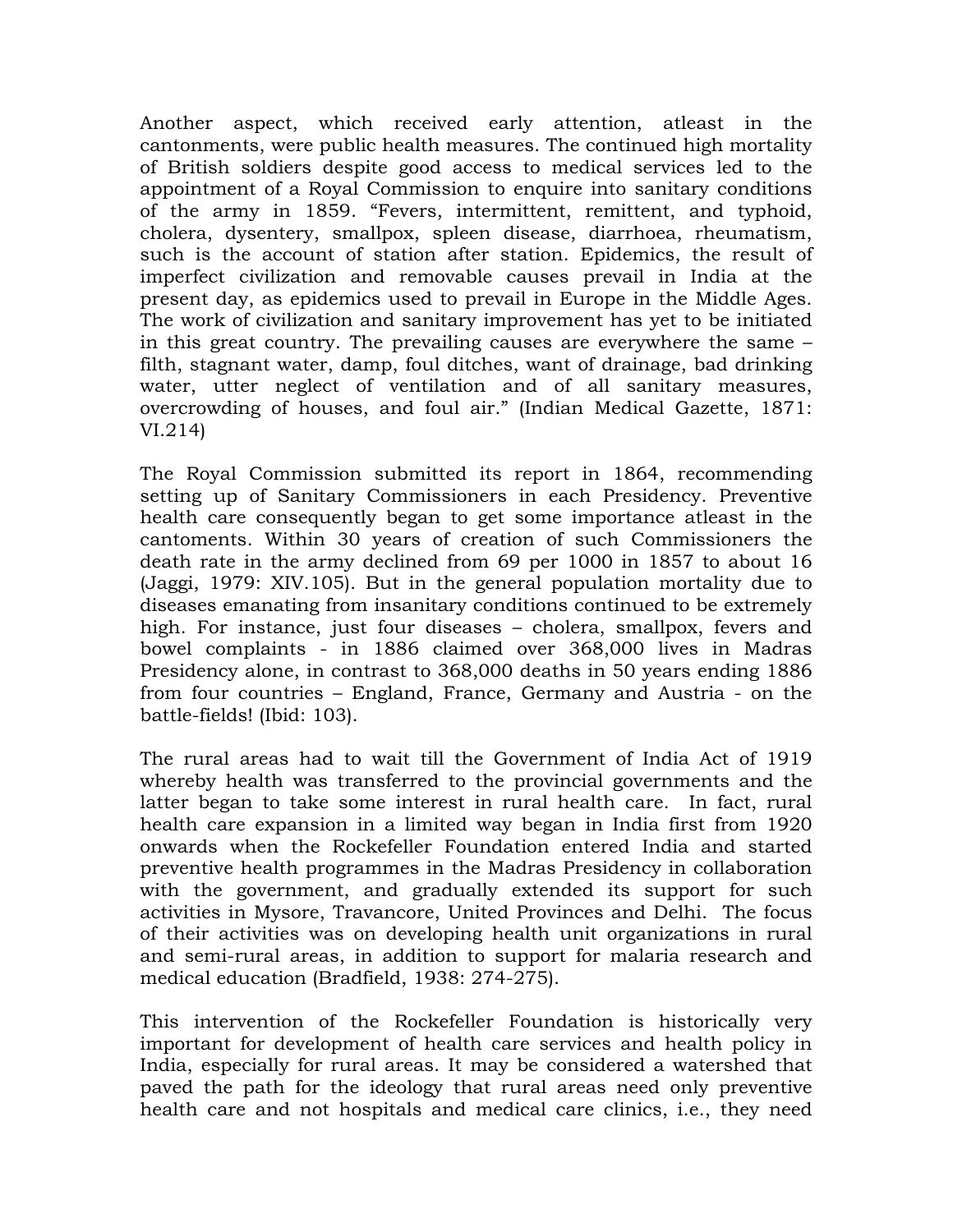Another aspect, which received early attention, atleast in the cantonments, were public health measures. The continued high mortality of British soldiers despite good access to medical services led to the appointment of a Royal Commission to enquire into sanitary conditions of the army in 1859. "Fevers, intermittent, remittent, and typhoid, cholera, dysentery, smallpox, spleen disease, diarrhoea, rheumatism, such is the account of station after station. Epidemics, the result of imperfect civilization and removable causes prevail in India at the present day, as epidemics used to prevail in Europe in the Middle Ages. The work of civilization and sanitary improvement has yet to be initiated in this great country. The prevailing causes are everywhere the same – filth, stagnant water, damp, foul ditches, want of drainage, bad drinking water, utter neglect of ventilation and of all sanitary measures, overcrowding of houses, and foul air." (Indian Medical Gazette, 1871: VI.214)

The Royal Commission submitted its report in 1864, recommending setting up of Sanitary Commissioners in each Presidency. Preventive health care consequently began to get some importance atleast in the cantoments. Within 30 years of creation of such Commissioners the death rate in the army declined from 69 per 1000 in 1857 to about 16 (Jaggi, 1979: XIV.105). But in the general population mortality due to diseases emanating from insanitary conditions continued to be extremely high. For instance, just four diseases – cholera, smallpox, fevers and bowel complaints - in 1886 claimed over 368,000 lives in Madras Presidency alone, in contrast to 368,000 deaths in 50 years ending 1886 from four countries – England, France, Germany and Austria - on the battle-fields! (Ibid: 103).

The rural areas had to wait till the Government of India Act of 1919 whereby health was transferred to the provincial governments and the latter began to take some interest in rural health care. In fact, rural health care expansion in a limited way began in India first from 1920 onwards when the Rockefeller Foundation entered India and started preventive health programmes in the Madras Presidency in collaboration with the government, and gradually extended its support for such activities in Mysore, Travancore, United Provinces and Delhi. The focus of their activities was on developing health unit organizations in rural and semi-rural areas, in addition to support for malaria research and medical education (Bradfield, 1938: 274-275).

This intervention of the Rockefeller Foundation is historically very important for development of health care services and health policy in India, especially for rural areas. It may be considered a watershed that paved the path for the ideology that rural areas need only preventive health care and not hospitals and medical care clinics, i.e., they need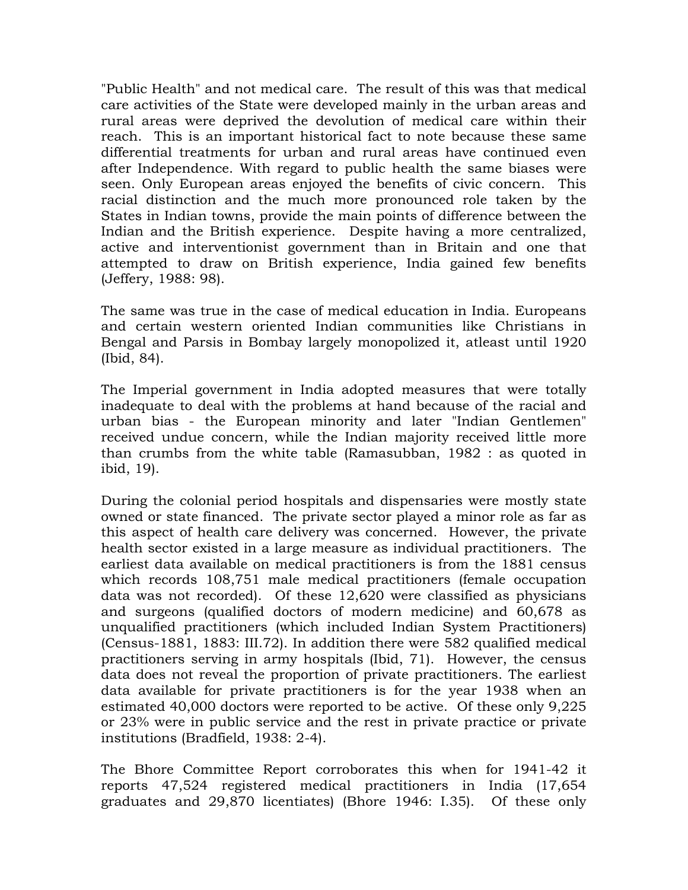"Public Health" and not medical care. The result of this was that medical care activities of the State were developed mainly in the urban areas and rural areas were deprived the devolution of medical care within their reach. This is an important historical fact to note because these same differential treatments for urban and rural areas have continued even after Independence. With regard to public health the same biases were seen. Only European areas enjoyed the benefits of civic concern. This racial distinction and the much more pronounced role taken by the States in Indian towns, provide the main points of difference between the Indian and the British experience. Despite having a more centralized, active and interventionist government than in Britain and one that attempted to draw on British experience, India gained few benefits (Jeffery, 1988: 98).

The same was true in the case of medical education in India. Europeans and certain western oriented Indian communities like Christians in Bengal and Parsis in Bombay largely monopolized it, atleast until 1920 (Ibid, 84).

The Imperial government in India adopted measures that were totally inadequate to deal with the problems at hand because of the racial and urban bias - the European minority and later "Indian Gentlemen" received undue concern, while the Indian majority received little more than crumbs from the white table (Ramasubban, 1982 : as quoted in ibid, 19).

During the colonial period hospitals and dispensaries were mostly state owned or state financed. The private sector played a minor role as far as this aspect of health care delivery was concerned. However, the private health sector existed in a large measure as individual practitioners. The earliest data available on medical practitioners is from the 1881 census which records 108,751 male medical practitioners (female occupation data was not recorded). Of these 12,620 were classified as physicians and surgeons (qualified doctors of modern medicine) and 60,678 as unqualified practitioners (which included Indian System Practitioners) (Census-1881, 1883: III.72). In addition there were 582 qualified medical practitioners serving in army hospitals (Ibid, 71). However, the census data does not reveal the proportion of private practitioners. The earliest data available for private practitioners is for the year 1938 when an estimated 40,000 doctors were reported to be active. Of these only 9,225 or 23% were in public service and the rest in private practice or private institutions (Bradfield, 1938: 2-4).

The Bhore Committee Report corroborates this when for 1941-42 it reports 47,524 registered medical practitioners in India (17,654 graduates and 29,870 licentiates) (Bhore 1946: I.35). Of these only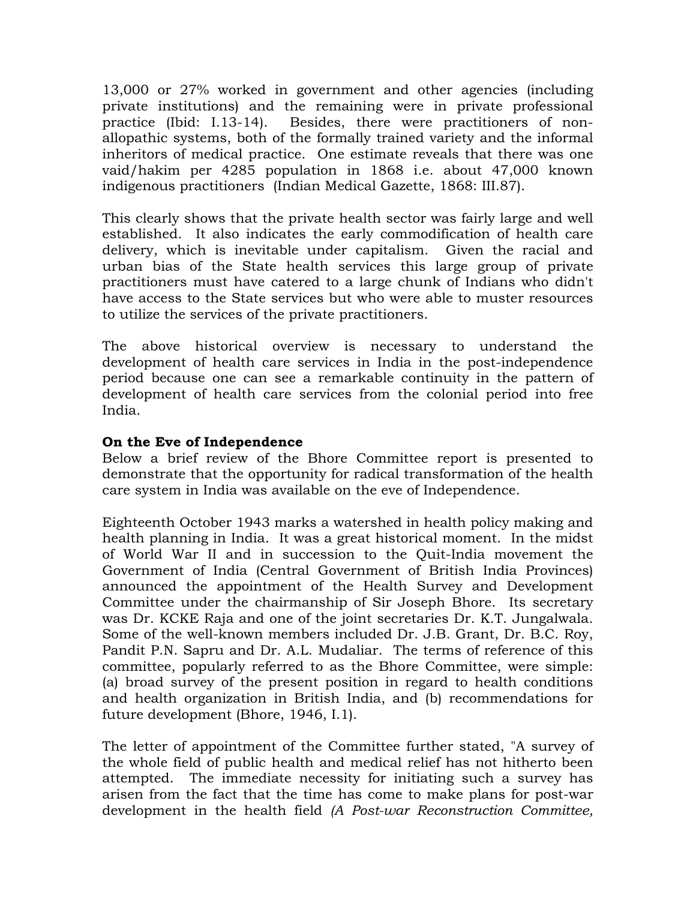13,000 or 27% worked in government and other agencies (including private institutions) and the remaining were in private professional practice (Ibid: I.13-14). Besides, there were practitioners of non-allopathic systems, both of the formally trained variety and the informal inheritors of medical practice. One estimate reveals that there was one vaid/hakim per 4285 population in 1868 i.e. about 47,000 known indigenous practitioners (Indian Medical Gazette, 1868: III.87).

This clearly shows that the private health sector was fairly large and well established. It also indicates the early commodification of health care delivery, which is inevitable under capitalism. Given the racial and urban bias of the State health services this large group of private practitioners must have catered to a large chunk of Indians who didn't have access to the State services but who were able to muster resources to utilize the services of the private practitioners.

The above historical overview is necessary to understand the development of health care services in India in the post-independence period because one can see a remarkable continuity in the pattern of development of health care services from the colonial period into free India.

**On the Eve of Independence**

Below a brief review of the Bhore Committee report is presented to demonstrate that the opportunity for radical transformation of the health care system in India was available on the eve of Independence.

Eighteenth October 1943 marks a watershed in health policy making and health planning in India. It was a great historical moment. In the midst of World War II and in succession to the Quit-India movement the Government of India (Central Government of British India Provinces) announced the appointment of the Health Survey and Development Committee under the chairmanship of Sir Joseph Bhore. Its secretary was Dr. KCKE Raja and one of the joint secretaries Dr. K.T. Jungalwala. Some of the well-known members included Dr. J.B. Grant, Dr. B.C. Roy, Pandit P.N. Sapru and Dr. A.L. Mudaliar. The terms of reference of this committee, popularly referred to as the Bhore Committee, were simple: (a) broad survey of the present position in regard to health conditions and health organization in British India, and (b) recommendations for future development (Bhore, 1946, I.1).

The letter of appointment of the Committee further stated, "A survey of the whole field of public health and medical relief has not hitherto been attempted. The immediate necessity for initiating such a survey has arisen from the fact that the time has come to make plans for post-war development in the health field *(A Post-war Reconstruction Committee,*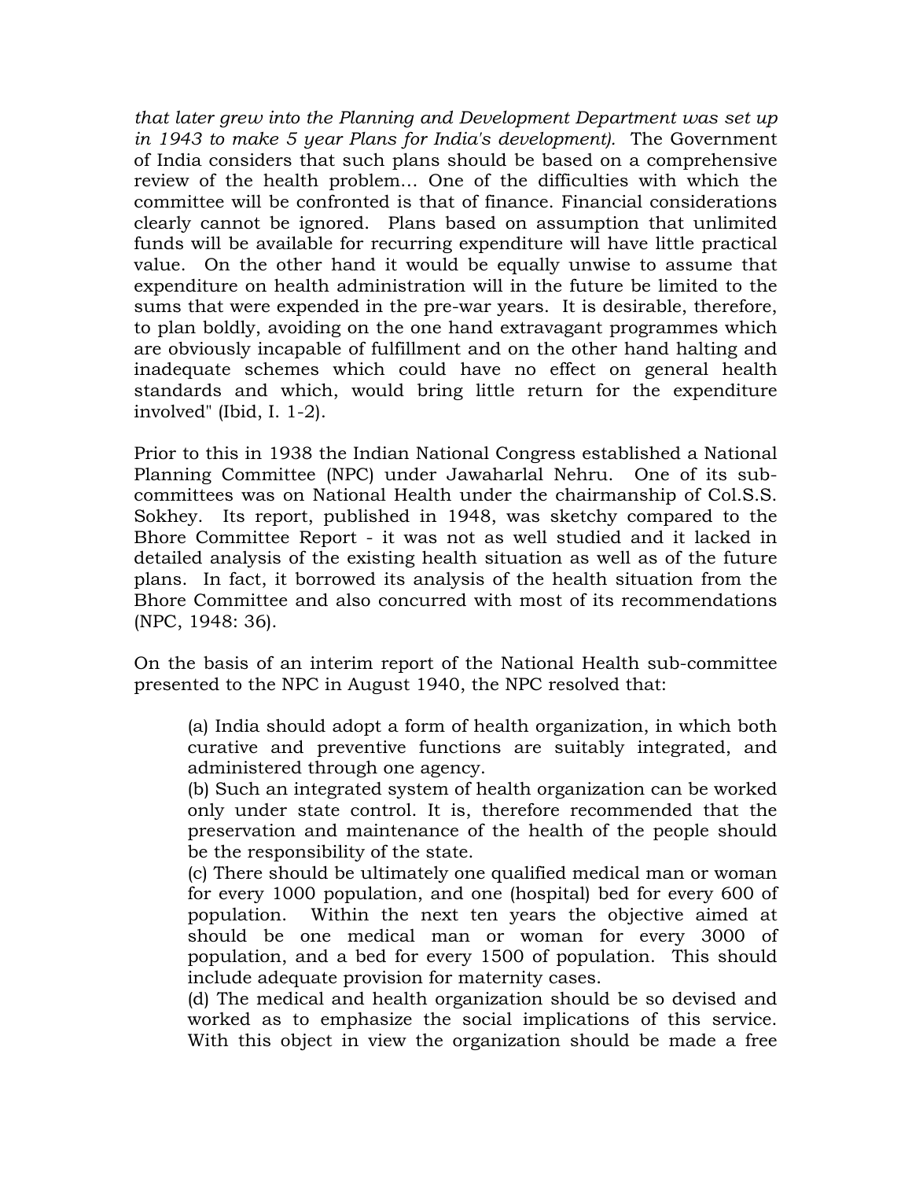*that later grew into the Planning and Development Department was set up in 1943 to make 5 year Plans for India's development).* The Government of India considers that such plans should be based on a comprehensive review of the health problem… One of the difficulties with which the committee will be confronted is that of finance. Financial considerations clearly cannot be ignored. Plans based on assumption that unlimited funds will be available for recurring expenditure will have little practical value. On the other hand it would be equally unwise to assume that expenditure on health administration will in the future be limited to the sums that were expended in the pre-war years. It is desirable, therefore, to plan boldly, avoiding on the one hand extravagant programmes which are obviously incapable of fulfillment and on the other hand halting and inadequate schemes which could have no effect on general health standards and which, would bring little return for the expenditure involved" (Ibid, I. 1-2).

Prior to this in 1938 the Indian National Congress established a National Planning Committee (NPC) under Jawaharlal Nehru. One of its sub-committees was on National Health under the chairmanship of Col.S.S. Sokhey. Its report, published in 1948, was sketchy compared to the Bhore Committee Report - it was not as well studied and it lacked in detailed analysis of the existing health situation as well as of the future plans. In fact, it borrowed its analysis of the health situation from the Bhore Committee and also concurred with most of its recommendations (NPC, 1948: 36).

On the basis of an interim report of the National Health sub-committee presented to the NPC in August 1940, the NPC resolved that:

> (a) India should adopt a form of health organization, in which both curative and preventive functions are suitably integrated, and administered through one agency.
> (b) Such an integrated system of health organization can be worked only under state control. It is, therefore recommended that the preservation and maintenance of the health of the people should be the responsibility of the state.
> (c) There should be ultimately one qualified medical man or woman for every 1000 population, and one (hospital) bed for every 600 of population. Within the next ten years the objective aimed at should be one medical man or woman for every 3000 of population, and a bed for every 1500 of population. This should include adequate provision for maternity cases.
> (d) The medical and health organization should be so devised and worked as to emphasize the social implications of this service. With this object in view the organization should be made a free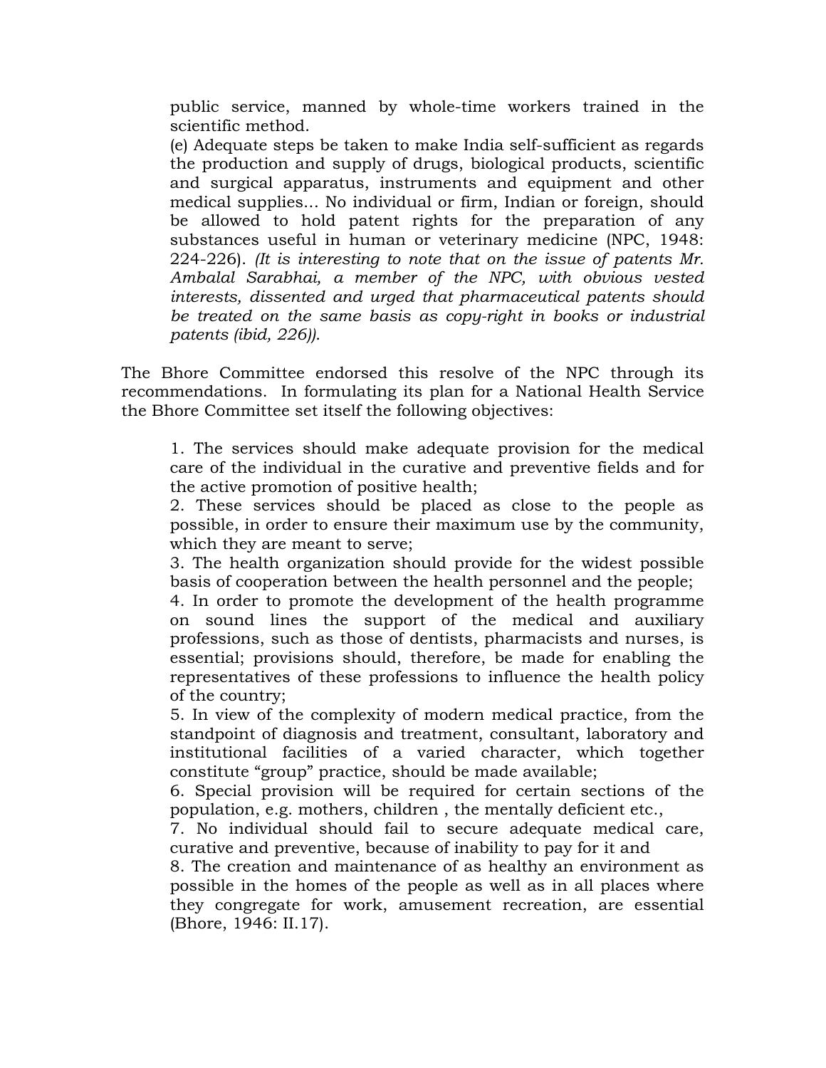public service, manned by whole-time workers trained in the scientific method.

(e) Adequate steps be taken to make India self-sufficient as regards the production and supply of drugs, biological products, scientific and surgical apparatus, instruments and equipment and other medical supplies… No individual or firm, Indian or foreign, should be allowed to hold patent rights for the preparation of any substances useful in human or veterinary medicine (NPC, 1948: 224-226). *(It is interesting to note that on the issue of patents Mr. Ambalal Sarabhai, a member of the NPC, with obvious vested interests, dissented and urged that pharmaceutical patents should be treated on the same basis as copy-right in books or industrial patents (ibid, 226)).*

The Bhore Committee endorsed this resolve of the NPC through its recommendations. In formulating its plan for a National Health Service the Bhore Committee set itself the following objectives:

1. The services should make adequate provision for the medical care of the individual in the curative and preventive fields and for the active promotion of positive health;
2. These services should be placed as close to the people as possible, in order to ensure their maximum use by the community, which they are meant to serve;
3. The health organization should provide for the widest possible basis of cooperation between the health personnel and the people;
4. In order to promote the development of the health programme on sound lines the support of the medical and auxiliary professions, such as those of dentists, pharmacists and nurses, is essential; provisions should, therefore, be made for enabling the representatives of these professions to influence the health policy of the country;
5. In view of the complexity of modern medical practice, from the standpoint of diagnosis and treatment, consultant, laboratory and institutional facilities of a varied character, which together constitute "group" practice, should be made available;
6. Special provision will be required for certain sections of the population, e.g. mothers, children , the mentally deficient etc.,
7. No individual should fail to secure adequate medical care, curative and preventive, because of inability to pay for it and
8. The creation and maintenance of as healthy an environment as possible in the homes of the people as well as in all places where they congregate for work, amusement recreation, are essential (Bhore, 1946: II.17).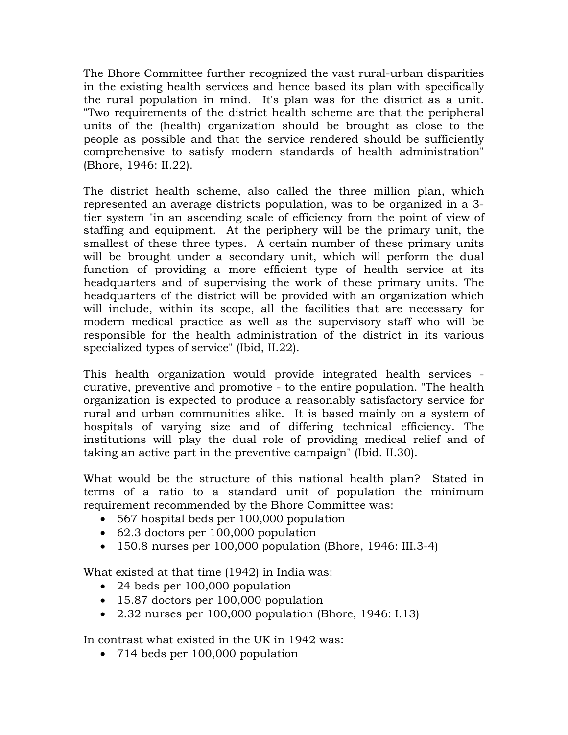The Bhore Committee further recognized the vast rural-urban disparities in the existing health services and hence based its plan with specifically the rural population in mind. It's plan was for the district as a unit. "Two requirements of the district health scheme are that the peripheral units of the (health) organization should be brought as close to the people as possible and that the service rendered should be sufficiently comprehensive to satisfy modern standards of health administration" (Bhore, 1946: II.22).

The district health scheme, also called the three million plan, which represented an average districts population, was to be organized in a 3-tier system "in an ascending scale of efficiency from the point of view of staffing and equipment. At the periphery will be the primary unit, the smallest of these three types. A certain number of these primary units will be brought under a secondary unit, which will perform the dual function of providing a more efficient type of health service at its headquarters and of supervising the work of these primary units. The headquarters of the district will be provided with an organization which will include, within its scope, all the facilities that are necessary for modern medical practice as well as the supervisory staff who will be responsible for the health administration of the district in its various specialized types of service" (Ibid, II.22).

This health organization would provide integrated health services - curative, preventive and promotive - to the entire population. "The health organization is expected to produce a reasonably satisfactory service for rural and urban communities alike. It is based mainly on a system of hospitals of varying size and of differing technical efficiency. The institutions will play the dual role of providing medical relief and of taking an active part in the preventive campaign" (Ibid. II.30).

What would be the structure of this national health plan? Stated in terms of a ratio to a standard unit of population the minimum requirement recommended by the Bhore Committee was:

- 567 hospital beds per 100,000 population
- 62.3 doctors per 100,000 population
- 150.8 nurses per 100,000 population (Bhore, 1946: III.3-4)

What existed at that time (1942) in India was:

- 24 beds per 100,000 population
- 15.87 doctors per 100,000 population
- 2.32 nurses per 100,000 population (Bhore, 1946: I.13)

In contrast what existed in the UK in 1942 was:

- 714 beds per 100,000 population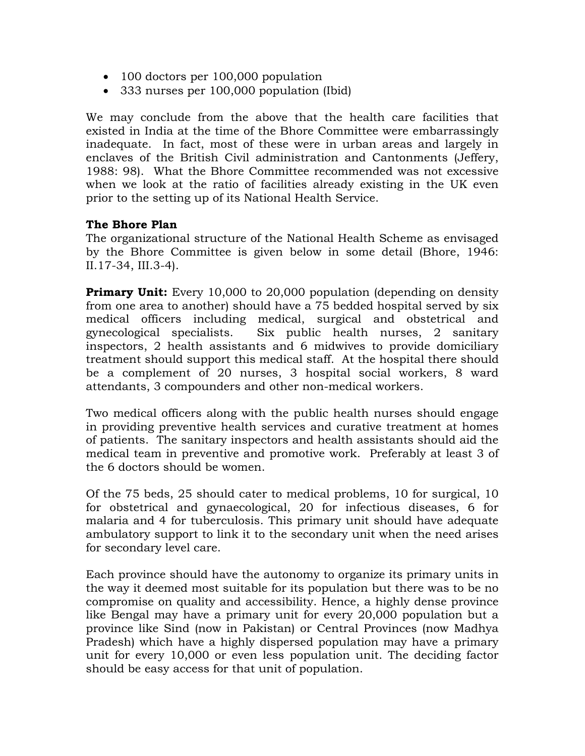- 100 doctors per 100,000 population
- 333 nurses per 100,000 population (Ibid)

We may conclude from the above that the health care facilities that existed in India at the time of the Bhore Committee were embarrassingly inadequate. In fact, most of these were in urban areas and largely in enclaves of the British Civil administration and Cantonments (Jeffery, 1988: 98). What the Bhore Committee recommended was not excessive when we look at the ratio of facilities already existing in the UK even prior to the setting up of its National Health Service.

**The Bhore Plan**

The organizational structure of the National Health Scheme as envisaged by the Bhore Committee is given below in some detail (Bhore, 1946: II.17-34, III.3-4).

**Primary Unit:** Every 10,000 to 20,000 population (depending on density from one area to another) should have a 75 bedded hospital served by six medical officers including medical, surgical and obstetrical and gynecological specialists. Six public health nurses, 2 sanitary inspectors, 2 health assistants and 6 midwives to provide domiciliary treatment should support this medical staff. At the hospital there should be a complement of 20 nurses, 3 hospital social workers, 8 ward attendants, 3 compounders and other non-medical workers.

Two medical officers along with the public health nurses should engage in providing preventive health services and curative treatment at homes of patients. The sanitary inspectors and health assistants should aid the medical team in preventive and promotive work. Preferably at least 3 of the 6 doctors should be women.

Of the 75 beds, 25 should cater to medical problems, 10 for surgical, 10 for obstetrical and gynaecological, 20 for infectious diseases, 6 for malaria and 4 for tuberculosis. This primary unit should have adequate ambulatory support to link it to the secondary unit when the need arises for secondary level care.

Each province should have the autonomy to organize its primary units in the way it deemed most suitable for its population but there was to be no compromise on quality and accessibility. Hence, a highly dense province like Bengal may have a primary unit for every 20,000 population but a province like Sind (now in Pakistan) or Central Provinces (now Madhya Pradesh) which have a highly dispersed population may have a primary unit for every 10,000 or even less population unit. The deciding factor should be easy access for that unit of population.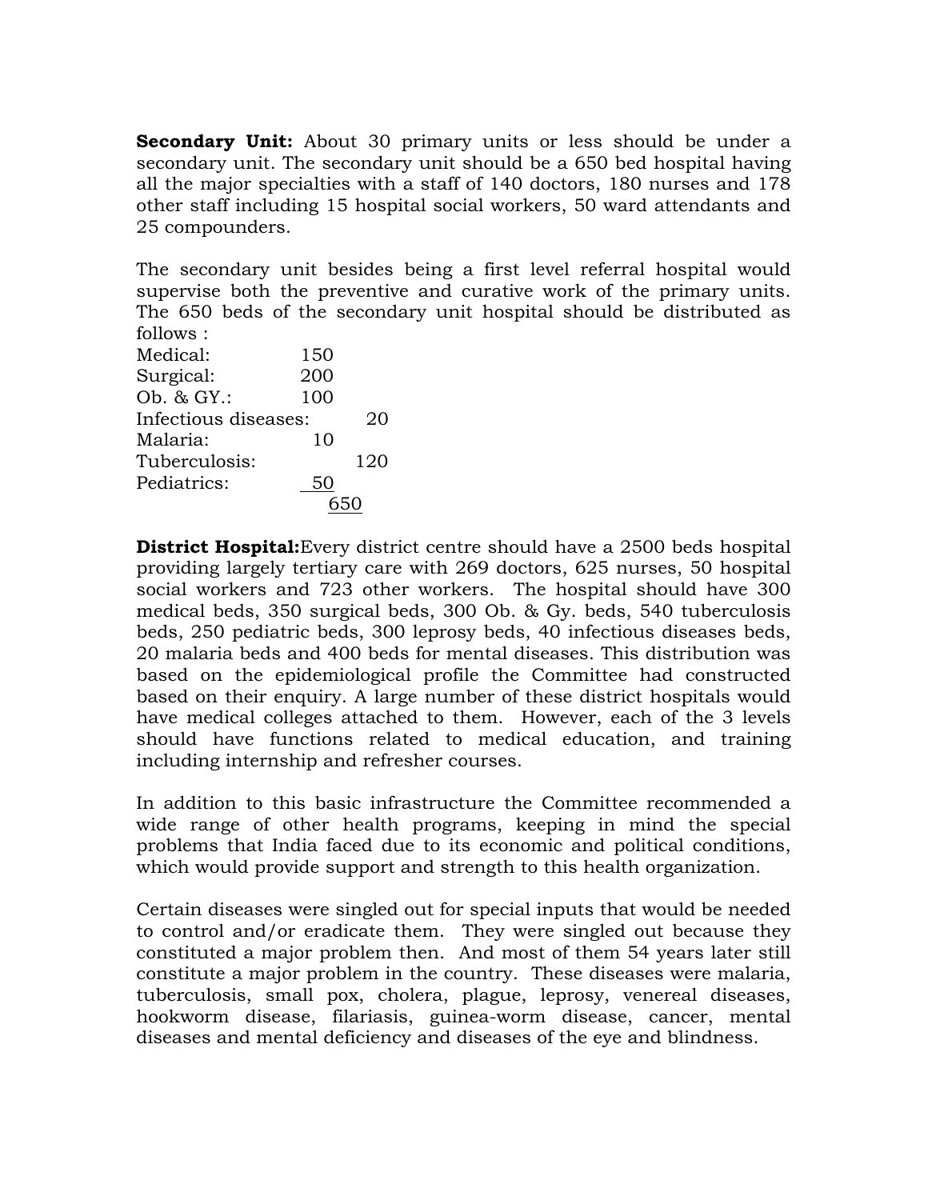**Secondary Unit:** About 30 primary units or less should be under a secondary unit. The secondary unit should be a 650 bed hospital having all the major specialties with a staff of 140 doctors, 180 nurses and 178 other staff including 15 hospital social workers, 50 ward attendants and 25 compounders.

The secondary unit besides being a first level referral hospital would supervise both the preventive and curative work of the primary units. The 650 beds of the secondary unit hospital should be distributed as follows :

| | |
|---|---|
| Medical: | 150 |
| Surgical: | 200 |
| Ob. & GY.: | 100 |
| Infectious diseases: | 20 |
| Malaria: | 10 |
| Tuberculosis: | 120 |
| Pediatrics: | 50 |
| | 650 |

**District Hospital:** Every district centre should have a 2500 beds hospital providing largely tertiary care with 269 doctors, 625 nurses, 50 hospital social workers and 723 other workers. The hospital should have 300 medical beds, 350 surgical beds, 300 Ob. & Gy. beds, 540 tuberculosis beds, 250 pediatric beds, 300 leprosy beds, 40 infectious diseases beds, 20 malaria beds and 400 beds for mental diseases. This distribution was based on the epidemiological profile the Committee had constructed based on their enquiry. A large number of these district hospitals would have medical colleges attached to them. However, each of the 3 levels should have functions related to medical education, and training including internship and refresher courses.

In addition to this basic infrastructure the Committee recommended a wide range of other health programs, keeping in mind the special problems that India faced due to its economic and political conditions, which would provide support and strength to this health organization.

Certain diseases were singled out for special inputs that would be needed to control and/or eradicate them. They were singled out because they constituted a major problem then. And most of them 54 years later still constitute a major problem in the country. These diseases were malaria, tuberculosis, small pox, cholera, plague, leprosy, venereal diseases, hookworm disease, filariasis, guinea-worm disease, cancer, mental diseases and mental deficiency and diseases of the eye and blindness.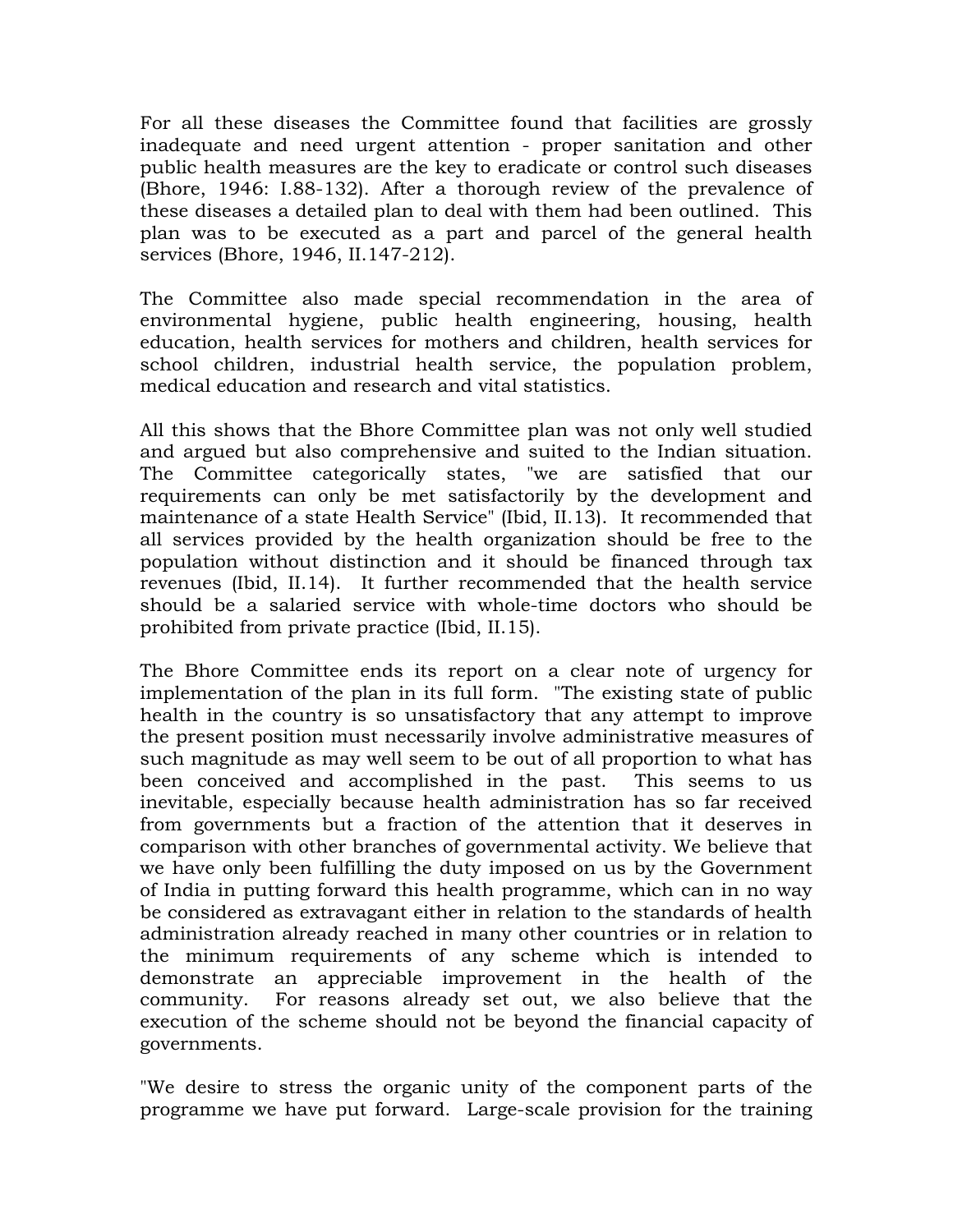For all these diseases the Committee found that facilities are grossly inadequate and need urgent attention - proper sanitation and other public health measures are the key to eradicate or control such diseases (Bhore, 1946: I.88-132). After a thorough review of the prevalence of these diseases a detailed plan to deal with them had been outlined. This plan was to be executed as a part and parcel of the general health services (Bhore, 1946, II.147-212).

The Committee also made special recommendation in the area of environmental hygiene, public health engineering, housing, health education, health services for mothers and children, health services for school children, industrial health service, the population problem, medical education and research and vital statistics.

All this shows that the Bhore Committee plan was not only well studied and argued but also comprehensive and suited to the Indian situation. The Committee categorically states, "we are satisfied that our requirements can only be met satisfactorily by the development and maintenance of a state Health Service" (Ibid, II.13). It recommended that all services provided by the health organization should be free to the population without distinction and it should be financed through tax revenues (Ibid, II.14). It further recommended that the health service should be a salaried service with whole-time doctors who should be prohibited from private practice (Ibid, II.15).

The Bhore Committee ends its report on a clear note of urgency for implementation of the plan in its full form. "The existing state of public health in the country is so unsatisfactory that any attempt to improve the present position must necessarily involve administrative measures of such magnitude as may well seem to be out of all proportion to what has been conceived and accomplished in the past. This seems to us inevitable, especially because health administration has so far received from governments but a fraction of the attention that it deserves in comparison with other branches of governmental activity. We believe that we have only been fulfilling the duty imposed on us by the Government of India in putting forward this health programme, which can in no way be considered as extravagant either in relation to the standards of health administration already reached in many other countries or in relation to the minimum requirements of any scheme which is intended to demonstrate an appreciable improvement in the health of the community. For reasons already set out, we also believe that the execution of the scheme should not be beyond the financial capacity of governments.

"We desire to stress the organic unity of the component parts of the programme we have put forward. Large-scale provision for the training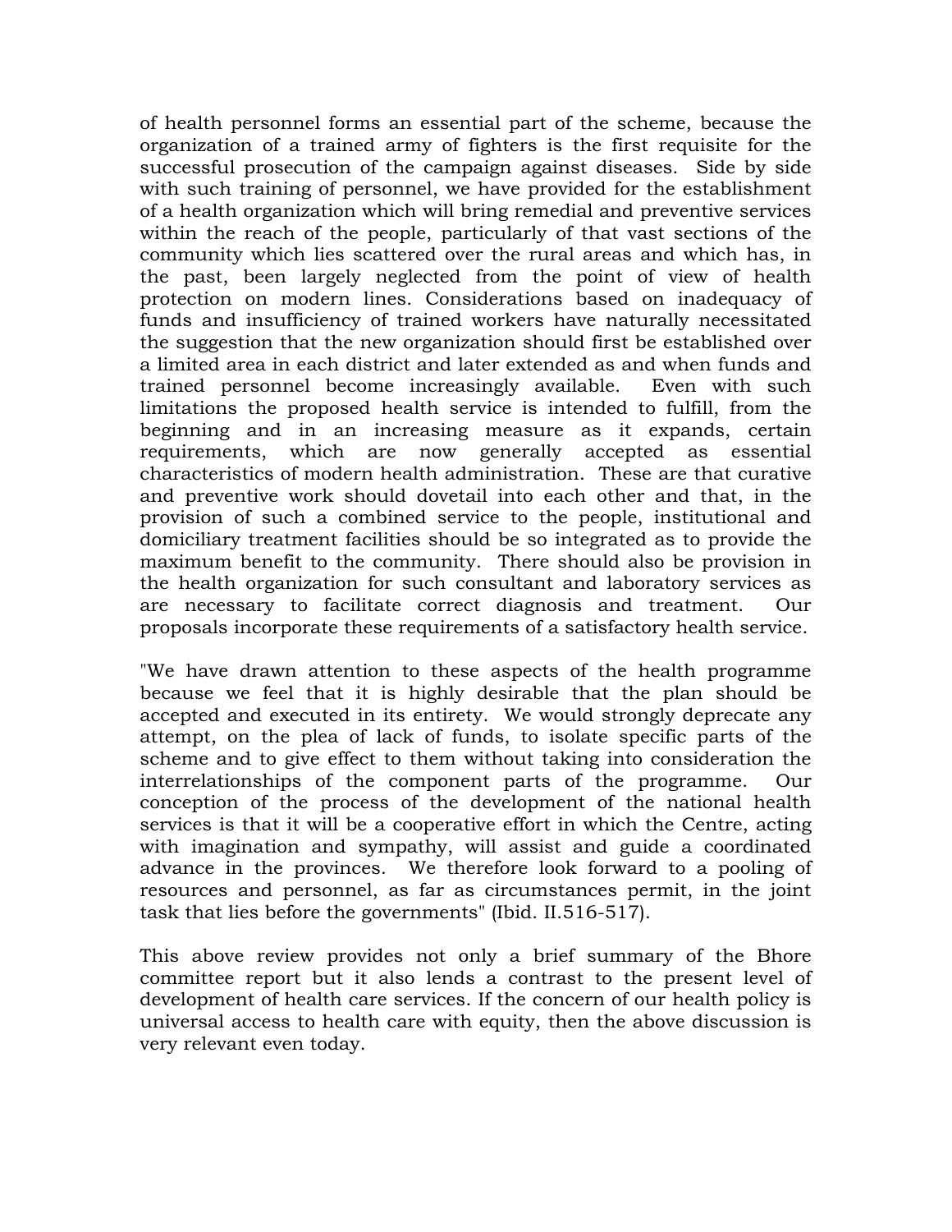of health personnel forms an essential part of the scheme, because the organization of a trained army of fighters is the first requisite for the successful prosecution of the campaign against diseases. Side by side with such training of personnel, we have provided for the establishment of a health organization which will bring remedial and preventive services within the reach of the people, particularly of that vast sections of the community which lies scattered over the rural areas and which has, in the past, been largely neglected from the point of view of health protection on modern lines. Considerations based on inadequacy of funds and insufficiency of trained workers have naturally necessitated the suggestion that the new organization should first be established over a limited area in each district and later extended as and when funds and trained personnel become increasingly available. Even with such limitations the proposed health service is intended to fulfill, from the beginning and in an increasing measure as it expands, certain requirements, which are now generally accepted as essential characteristics of modern health administration. These are that curative and preventive work should dovetail into each other and that, in the provision of such a combined service to the people, institutional and domiciliary treatment facilities should be so integrated as to provide the maximum benefit to the community. There should also be provision in the health organization for such consultant and laboratory services as are necessary to facilitate correct diagnosis and treatment. Our proposals incorporate these requirements of a satisfactory health service.

"We have drawn attention to these aspects of the health programme because we feel that it is highly desirable that the plan should be accepted and executed in its entirety. We would strongly deprecate any attempt, on the plea of lack of funds, to isolate specific parts of the scheme and to give effect to them without taking into consideration the interrelationships of the component parts of the programme. Our conception of the process of the development of the national health services is that it will be a cooperative effort in which the Centre, acting with imagination and sympathy, will assist and guide a coordinated advance in the provinces. We therefore look forward to a pooling of resources and personnel, as far as circumstances permit, in the joint task that lies before the governments" (Ibid. II.516-517).

This above review provides not only a brief summary of the Bhore committee report but it also lends a contrast to the present level of development of health care services. If the concern of our health policy is universal access to health care with equity, then the above discussion is very relevant even today.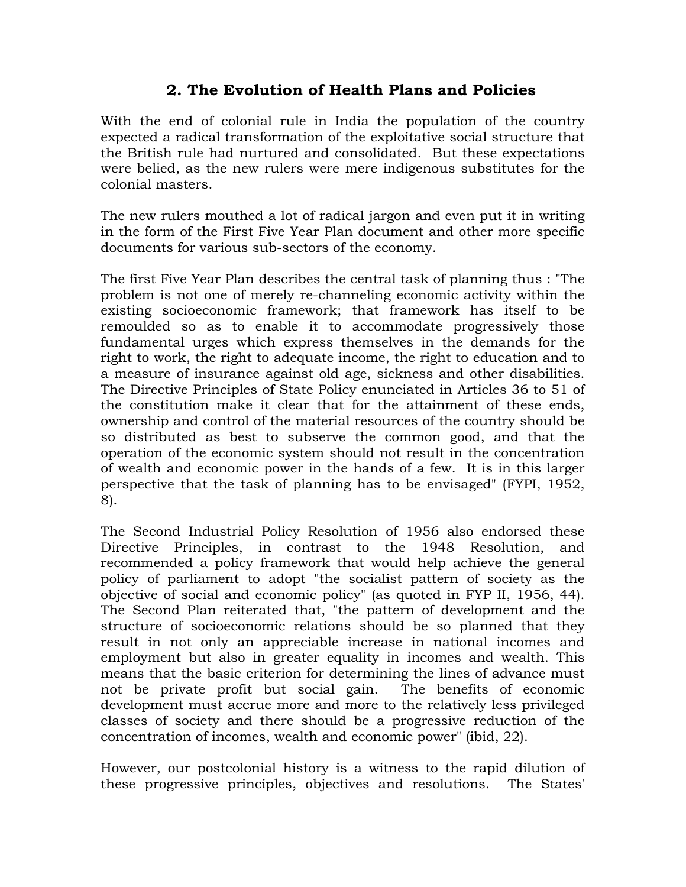## 2. The Evolution of Health Plans and Policies

With the end of colonial rule in India the population of the country expected a radical transformation of the exploitative social structure that the British rule had nurtured and consolidated. But these expectations were belied, as the new rulers were mere indigenous substitutes for the colonial masters.

The new rulers mouthed a lot of radical jargon and even put it in writing in the form of the First Five Year Plan document and other more specific documents for various sub-sectors of the economy.

The first Five Year Plan describes the central task of planning thus : "The problem is not one of merely re-channeling economic activity within the existing socioeconomic framework; that framework has itself to be remoulded so as to enable it to accommodate progressively those fundamental urges which express themselves in the demands for the right to work, the right to adequate income, the right to education and to a measure of insurance against old age, sickness and other disabilities. The Directive Principles of State Policy enunciated in Articles 36 to 51 of the constitution make it clear that for the attainment of these ends, ownership and control of the material resources of the country should be so distributed as best to subserve the common good, and that the operation of the economic system should not result in the concentration of wealth and economic power in the hands of a few. It is in this larger perspective that the task of planning has to be envisaged" (FYPI, 1952, 8).

The Second Industrial Policy Resolution of 1956 also endorsed these Directive Principles, in contrast to the 1948 Resolution, and recommended a policy framework that would help achieve the general policy of parliament to adopt "the socialist pattern of society as the objective of social and economic policy" (as quoted in FYP II, 1956, 44). The Second Plan reiterated that, "the pattern of development and the structure of socioeconomic relations should be so planned that they result in not only an appreciable increase in national incomes and employment but also in greater equality in incomes and wealth. This means that the basic criterion for determining the lines of advance must not be private profit but social gain. The benefits of economic development must accrue more and more to the relatively less privileged classes of society and there should be a progressive reduction of the concentration of incomes, wealth and economic power" (ibid, 22).

However, our postcolonial history is a witness to the rapid dilution of these progressive principles, objectives and resolutions. The States'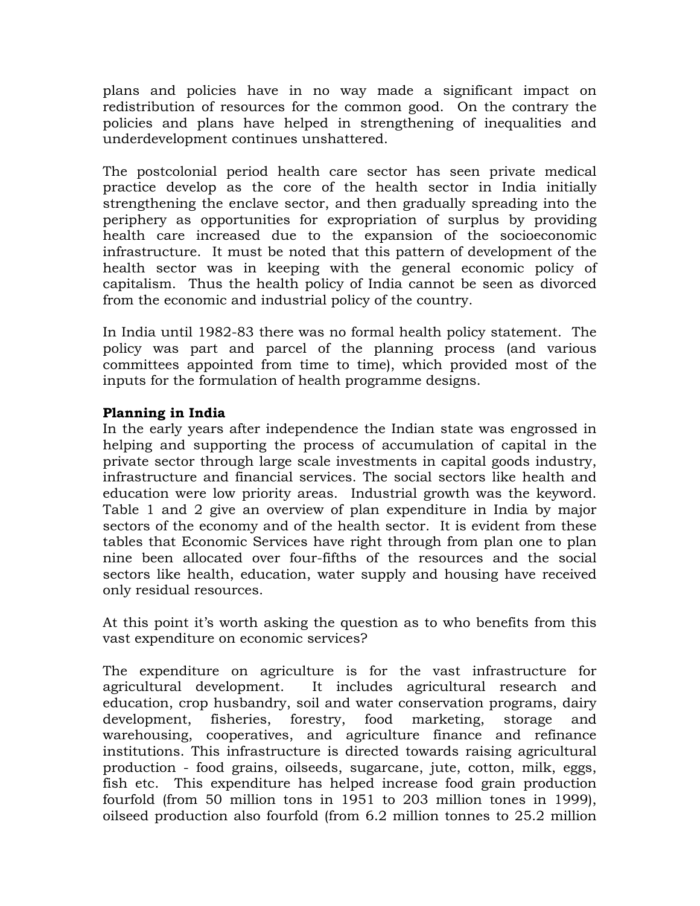plans and policies have in no way made a significant impact on redistribution of resources for the common good. On the contrary the policies and plans have helped in strengthening of inequalities and underdevelopment continues unshattered.

The postcolonial period health care sector has seen private medical practice develop as the core of the health sector in India initially strengthening the enclave sector, and then gradually spreading into the periphery as opportunities for expropriation of surplus by providing health care increased due to the expansion of the socioeconomic infrastructure. It must be noted that this pattern of development of the health sector was in keeping with the general economic policy of capitalism. Thus the health policy of India cannot be seen as divorced from the economic and industrial policy of the country.

In India until 1982-83 there was no formal health policy statement. The policy was part and parcel of the planning process (and various committees appointed from time to time), which provided most of the inputs for the formulation of health programme designs.

**Planning in India**

In the early years after independence the Indian state was engrossed in helping and supporting the process of accumulation of capital in the private sector through large scale investments in capital goods industry, infrastructure and financial services. The social sectors like health and education were low priority areas. Industrial growth was the keyword. Table 1 and 2 give an overview of plan expenditure in India by major sectors of the economy and of the health sector. It is evident from these tables that Economic Services have right through from plan one to plan nine been allocated over four-fifths of the resources and the social sectors like health, education, water supply and housing have received only residual resources.

At this point it's worth asking the question as to who benefits from this vast expenditure on economic services?

The expenditure on agriculture is for the vast infrastructure for agricultural development. It includes agricultural research and education, crop husbandry, soil and water conservation programs, dairy development, fisheries, forestry, food marketing, storage and warehousing, cooperatives, and agriculture finance and refinance institutions. This infrastructure is directed towards raising agricultural production - food grains, oilseeds, sugarcane, jute, cotton, milk, eggs, fish etc. This expenditure has helped increase food grain production fourfold (from 50 million tons in 1951 to 203 million tones in 1999), oilseed production also fourfold (from 6.2 million tonnes to 25.2 million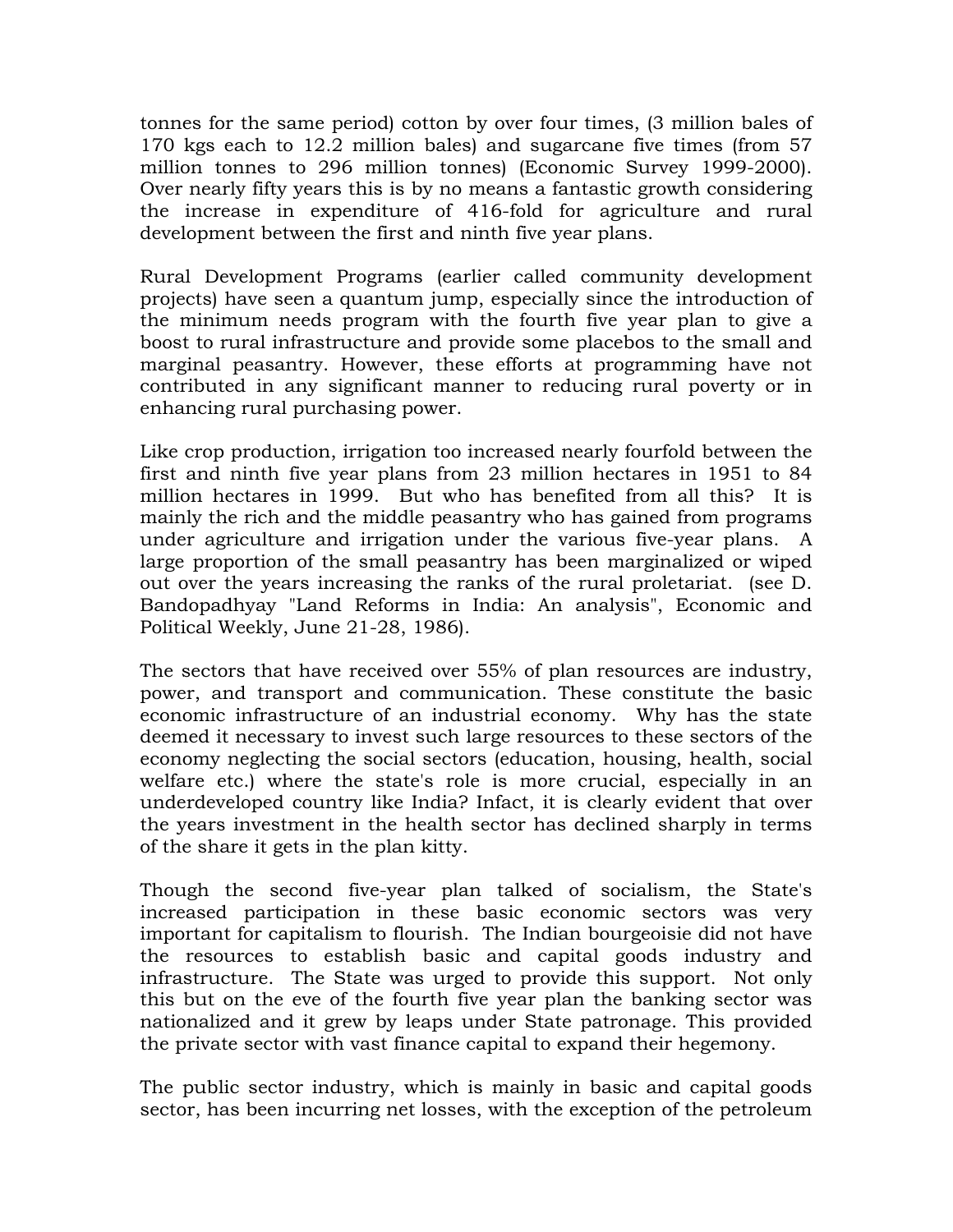tonnes for the same period) cotton by over four times, (3 million bales of 170 kgs each to 12.2 million bales) and sugarcane five times (from 57 million tonnes to 296 million tonnes) (Economic Survey 1999-2000). Over nearly fifty years this is by no means a fantastic growth considering the increase in expenditure of 416-fold for agriculture and rural development between the first and ninth five year plans.

Rural Development Programs (earlier called community development projects) have seen a quantum jump, especially since the introduction of the minimum needs program with the fourth five year plan to give a boost to rural infrastructure and provide some placebos to the small and marginal peasantry. However, these efforts at programming have not contributed in any significant manner to reducing rural poverty or in enhancing rural purchasing power.

Like crop production, irrigation too increased nearly fourfold between the first and ninth five year plans from 23 million hectares in 1951 to 84 million hectares in 1999. But who has benefited from all this? It is mainly the rich and the middle peasantry who has gained from programs under agriculture and irrigation under the various five-year plans. A large proportion of the small peasantry has been marginalized or wiped out over the years increasing the ranks of the rural proletariat. (see D. Bandopadhyay "Land Reforms in India: An analysis", Economic and Political Weekly, June 21-28, 1986).

The sectors that have received over 55% of plan resources are industry, power, and transport and communication. These constitute the basic economic infrastructure of an industrial economy. Why has the state deemed it necessary to invest such large resources to these sectors of the economy neglecting the social sectors (education, housing, health, social welfare etc.) where the state's role is more crucial, especially in an underdeveloped country like India? Infact, it is clearly evident that over the years investment in the health sector has declined sharply in terms of the share it gets in the plan kitty.

Though the second five-year plan talked of socialism, the State's increased participation in these basic economic sectors was very important for capitalism to flourish. The Indian bourgeoisie did not have the resources to establish basic and capital goods industry and infrastructure. The State was urged to provide this support. Not only this but on the eve of the fourth five year plan the banking sector was nationalized and it grew by leaps under State patronage. This provided the private sector with vast finance capital to expand their hegemony.

The public sector industry, which is mainly in basic and capital goods sector, has been incurring net losses, with the exception of the petroleum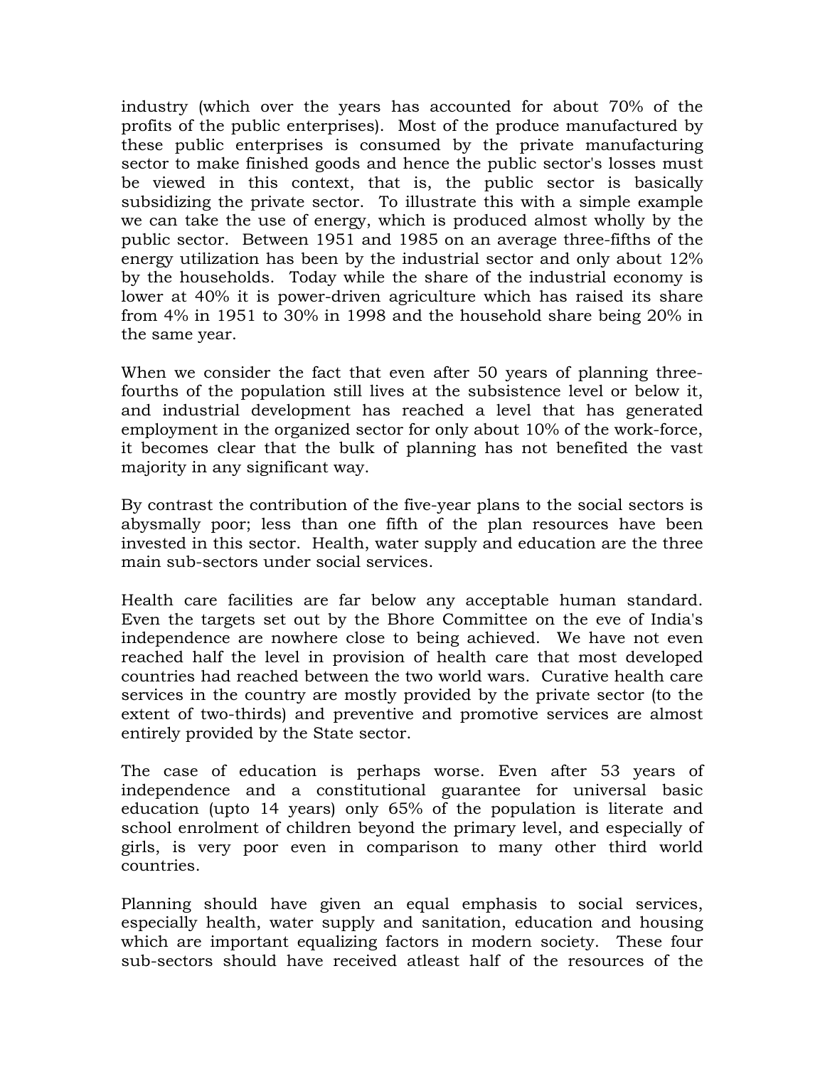industry (which over the years has accounted for about 70% of the profits of the public enterprises). Most of the produce manufactured by these public enterprises is consumed by the private manufacturing sector to make finished goods and hence the public sector's losses must be viewed in this context, that is, the public sector is basically subsidizing the private sector. To illustrate this with a simple example we can take the use of energy, which is produced almost wholly by the public sector. Between 1951 and 1985 on an average three-fifths of the energy utilization has been by the industrial sector and only about 12% by the households. Today while the share of the industrial economy is lower at 40% it is power-driven agriculture which has raised its share from 4% in 1951 to 30% in 1998 and the household share being 20% in the same year.

When we consider the fact that even after 50 years of planning three-fourths of the population still lives at the subsistence level or below it, and industrial development has reached a level that has generated employment in the organized sector for only about 10% of the work-force, it becomes clear that the bulk of planning has not benefited the vast majority in any significant way.

By contrast the contribution of the five-year plans to the social sectors is abysmally poor; less than one fifth of the plan resources have been invested in this sector. Health, water supply and education are the three main sub-sectors under social services.

Health care facilities are far below any acceptable human standard. Even the targets set out by the Bhore Committee on the eve of India's independence are nowhere close to being achieved. We have not even reached half the level in provision of health care that most developed countries had reached between the two world wars. Curative health care services in the country are mostly provided by the private sector (to the extent of two-thirds) and preventive and promotive services are almost entirely provided by the State sector.

The case of education is perhaps worse. Even after 53 years of independence and a constitutional guarantee for universal basic education (upto 14 years) only 65% of the population is literate and school enrolment of children beyond the primary level, and especially of girls, is very poor even in comparison to many other third world countries.

Planning should have given an equal emphasis to social services, especially health, water supply and sanitation, education and housing which are important equalizing factors in modern society. These four sub-sectors should have received atleast half of the resources of the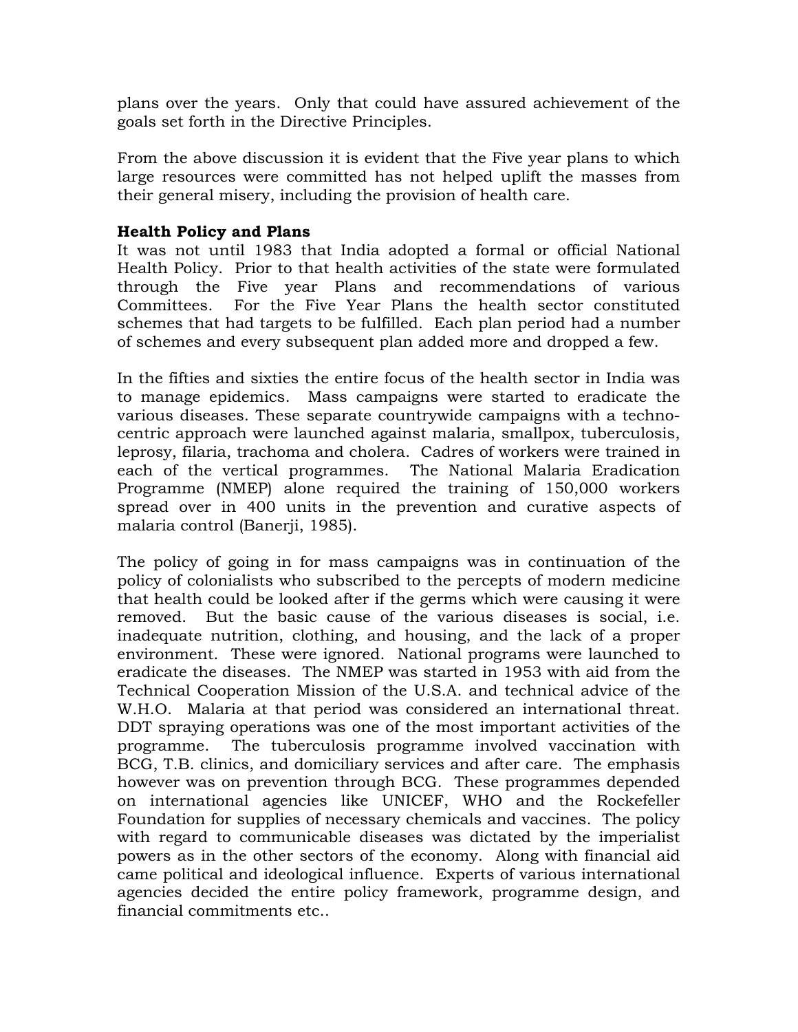plans over the years. Only that could have assured achievement of the goals set forth in the Directive Principles.

From the above discussion it is evident that the Five year plans to which large resources were committed has not helped uplift the masses from their general misery, including the provision of health care.

**Health Policy and Plans**

It was not until 1983 that India adopted a formal or official National Health Policy. Prior to that health activities of the state were formulated through the Five year Plans and recommendations of various Committees. For the Five Year Plans the health sector constituted schemes that had targets to be fulfilled. Each plan period had a number of schemes and every subsequent plan added more and dropped a few.

In the fifties and sixties the entire focus of the health sector in India was to manage epidemics. Mass campaigns were started to eradicate the various diseases. These separate countrywide campaigns with a techno-centric approach were launched against malaria, smallpox, tuberculosis, leprosy, filaria, trachoma and cholera. Cadres of workers were trained in each of the vertical programmes. The National Malaria Eradication Programme (NMEP) alone required the training of 150,000 workers spread over in 400 units in the prevention and curative aspects of malaria control (Banerji, 1985).

The policy of going in for mass campaigns was in continuation of the policy of colonialists who subscribed to the percepts of modern medicine that health could be looked after if the germs which were causing it were removed. But the basic cause of the various diseases is social, i.e. inadequate nutrition, clothing, and housing, and the lack of a proper environment. These were ignored. National programs were launched to eradicate the diseases. The NMEP was started in 1953 with aid from the Technical Cooperation Mission of the U.S.A. and technical advice of the W.H.O. Malaria at that period was considered an international threat. DDT spraying operations was one of the most important activities of the programme. The tuberculosis programme involved vaccination with BCG, T.B. clinics, and domiciliary services and after care. The emphasis however was on prevention through BCG. These programmes depended on international agencies like UNICEF, WHO and the Rockefeller Foundation for supplies of necessary chemicals and vaccines. The policy with regard to communicable diseases was dictated by the imperialist powers as in the other sectors of the economy. Along with financial aid came political and ideological influence. Experts of various international agencies decided the entire policy framework, programme design, and financial commitments etc..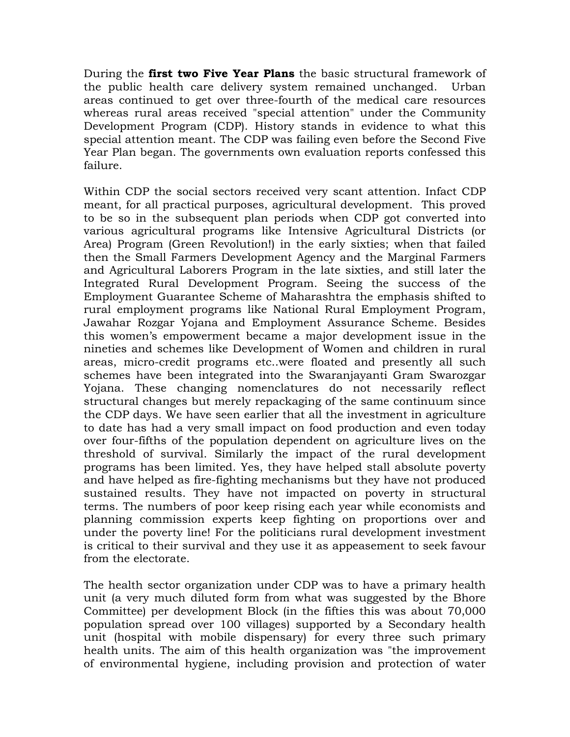During the **first two Five Year Plans** the basic structural framework of the public health care delivery system remained unchanged. Urban areas continued to get over three-fourth of the medical care resources whereas rural areas received "special attention" under the Community Development Program (CDP). History stands in evidence to what this special attention meant. The CDP was failing even before the Second Five Year Plan began. The governments own evaluation reports confessed this failure.

Within CDP the social sectors received very scant attention. Infact CDP meant, for all practical purposes, agricultural development. This proved to be so in the subsequent plan periods when CDP got converted into various agricultural programs like Intensive Agricultural Districts (or Area) Program (Green Revolution!) in the early sixties; when that failed then the Small Farmers Development Agency and the Marginal Farmers and Agricultural Laborers Program in the late sixties, and still later the Integrated Rural Development Program. Seeing the success of the Employment Guarantee Scheme of Maharashtra the emphasis shifted to rural employment programs like National Rural Employment Program, Jawahar Rozgar Yojana and Employment Assurance Scheme. Besides this women's empowerment became a major development issue in the nineties and schemes like Development of Women and children in rural areas, micro-credit programs etc..were floated and presently all such schemes have been integrated into the Swaranjayanti Gram Swarozgar Yojana. These changing nomenclatures do not necessarily reflect structural changes but merely repackaging of the same continuum since the CDP days. We have seen earlier that all the investment in agriculture to date has had a very small impact on food production and even today over four-fifths of the population dependent on agriculture lives on the threshold of survival. Similarly the impact of the rural development programs has been limited. Yes, they have helped stall absolute poverty and have helped as fire-fighting mechanisms but they have not produced sustained results. They have not impacted on poverty in structural terms. The numbers of poor keep rising each year while economists and planning commission experts keep fighting on proportions over and under the poverty line! For the politicians rural development investment is critical to their survival and they use it as appeasement to seek favour from the electorate.

The health sector organization under CDP was to have a primary health unit (a very much diluted form from what was suggested by the Bhore Committee) per development Block (in the fifties this was about 70,000 population spread over 100 villages) supported by a Secondary health unit (hospital with mobile dispensary) for every three such primary health units. The aim of this health organization was "the improvement of environmental hygiene, including provision and protection of water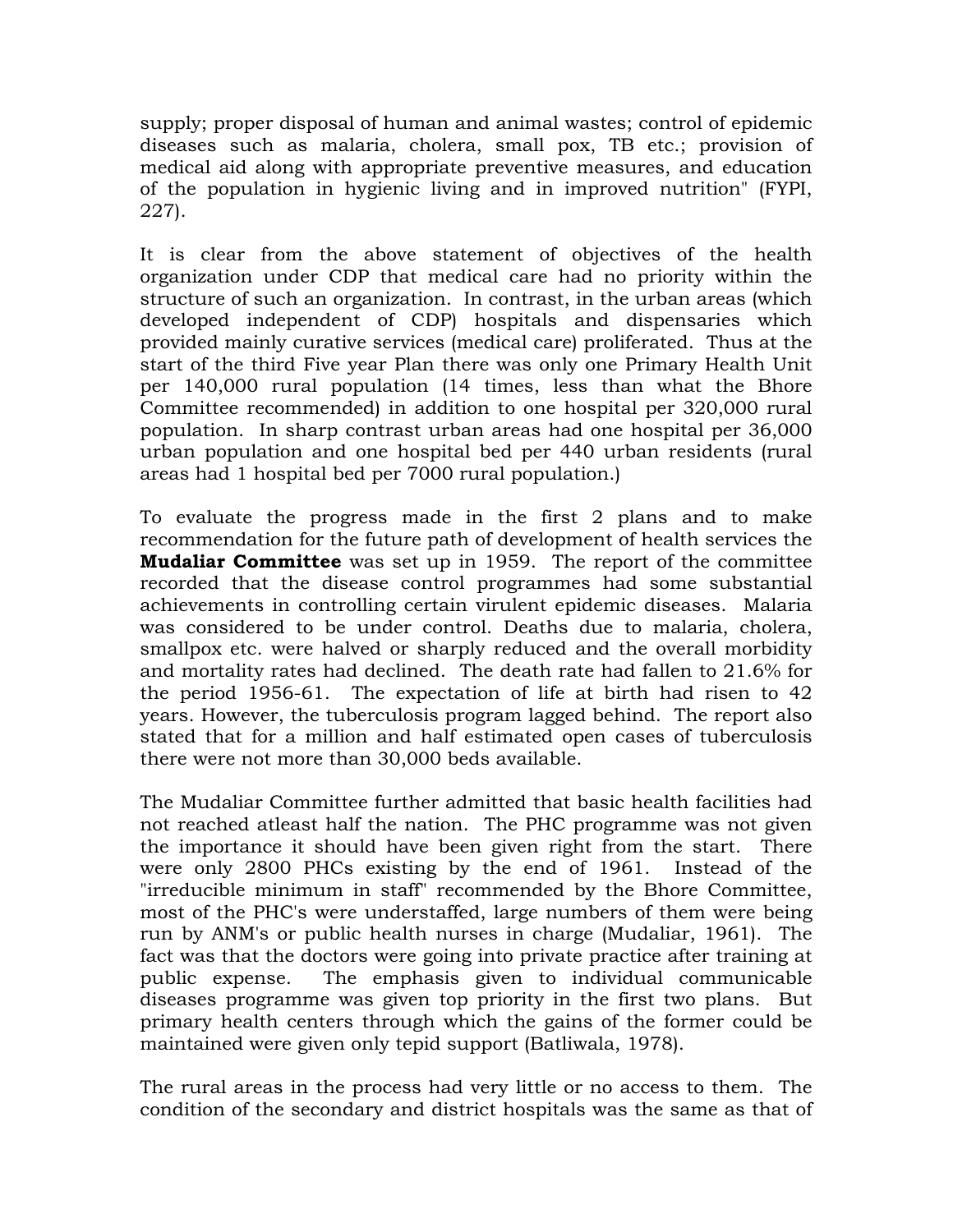supply; proper disposal of human and animal wastes; control of epidemic diseases such as malaria, cholera, small pox, TB etc.; provision of medical aid along with appropriate preventive measures, and education of the population in hygienic living and in improved nutrition" (FYPI, 227).

It is clear from the above statement of objectives of the health organization under CDP that medical care had no priority within the structure of such an organization. In contrast, in the urban areas (which developed independent of CDP) hospitals and dispensaries which provided mainly curative services (medical care) proliferated. Thus at the start of the third Five year Plan there was only one Primary Health Unit per 140,000 rural population (14 times, less than what the Bhore Committee recommended) in addition to one hospital per 320,000 rural population. In sharp contrast urban areas had one hospital per 36,000 urban population and one hospital bed per 440 urban residents (rural areas had 1 hospital bed per 7000 rural population.)

To evaluate the progress made in the first 2 plans and to make recommendation for the future path of development of health services the **Mudaliar Committee** was set up in 1959. The report of the committee recorded that the disease control programmes had some substantial achievements in controlling certain virulent epidemic diseases. Malaria was considered to be under control. Deaths due to malaria, cholera, smallpox etc. were halved or sharply reduced and the overall morbidity and mortality rates had declined. The death rate had fallen to 21.6% for the period 1956-61. The expectation of life at birth had risen to 42 years. However, the tuberculosis program lagged behind. The report also stated that for a million and half estimated open cases of tuberculosis there were not more than 30,000 beds available.

The Mudaliar Committee further admitted that basic health facilities had not reached atleast half the nation. The PHC programme was not given the importance it should have been given right from the start. There were only 2800 PHCs existing by the end of 1961. Instead of the "irreducible minimum in staff" recommended by the Bhore Committee, most of the PHC's were understaffed, large numbers of them were being run by ANM's or public health nurses in charge (Mudaliar, 1961). The fact was that the doctors were going into private practice after training at public expense. The emphasis given to individual communicable diseases programme was given top priority in the first two plans. But primary health centers through which the gains of the former could be maintained were given only tepid support (Batliwala, 1978).

The rural areas in the process had very little or no access to them. The condition of the secondary and district hospitals was the same as that of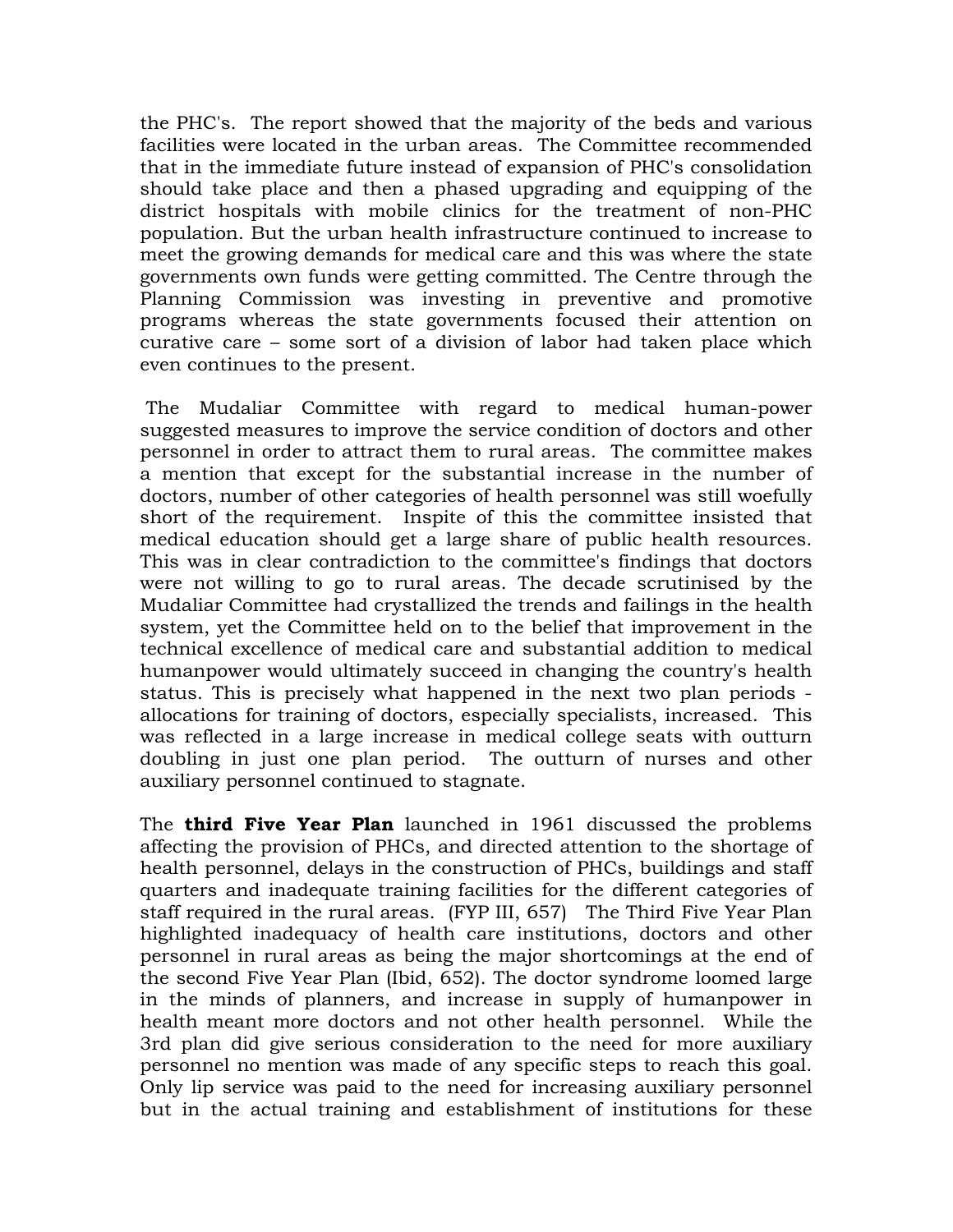the PHC's. The report showed that the majority of the beds and various facilities were located in the urban areas. The Committee recommended that in the immediate future instead of expansion of PHC's consolidation should take place and then a phased upgrading and equipping of the district hospitals with mobile clinics for the treatment of non-PHC population. But the urban health infrastructure continued to increase to meet the growing demands for medical care and this was where the state governments own funds were getting committed. The Centre through the Planning Commission was investing in preventive and promotive programs whereas the state governments focused their attention on curative care – some sort of a division of labor had taken place which even continues to the present.

The Mudaliar Committee with regard to medical human-power suggested measures to improve the service condition of doctors and other personnel in order to attract them to rural areas. The committee makes a mention that except for the substantial increase in the number of doctors, number of other categories of health personnel was still woefully short of the requirement. Inspite of this the committee insisted that medical education should get a large share of public health resources. This was in clear contradiction to the committee's findings that doctors were not willing to go to rural areas. The decade scrutinised by the Mudaliar Committee had crystallized the trends and failings in the health system, yet the Committee held on to the belief that improvement in the technical excellence of medical care and substantial addition to medical humanpower would ultimately succeed in changing the country's health status. This is precisely what happened in the next two plan periods - allocations for training of doctors, especially specialists, increased. This was reflected in a large increase in medical college seats with outturn doubling in just one plan period. The outturn of nurses and other auxiliary personnel continued to stagnate.

The **third Five Year Plan** launched in 1961 discussed the problems affecting the provision of PHCs, and directed attention to the shortage of health personnel, delays in the construction of PHCs, buildings and staff quarters and inadequate training facilities for the different categories of staff required in the rural areas. (FYP III, 657) The Third Five Year Plan highlighted inadequacy of health care institutions, doctors and other personnel in rural areas as being the major shortcomings at the end of the second Five Year Plan (Ibid, 652). The doctor syndrome loomed large in the minds of planners, and increase in supply of humanpower in health meant more doctors and not other health personnel. While the 3rd plan did give serious consideration to the need for more auxiliary personnel no mention was made of any specific steps to reach this goal. Only lip service was paid to the need for increasing auxiliary personnel but in the actual training and establishment of institutions for these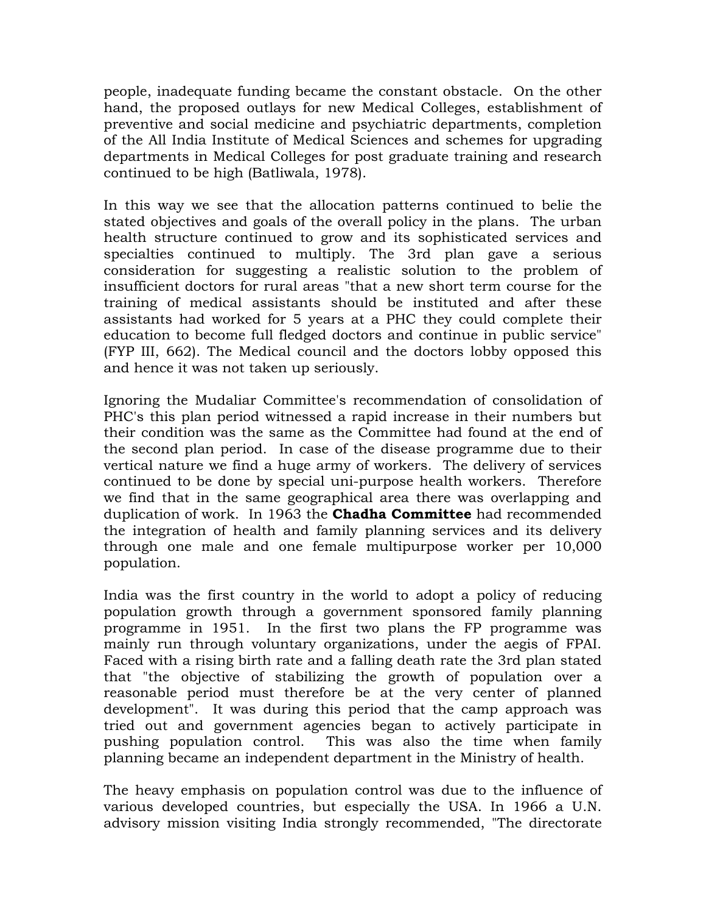people, inadequate funding became the constant obstacle. On the other hand, the proposed outlays for new Medical Colleges, establishment of preventive and social medicine and psychiatric departments, completion of the All India Institute of Medical Sciences and schemes for upgrading departments in Medical Colleges for post graduate training and research continued to be high (Batliwala, 1978).

In this way we see that the allocation patterns continued to belie the stated objectives and goals of the overall policy in the plans. The urban health structure continued to grow and its sophisticated services and specialties continued to multiply. The 3rd plan gave a serious consideration for suggesting a realistic solution to the problem of insufficient doctors for rural areas "that a new short term course for the training of medical assistants should be instituted and after these assistants had worked for 5 years at a PHC they could complete their education to become full fledged doctors and continue in public service" (FYP III, 662). The Medical council and the doctors lobby opposed this and hence it was not taken up seriously.

Ignoring the Mudaliar Committee's recommendation of consolidation of PHC's this plan period witnessed a rapid increase in their numbers but their condition was the same as the Committee had found at the end of the second plan period. In case of the disease programme due to their vertical nature we find a huge army of workers. The delivery of services continued to be done by special uni-purpose health workers. Therefore we find that in the same geographical area there was overlapping and duplication of work. In 1963 the **Chadha Committee** had recommended the integration of health and family planning services and its delivery through one male and one female multipurpose worker per 10,000 population.

India was the first country in the world to adopt a policy of reducing population growth through a government sponsored family planning programme in 1951. In the first two plans the FP programme was mainly run through voluntary organizations, under the aegis of FPAI. Faced with a rising birth rate and a falling death rate the 3rd plan stated that "the objective of stabilizing the growth of population over a reasonable period must therefore be at the very center of planned development". It was during this period that the camp approach was tried out and government agencies began to actively participate in pushing population control. This was also the time when family planning became an independent department in the Ministry of health.

The heavy emphasis on population control was due to the influence of various developed countries, but especially the USA. In 1966 a U.N. advisory mission visiting India strongly recommended, "The directorate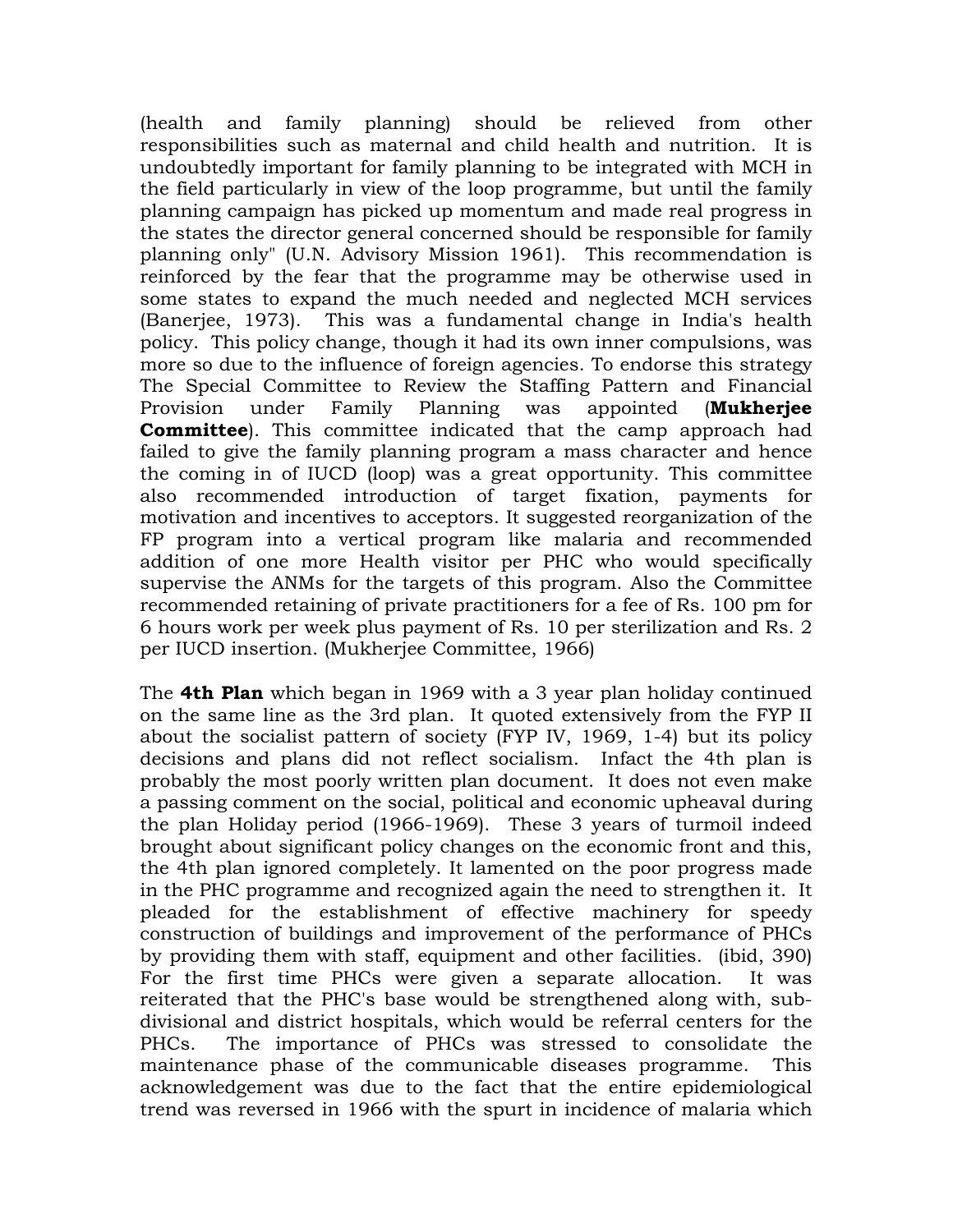(health and family planning) should be relieved from other responsibilities such as maternal and child health and nutrition. It is undoubtedly important for family planning to be integrated with MCH in the field particularly in view of the loop programme, but until the family planning campaign has picked up momentum and made real progress in the states the director general concerned should be responsible for family planning only" (U.N. Advisory Mission 1961). This recommendation is reinforced by the fear that the programme may be otherwise used in some states to expand the much needed and neglected MCH services (Banerjee, 1973). This was a fundamental change in India's health policy. This policy change, though it had its own inner compulsions, was more so due to the influence of foreign agencies. To endorse this strategy The Special Committee to Review the Staffing Pattern and Financial Provision under Family Planning was appointed (**Mukherjee Committee**). This committee indicated that the camp approach had failed to give the family planning program a mass character and hence the coming in of IUCD (loop) was a great opportunity. This committee also recommended introduction of target fixation, payments for motivation and incentives to acceptors. It suggested reorganization of the FP program into a vertical program like malaria and recommended addition of one more Health visitor per PHC who would specifically supervise the ANMs for the targets of this program. Also the Committee recommended retaining of private practitioners for a fee of Rs. 100 pm for 6 hours work per week plus payment of Rs. 10 per sterilization and Rs. 2 per IUCD insertion. (Mukherjee Committee, 1966)

The **4th Plan** which began in 1969 with a 3 year plan holiday continued on the same line as the 3rd plan. It quoted extensively from the FYP II about the socialist pattern of society (FYP IV, 1969, 1-4) but its policy decisions and plans did not reflect socialism. Infact the 4th plan is probably the most poorly written plan document. It does not even make a passing comment on the social, political and economic upheaval during the plan Holiday period (1966-1969). These 3 years of turmoil indeed brought about significant policy changes on the economic front and this, the 4th plan ignored completely. It lamented on the poor progress made in the PHC programme and recognized again the need to strengthen it. It pleaded for the establishment of effective machinery for speedy construction of buildings and improvement of the performance of PHCs by providing them with staff, equipment and other facilities. (ibid, 390) For the first time PHCs were given a separate allocation. It was reiterated that the PHC's base would be strengthened along with, sub-divisional and district hospitals, which would be referral centers for the PHCs. The importance of PHCs was stressed to consolidate the maintenance phase of the communicable diseases programme. This acknowledgement was due to the fact that the entire epidemiological trend was reversed in 1966 with the spurt in incidence of malaria which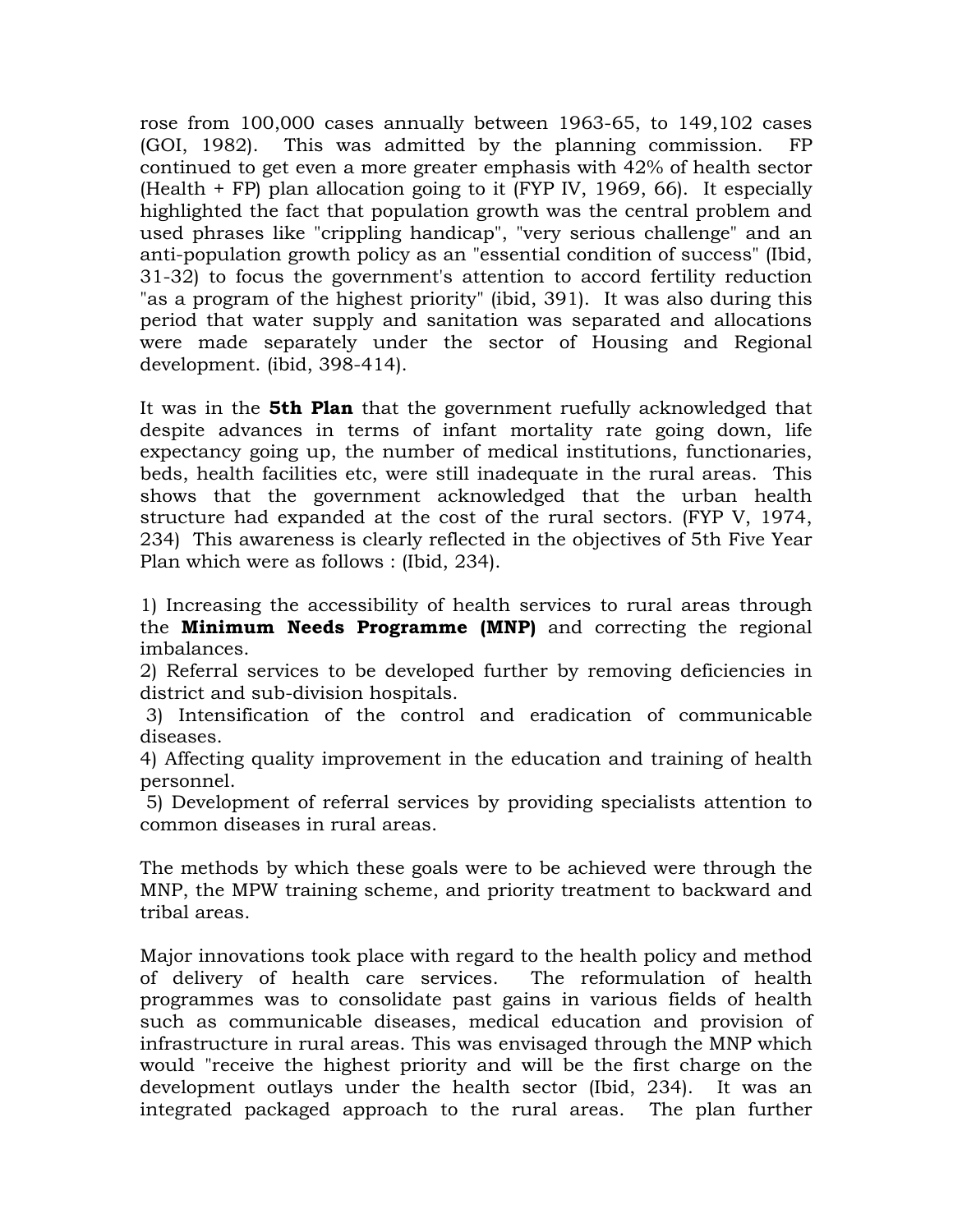rose from 100,000 cases annually between 1963-65, to 149,102 cases (GOI, 1982). This was admitted by the planning commission. FP continued to get even a more greater emphasis with 42% of health sector (Health + FP) plan allocation going to it (FYP IV, 1969, 66). It especially highlighted the fact that population growth was the central problem and used phrases like "crippling handicap", "very serious challenge" and an anti-population growth policy as an "essential condition of success" (Ibid, 31-32) to focus the government's attention to accord fertility reduction "as a program of the highest priority" (ibid, 391). It was also during this period that water supply and sanitation was separated and allocations were made separately under the sector of Housing and Regional development. (ibid, 398-414).

It was in the **5th Plan** that the government ruefully acknowledged that despite advances in terms of infant mortality rate going down, life expectancy going up, the number of medical institutions, functionaries, beds, health facilities etc, were still inadequate in the rural areas. This shows that the government acknowledged that the urban health structure had expanded at the cost of the rural sectors. (FYP V, 1974, 234) This awareness is clearly reflected in the objectives of 5th Five Year Plan which were as follows : (Ibid, 234).

1) Increasing the accessibility of health services to rural areas through the **Minimum Needs Programme (MNP)** and correcting the regional imbalances.
2) Referral services to be developed further by removing deficiencies in district and sub-division hospitals.
3) Intensification of the control and eradication of communicable diseases.
4) Affecting quality improvement in the education and training of health personnel.
5) Development of referral services by providing specialists attention to common diseases in rural areas.

The methods by which these goals were to be achieved were through the MNP, the MPW training scheme, and priority treatment to backward and tribal areas.

Major innovations took place with regard to the health policy and method of delivery of health care services. The reformulation of health programmes was to consolidate past gains in various fields of health such as communicable diseases, medical education and provision of infrastructure in rural areas. This was envisaged through the MNP which would "receive the highest priority and will be the first charge on the development outlays under the health sector (Ibid, 234). It was an integrated packaged approach to the rural areas. The plan further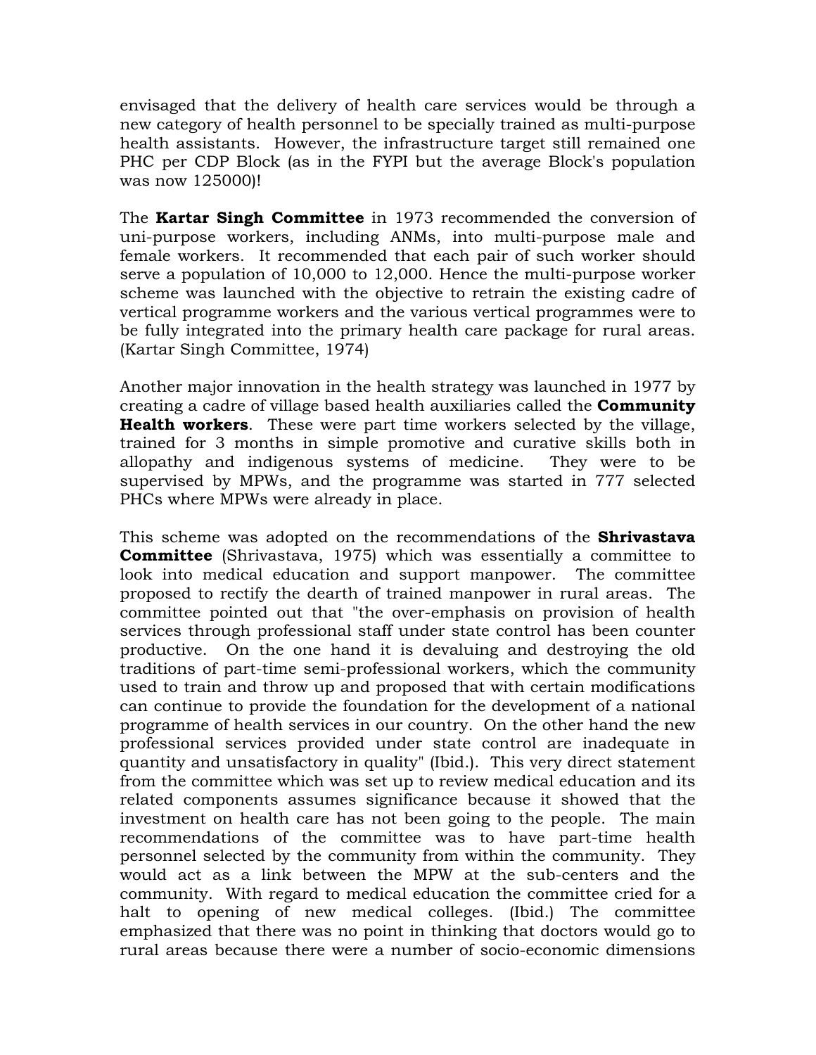envisaged that the delivery of health care services would be through a new category of health personnel to be specially trained as multi-purpose health assistants. However, the infrastructure target still remained one PHC per CDP Block (as in the FYPI but the average Block's population was now 125000)!

The **Kartar Singh Committee** in 1973 recommended the conversion of uni-purpose workers, including ANMs, into multi-purpose male and female workers. It recommended that each pair of such worker should serve a population of 10,000 to 12,000. Hence the multi-purpose worker scheme was launched with the objective to retrain the existing cadre of vertical programme workers and the various vertical programmes were to be fully integrated into the primary health care package for rural areas. (Kartar Singh Committee, 1974)

Another major innovation in the health strategy was launched in 1977 by creating a cadre of village based health auxiliaries called the **Community Health workers**. These were part time workers selected by the village, trained for 3 months in simple promotive and curative skills both in allopathy and indigenous systems of medicine. They were to be supervised by MPWs, and the programme was started in 777 selected PHCs where MPWs were already in place.

This scheme was adopted on the recommendations of the **Shrivastava Committee** (Shrivastava, 1975) which was essentially a committee to look into medical education and support manpower. The committee proposed to rectify the dearth of trained manpower in rural areas. The committee pointed out that "the over-emphasis on provision of health services through professional staff under state control has been counter productive. On the one hand it is devaluing and destroying the old traditions of part-time semi-professional workers, which the community used to train and throw up and proposed that with certain modifications can continue to provide the foundation for the development of a national programme of health services in our country. On the other hand the new professional services provided under state control are inadequate in quantity and unsatisfactory in quality" (Ibid.). This very direct statement from the committee which was set up to review medical education and its related components assumes significance because it showed that the investment on health care has not been going to the people. The main recommendations of the committee was to have part-time health personnel selected by the community from within the community. They would act as a link between the MPW at the sub-centers and the community. With regard to medical education the committee cried for a halt to opening of new medical colleges. (Ibid.) The committee emphasized that there was no point in thinking that doctors would go to rural areas because there were a number of socio-economic dimensions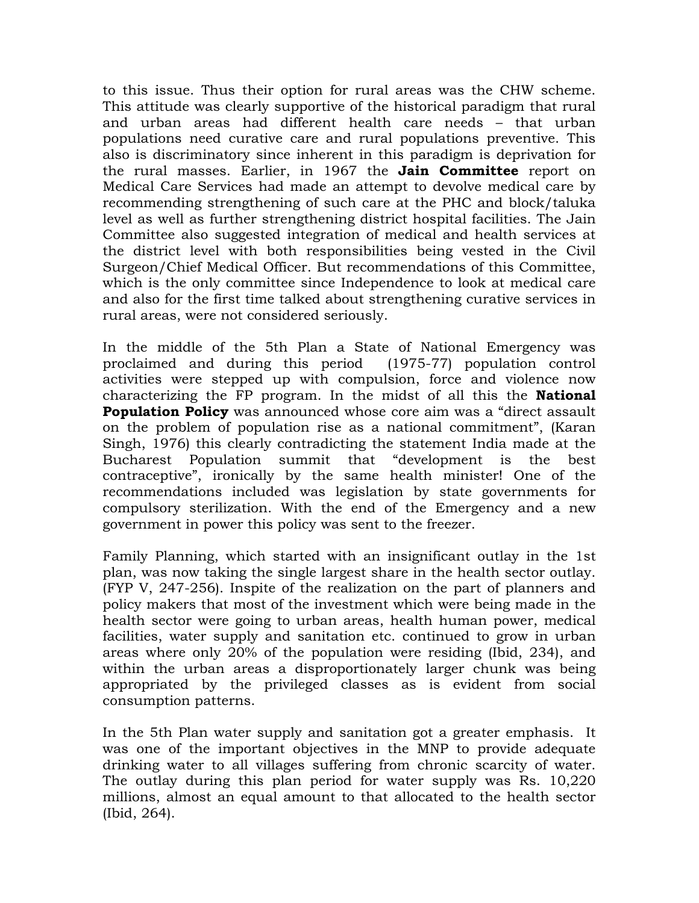to this issue. Thus their option for rural areas was the CHW scheme. This attitude was clearly supportive of the historical paradigm that rural and urban areas had different health care needs – that urban populations need curative care and rural populations preventive. This also is discriminatory since inherent in this paradigm is deprivation for the rural masses. Earlier, in 1967 the **Jain Committee** report on Medical Care Services had made an attempt to devolve medical care by recommending strengthening of such care at the PHC and block/taluka level as well as further strengthening district hospital facilities. The Jain Committee also suggested integration of medical and health services at the district level with both responsibilities being vested in the Civil Surgeon/Chief Medical Officer. But recommendations of this Committee, which is the only committee since Independence to look at medical care and also for the first time talked about strengthening curative services in rural areas, were not considered seriously.

In the middle of the 5th Plan a State of National Emergency was proclaimed and during this period (1975-77) population control activities were stepped up with compulsion, force and violence now characterizing the FP program. In the midst of all this the **National Population Policy** was announced whose core aim was a "direct assault on the problem of population rise as a national commitment", (Karan Singh, 1976) this clearly contradicting the statement India made at the Bucharest Population summit that "development is the best contraceptive", ironically by the same health minister! One of the recommendations included was legislation by state governments for compulsory sterilization. With the end of the Emergency and a new government in power this policy was sent to the freezer.

Family Planning, which started with an insignificant outlay in the 1st plan, was now taking the single largest share in the health sector outlay. (FYP V, 247-256). Inspite of the realization on the part of planners and policy makers that most of the investment which were being made in the health sector were going to urban areas, health human power, medical facilities, water supply and sanitation etc. continued to grow in urban areas where only 20% of the population were residing (Ibid, 234), and within the urban areas a disproportionately larger chunk was being appropriated by the privileged classes as is evident from social consumption patterns.

In the 5th Plan water supply and sanitation got a greater emphasis. It was one of the important objectives in the MNP to provide adequate drinking water to all villages suffering from chronic scarcity of water. The outlay during this plan period for water supply was Rs. 10,220 millions, almost an equal amount to that allocated to the health sector (Ibid, 264).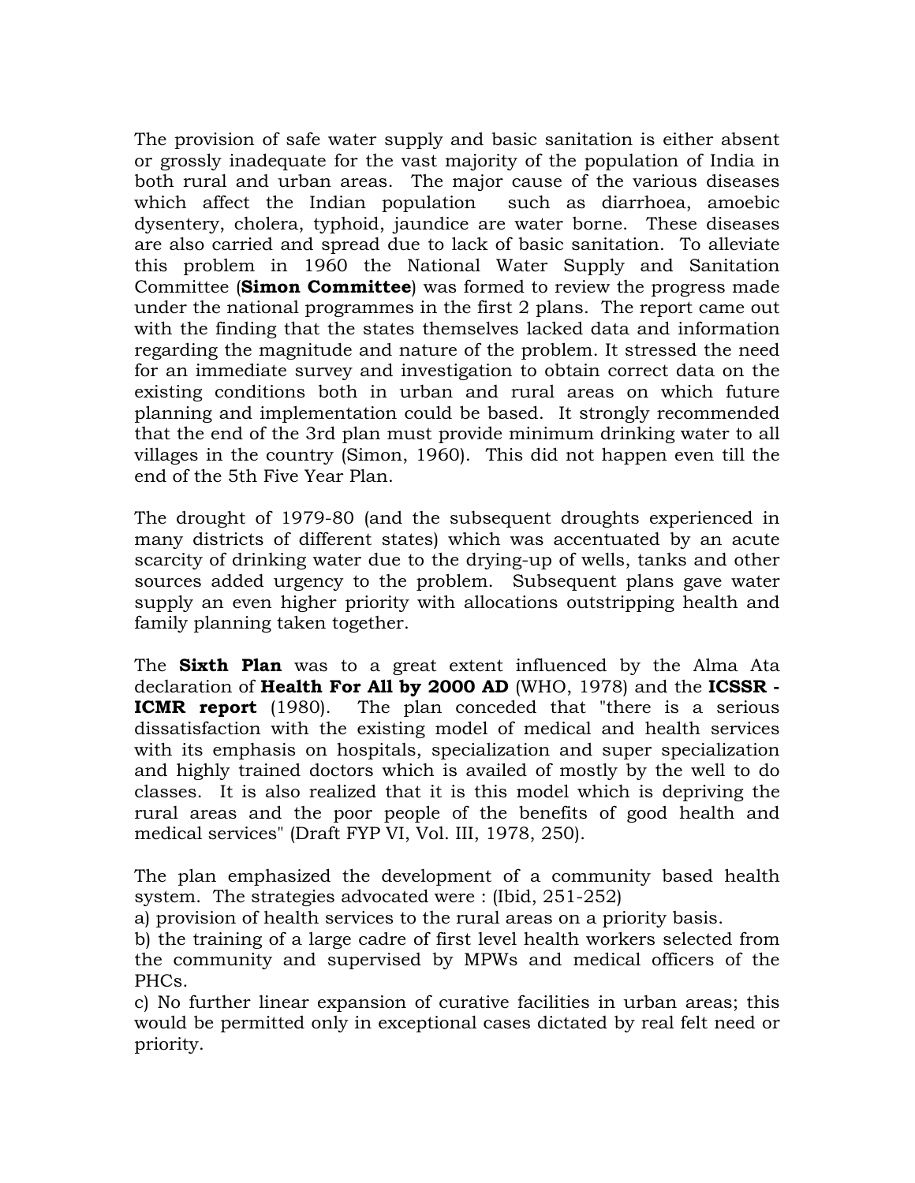The provision of safe water supply and basic sanitation is either absent or grossly inadequate for the vast majority of the population of India in both rural and urban areas. The major cause of the various diseases which affect the Indian population such as diarrhoea, amoebic dysentery, cholera, typhoid, jaundice are water borne. These diseases are also carried and spread due to lack of basic sanitation. To alleviate this problem in 1960 the National Water Supply and Sanitation Committee (**Simon Committee**) was formed to review the progress made under the national programmes in the first 2 plans. The report came out with the finding that the states themselves lacked data and information regarding the magnitude and nature of the problem. It stressed the need for an immediate survey and investigation to obtain correct data on the existing conditions both in urban and rural areas on which future planning and implementation could be based. It strongly recommended that the end of the 3rd plan must provide minimum drinking water to all villages in the country (Simon, 1960). This did not happen even till the end of the 5th Five Year Plan.

The drought of 1979-80 (and the subsequent droughts experienced in many districts of different states) which was accentuated by an acute scarcity of drinking water due to the drying-up of wells, tanks and other sources added urgency to the problem. Subsequent plans gave water supply an even higher priority with allocations outstripping health and family planning taken together.

The **Sixth Plan** was to a great extent influenced by the Alma Ata declaration of **Health For All by 2000 AD** (WHO, 1978) and the **ICSSR - ICMR report** (1980). The plan conceded that "there is a serious dissatisfaction with the existing model of medical and health services with its emphasis on hospitals, specialization and super specialization and highly trained doctors which is availed of mostly by the well to do classes. It is also realized that it is this model which is depriving the rural areas and the poor people of the benefits of good health and medical services" (Draft FYP VI, Vol. III, 1978, 250).

The plan emphasized the development of a community based health system. The strategies advocated were : (Ibid, 251-252)

a) provision of health services to the rural areas on a priority basis.

b) the training of a large cadre of first level health workers selected from the community and supervised by MPWs and medical officers of the PHCs.

c) No further linear expansion of curative facilities in urban areas; this would be permitted only in exceptional cases dictated by real felt need or priority.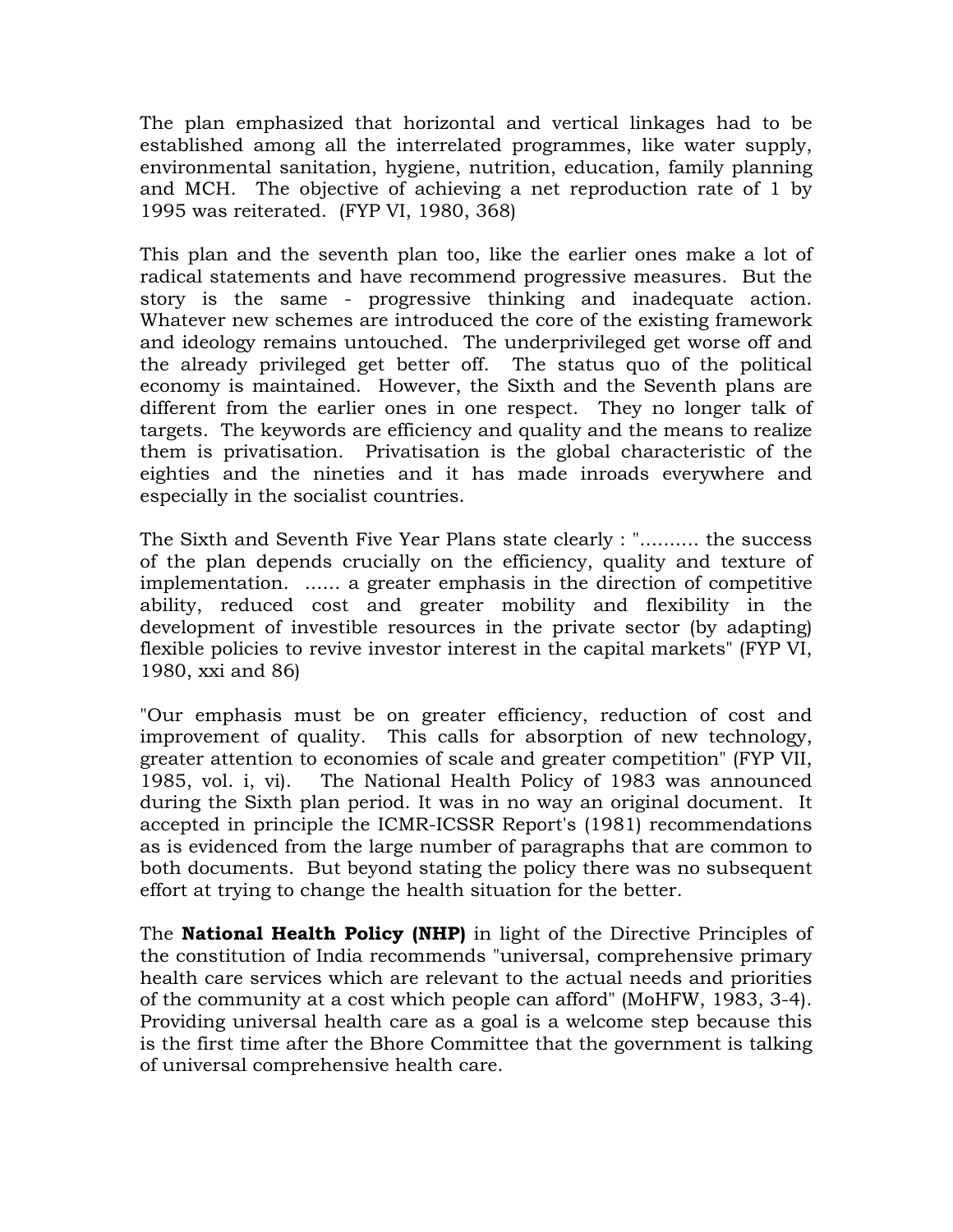The plan emphasized that horizontal and vertical linkages had to be established among all the interrelated programmes, like water supply, environmental sanitation, hygiene, nutrition, education, family planning and MCH. The objective of achieving a net reproduction rate of 1 by 1995 was reiterated. (FYP VI, 1980, 368)

This plan and the seventh plan too, like the earlier ones make a lot of radical statements and have recommend progressive measures. But the story is the same - progressive thinking and inadequate action. Whatever new schemes are introduced the core of the existing framework and ideology remains untouched. The underprivileged get worse off and the already privileged get better off. The status quo of the political economy is maintained. However, the Sixth and the Seventh plans are different from the earlier ones in one respect. They no longer talk of targets. The keywords are efficiency and quality and the means to realize them is privatisation. Privatisation is the global characteristic of the eighties and the nineties and it has made inroads everywhere and especially in the socialist countries.

The Sixth and Seventh Five Year Plans state clearly : ".......... the success of the plan depends crucially on the efficiency, quality and texture of implementation. ...... a greater emphasis in the direction of competitive ability, reduced cost and greater mobility and flexibility in the development of investible resources in the private sector (by adapting) flexible policies to revive investor interest in the capital markets" (FYP VI, 1980, xxi and 86)

"Our emphasis must be on greater efficiency, reduction of cost and improvement of quality. This calls for absorption of new technology, greater attention to economies of scale and greater competition" (FYP VII, 1985, vol. i, vi). The National Health Policy of 1983 was announced during the Sixth plan period. It was in no way an original document. It accepted in principle the ICMR-ICSSR Report's (1981) recommendations as is evidenced from the large number of paragraphs that are common to both documents. But beyond stating the policy there was no subsequent effort at trying to change the health situation for the better.

The **National Health Policy (NHP)** in light of the Directive Principles of the constitution of India recommends "universal, comprehensive primary health care services which are relevant to the actual needs and priorities of the community at a cost which people can afford" (MoHFW, 1983, 3-4). Providing universal health care as a goal is a welcome step because this is the first time after the Bhore Committee that the government is talking of universal comprehensive health care.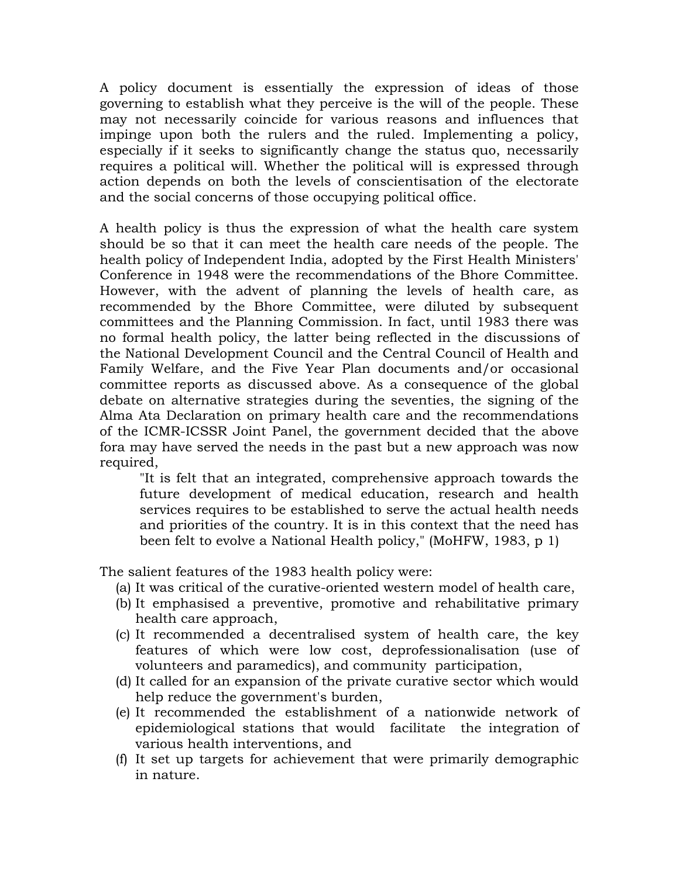A policy document is essentially the expression of ideas of those governing to establish what they perceive is the will of the people. These may not necessarily coincide for various reasons and influences that impinge upon both the rulers and the ruled. Implementing a policy, especially if it seeks to significantly change the status quo, necessarily requires a political will. Whether the political will is expressed through action depends on both the levels of conscientisation of the electorate and the social concerns of those occupying political office.

A health policy is thus the expression of what the health care system should be so that it can meet the health care needs of the people. The health policy of Independent India, adopted by the First Health Ministers' Conference in 1948 were the recommendations of the Bhore Committee. However, with the advent of planning the levels of health care, as recommended by the Bhore Committee, were diluted by subsequent committees and the Planning Commission. In fact, until 1983 there was no formal health policy, the latter being reflected in the discussions of the National Development Council and the Central Council of Health and Family Welfare, and the Five Year Plan documents and/or occasional committee reports as discussed above. As a consequence of the global debate on alternative strategies during the seventies, the signing of the Alma Ata Declaration on primary health care and the recommendations of the ICMR-ICSSR Joint Panel, the government decided that the above fora may have served the needs in the past but a new approach was now required,

> "It is felt that an integrated, comprehensive approach towards the future development of medical education, research and health services requires to be established to serve the actual health needs and priorities of the country. It is in this context that the need has been felt to evolve a National Health policy," (MoHFW, 1983, p 1)

The salient features of the 1983 health policy were:

(a) It was critical of the curative-oriented western model of health care,
(b) It emphasised a preventive, promotive and rehabilitative primary health care approach,
(c) It recommended a decentralised system of health care, the key features of which were low cost, deprofessionalisation (use of volunteers and paramedics), and community participation,
(d) It called for an expansion of the private curative sector which would help reduce the government's burden,
(e) It recommended the establishment of a nationwide network of epidemiological stations that would facilitate the integration of various health interventions, and
(f) It set up targets for achievement that were primarily demographic in nature.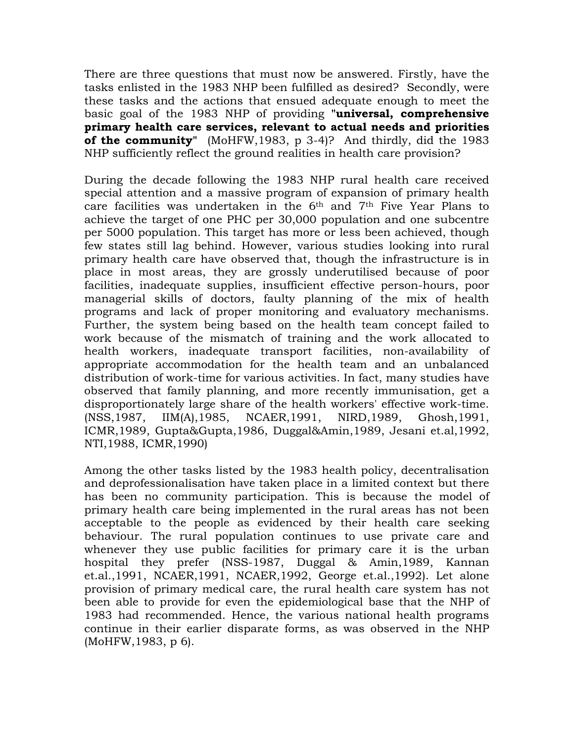There are three questions that must now be answered. Firstly, have the tasks enlisted in the 1983 NHP been fulfilled as desired? Secondly, were these tasks and the actions that ensued adequate enough to meet the basic goal of the 1983 NHP of providing "**universal, comprehensive primary health care services, relevant to actual needs and priorities of the community**" (MoHFW,1983, p 3-4)? And thirdly, did the 1983 NHP sufficiently reflect the ground realities in health care provision?

During the decade following the 1983 NHP rural health care received special attention and a massive program of expansion of primary health care facilities was undertaken in the 6th and 7th Five Year Plans to achieve the target of one PHC per 30,000 population and one subcentre per 5000 population. This target has more or less been achieved, though few states still lag behind. However, various studies looking into rural primary health care have observed that, though the infrastructure is in place in most areas, they are grossly underutilised because of poor facilities, inadequate supplies, insufficient effective person-hours, poor managerial skills of doctors, faulty planning of the mix of health programs and lack of proper monitoring and evaluatory mechanisms. Further, the system being based on the health team concept failed to work because of the mismatch of training and the work allocated to health workers, inadequate transport facilities, non-availability of appropriate accommodation for the health team and an unbalanced distribution of work-time for various activities. In fact, many studies have observed that family planning, and more recently immunisation, get a disproportionately large share of the health workers' effective work-time. (NSS,1987, IIM(A),1985, NCAER,1991, NIRD,1989, Ghosh,1991, ICMR,1989, Gupta&Gupta,1986, Duggal&Amin,1989, Jesani et.al,1992, NTI,1988, ICMR,1990)

Among the other tasks listed by the 1983 health policy, decentralisation and deprofessionalisation have taken place in a limited context but there has been no community participation. This is because the model of primary health care being implemented in the rural areas has not been acceptable to the people as evidenced by their health care seeking behaviour. The rural population continues to use private care and whenever they use public facilities for primary care it is the urban hospital they prefer (NSS-1987, Duggal & Amin,1989, Kannan et.al.,1991, NCAER,1991, NCAER,1992, George et.al.,1992). Let alone provision of primary medical care, the rural health care system has not been able to provide for even the epidemiological base that the NHP of 1983 had recommended. Hence, the various national health programs continue in their earlier disparate forms, as was observed in the NHP (MoHFW,1983, p 6).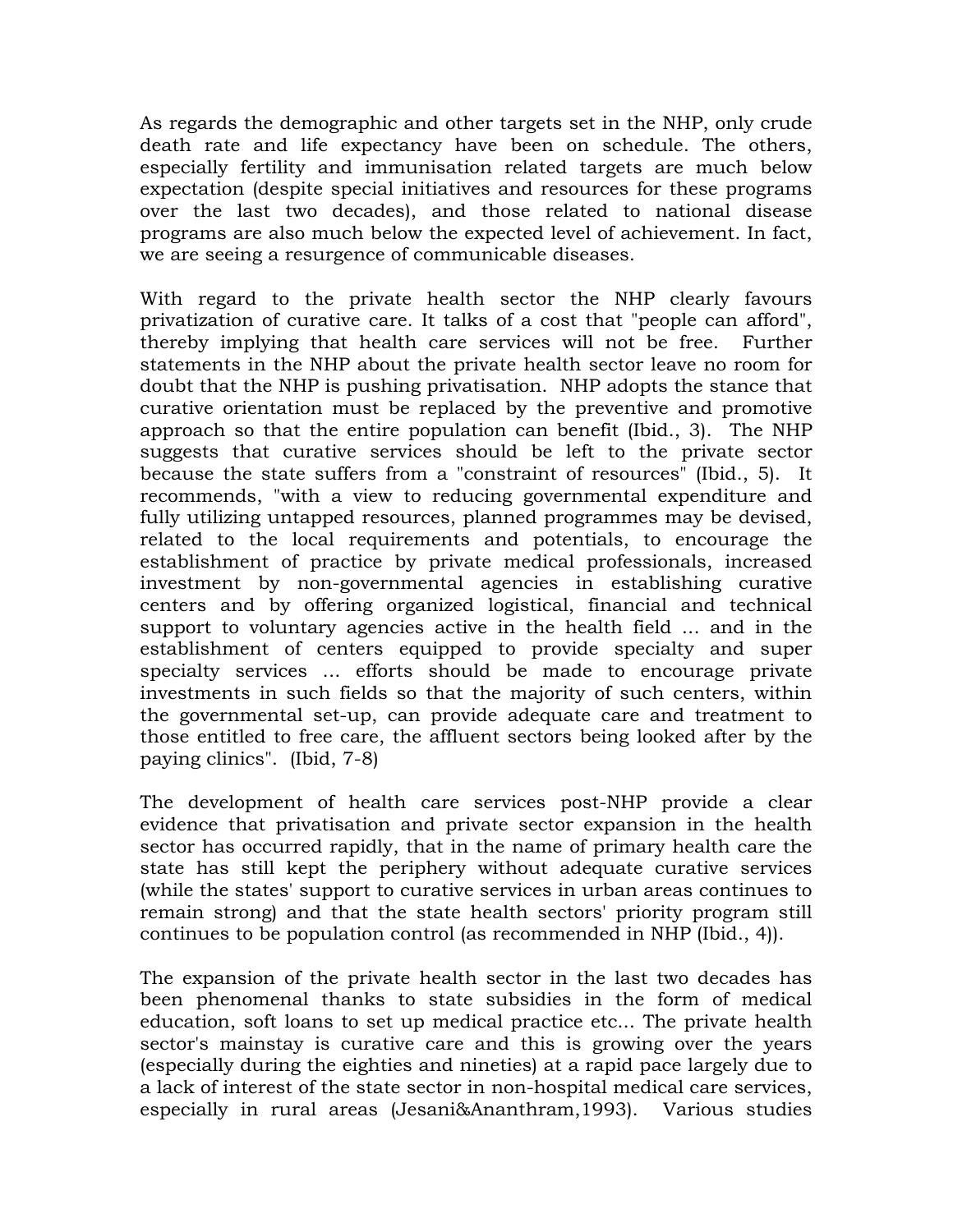As regards the demographic and other targets set in the NHP, only crude death rate and life expectancy have been on schedule. The others, especially fertility and immunisation related targets are much below expectation (despite special initiatives and resources for these programs over the last two decades), and those related to national disease programs are also much below the expected level of achievement. In fact, we are seeing a resurgence of communicable diseases.

With regard to the private health sector the NHP clearly favours privatization of curative care. It talks of a cost that "people can afford", thereby implying that health care services will not be free. Further statements in the NHP about the private health sector leave no room for doubt that the NHP is pushing privatisation. NHP adopts the stance that curative orientation must be replaced by the preventive and promotive approach so that the entire population can benefit (Ibid., 3). The NHP suggests that curative services should be left to the private sector because the state suffers from a "constraint of resources" (Ibid., 5). It recommends, "with a view to reducing governmental expenditure and fully utilizing untapped resources, planned programmes may be devised, related to the local requirements and potentials, to encourage the establishment of practice by private medical professionals, increased investment by non-governmental agencies in establishing curative centers and by offering organized logistical, financial and technical support to voluntary agencies active in the health field ... and in the establishment of centers equipped to provide specialty and super specialty services ... efforts should be made to encourage private investments in such fields so that the majority of such centers, within the governmental set-up, can provide adequate care and treatment to those entitled to free care, the affluent sectors being looked after by the paying clinics". (Ibid, 7-8)

The development of health care services post-NHP provide a clear evidence that privatisation and private sector expansion in the health sector has occurred rapidly, that in the name of primary health care the state has still kept the periphery without adequate curative services (while the states' support to curative services in urban areas continues to remain strong) and that the state health sectors' priority program still continues to be population control (as recommended in NHP (Ibid., 4)).

The expansion of the private health sector in the last two decades has been phenomenal thanks to state subsidies in the form of medical education, soft loans to set up medical practice etc... The private health sector's mainstay is curative care and this is growing over the years (especially during the eighties and nineties) at a rapid pace largely due to a lack of interest of the state sector in non-hospital medical care services, especially in rural areas (Jesani&Ananthram,1993). Various studies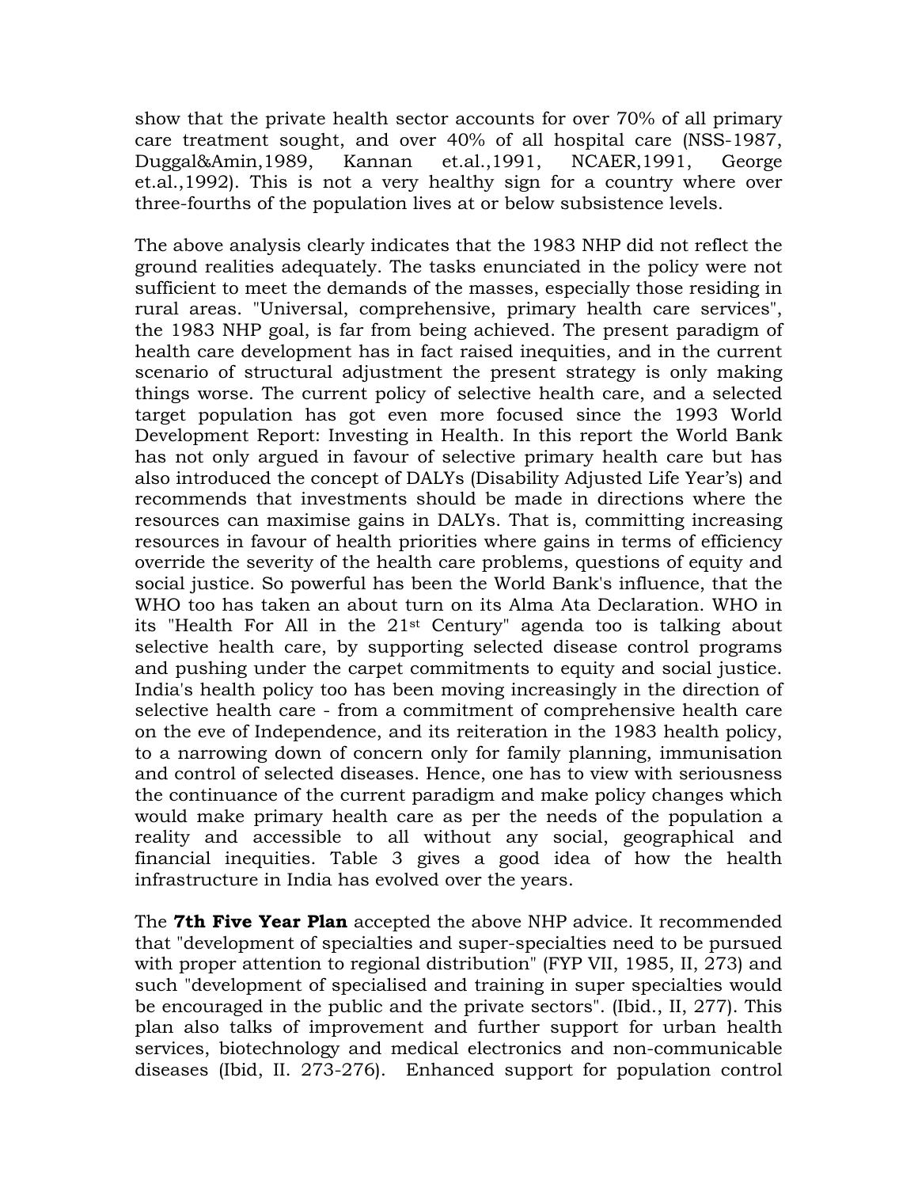show that the private health sector accounts for over 70% of all primary care treatment sought, and over 40% of all hospital care (NSS-1987, Duggal&Amin,1989, Kannan et.al.,1991, NCAER,1991, George et.al.,1992). This is not a very healthy sign for a country where over three-fourths of the population lives at or below subsistence levels.

The above analysis clearly indicates that the 1983 NHP did not reflect the ground realities adequately. The tasks enunciated in the policy were not sufficient to meet the demands of the masses, especially those residing in rural areas. "Universal, comprehensive, primary health care services", the 1983 NHP goal, is far from being achieved. The present paradigm of health care development has in fact raised inequities, and in the current scenario of structural adjustment the present strategy is only making things worse. The current policy of selective health care, and a selected target population has got even more focused since the 1993 World Development Report: Investing in Health. In this report the World Bank has not only argued in favour of selective primary health care but has also introduced the concept of DALYs (Disability Adjusted Life Year's) and recommends that investments should be made in directions where the resources can maximise gains in DALYs. That is, committing increasing resources in favour of health priorities where gains in terms of efficiency override the severity of the health care problems, questions of equity and social justice. So powerful has been the World Bank's influence, that the WHO too has taken an about turn on its Alma Ata Declaration. WHO in its "Health For All in the 21st Century" agenda too is talking about selective health care, by supporting selected disease control programs and pushing under the carpet commitments to equity and social justice. India's health policy too has been moving increasingly in the direction of selective health care - from a commitment of comprehensive health care on the eve of Independence, and its reiteration in the 1983 health policy, to a narrowing down of concern only for family planning, immunisation and control of selected diseases. Hence, one has to view with seriousness the continuance of the current paradigm and make policy changes which would make primary health care as per the needs of the population a reality and accessible to all without any social, geographical and financial inequities. Table 3 gives a good idea of how the health infrastructure in India has evolved over the years.

The **7th Five Year Plan** accepted the above NHP advice. It recommended that "development of specialties and super-specialties need to be pursued with proper attention to regional distribution" (FYP VII, 1985, II, 273) and such "development of specialised and training in super specialties would be encouraged in the public and the private sectors". (Ibid., II, 277). This plan also talks of improvement and further support for urban health services, biotechnology and medical electronics and non-communicable diseases (Ibid, II. 273-276). Enhanced support for population control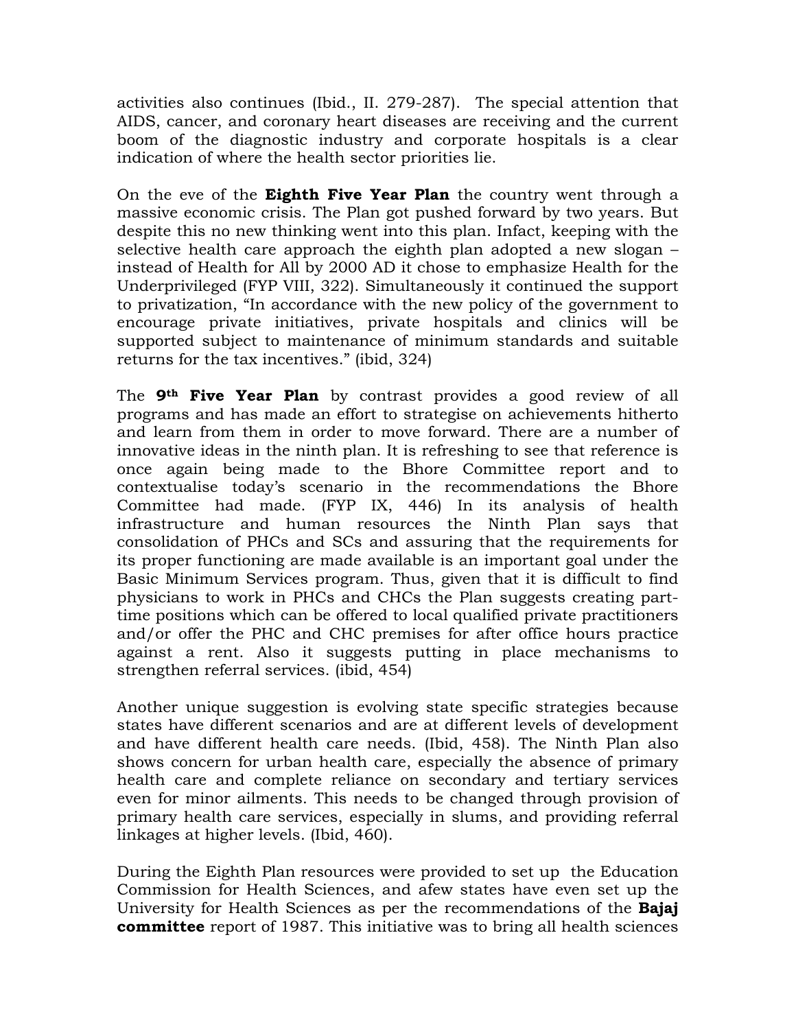activities also continues (Ibid., II. 279-287). The special attention that AIDS, cancer, and coronary heart diseases are receiving and the current boom of the diagnostic industry and corporate hospitals is a clear indication of where the health sector priorities lie.

On the eve of the **Eighth Five Year Plan** the country went through a massive economic crisis. The Plan got pushed forward by two years. But despite this no new thinking went into this plan. Infact, keeping with the selective health care approach the eighth plan adopted a new slogan – instead of Health for All by 2000 AD it chose to emphasize Health for the Underprivileged (FYP VIII, 322). Simultaneously it continued the support to privatization, "In accordance with the new policy of the government to encourage private initiatives, private hospitals and clinics will be supported subject to maintenance of minimum standards and suitable returns for the tax incentives." (ibid, 324)

The **9th Five Year Plan** by contrast provides a good review of all programs and has made an effort to strategise on achievements hitherto and learn from them in order to move forward. There are a number of innovative ideas in the ninth plan. It is refreshing to see that reference is once again being made to the Bhore Committee report and to contextualise today's scenario in the recommendations the Bhore Committee had made. (FYP IX, 446) In its analysis of health infrastructure and human resources the Ninth Plan says that consolidation of PHCs and SCs and assuring that the requirements for its proper functioning are made available is an important goal under the Basic Minimum Services program. Thus, given that it is difficult to find physicians to work in PHCs and CHCs the Plan suggests creating part-time positions which can be offered to local qualified private practitioners and/or offer the PHC and CHC premises for after office hours practice against a rent. Also it suggests putting in place mechanisms to strengthen referral services. (ibid, 454)

Another unique suggestion is evolving state specific strategies because states have different scenarios and are at different levels of development and have different health care needs. (Ibid, 458). The Ninth Plan also shows concern for urban health care, especially the absence of primary health care and complete reliance on secondary and tertiary services even for minor ailments. This needs to be changed through provision of primary health care services, especially in slums, and providing referral linkages at higher levels. (Ibid, 460).

During the Eighth Plan resources were provided to set up the Education Commission for Health Sciences, and afew states have even set up the University for Health Sciences as per the recommendations of the **Bajaj committee** report of 1987. This initiative was to bring all health sciences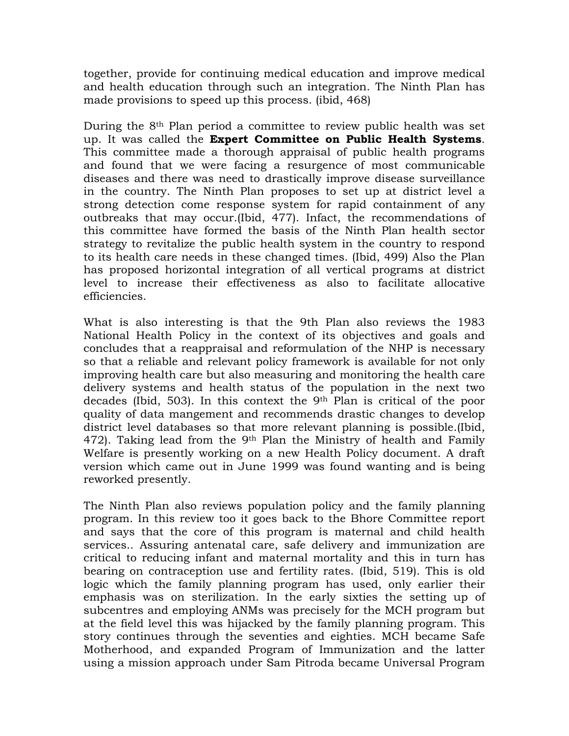together, provide for continuing medical education and improve medical and health education through such an integration. The Ninth Plan has made provisions to speed up this process. (ibid, 468)

During the 8th Plan period a committee to review public health was set up. It was called the **Expert Committee on Public Health Systems**. This committee made a thorough appraisal of public health programs and found that we were facing a resurgence of most communicable diseases and there was need to drastically improve disease surveillance in the country. The Ninth Plan proposes to set up at district level a strong detection come response system for rapid containment of any outbreaks that may occur.(Ibid, 477). Infact, the recommendations of this committee have formed the basis of the Ninth Plan health sector strategy to revitalize the public health system in the country to respond to its health care needs in these changed times. (Ibid, 499) Also the Plan has proposed horizontal integration of all vertical programs at district level to increase their effectiveness as also to facilitate allocative efficiencies.

What is also interesting is that the 9th Plan also reviews the 1983 National Health Policy in the context of its objectives and goals and concludes that a reappraisal and reformulation of the NHP is necessary so that a reliable and relevant policy framework is available for not only improving health care but also measuring and monitoring the health care delivery systems and health status of the population in the next two decades (Ibid, 503). In this context the 9th Plan is critical of the poor quality of data mangement and recommends drastic changes to develop district level databases so that more relevant planning is possible.(Ibid, 472). Taking lead from the 9th Plan the Ministry of health and Family Welfare is presently working on a new Health Policy document. A draft version which came out in June 1999 was found wanting and is being reworked presently.

The Ninth Plan also reviews population policy and the family planning program. In this review too it goes back to the Bhore Committee report and says that the core of this program is maternal and child health services.. Assuring antenatal care, safe delivery and immunization are critical to reducing infant and maternal mortality and this in turn has bearing on contraception use and fertility rates. (Ibid, 519). This is old logic which the family planning program has used, only earlier their emphasis was on sterilization. In the early sixties the setting up of subcentres and employing ANMs was precisely for the MCH program but at the field level this was hijacked by the family planning program. This story continues through the seventies and eighties. MCH became Safe Motherhood, and expanded Program of Immunization and the latter using a mission approach under Sam Pitroda became Universal Program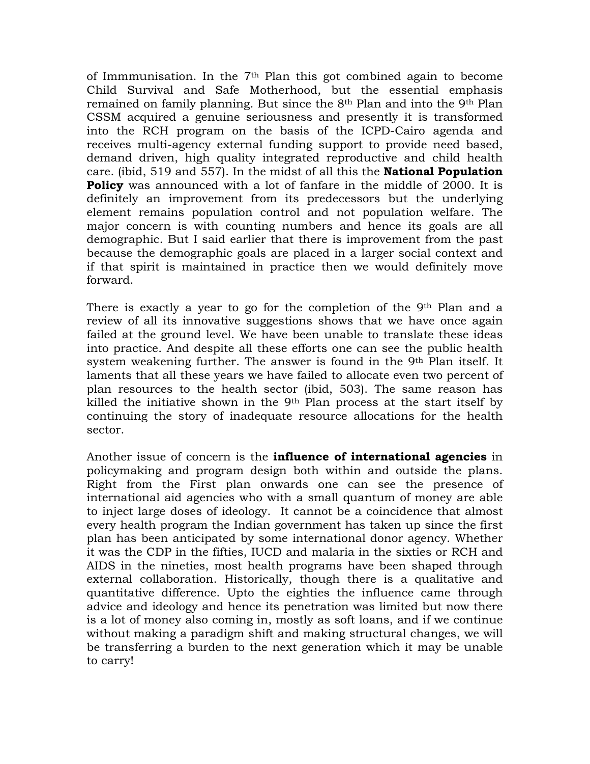of Immmunisation. In the 7th Plan this got combined again to become Child Survival and Safe Motherhood, but the essential emphasis remained on family planning. But since the 8th Plan and into the 9th Plan CSSM acquired a genuine seriousness and presently it is transformed into the RCH program on the basis of the ICPD-Cairo agenda and receives multi-agency external funding support to provide need based, demand driven, high quality integrated reproductive and child health care. (ibid, 519 and 557). In the midst of all this the **National Population Policy** was announced with a lot of fanfare in the middle of 2000. It is definitely an improvement from its predecessors but the underlying element remains population control and not population welfare. The major concern is with counting numbers and hence its goals are all demographic. But I said earlier that there is improvement from the past because the demographic goals are placed in a larger social context and if that spirit is maintained in practice then we would definitely move forward.

There is exactly a year to go for the completion of the 9th Plan and a review of all its innovative suggestions shows that we have once again failed at the ground level. We have been unable to translate these ideas into practice. And despite all these efforts one can see the public health system weakening further. The answer is found in the 9th Plan itself. It laments that all these years we have failed to allocate even two percent of plan resources to the health sector (ibid, 503). The same reason has killed the initiative shown in the 9th Plan process at the start itself by continuing the story of inadequate resource allocations for the health sector.

Another issue of concern is the **influence of international agencies** in policymaking and program design both within and outside the plans. Right from the First plan onwards one can see the presence of international aid agencies who with a small quantum of money are able to inject large doses of ideology. It cannot be a coincidence that almost every health program the Indian government has taken up since the first plan has been anticipated by some international donor agency. Whether it was the CDP in the fifties, IUCD and malaria in the sixties or RCH and AIDS in the nineties, most health programs have been shaped through external collaboration. Historically, though there is a qualitative and quantitative difference. Upto the eighties the influence came through advice and ideology and hence its penetration was limited but now there is a lot of money also coming in, mostly as soft loans, and if we continue without making a paradigm shift and making structural changes, we will be transferring a burden to the next generation which it may be unable to carry!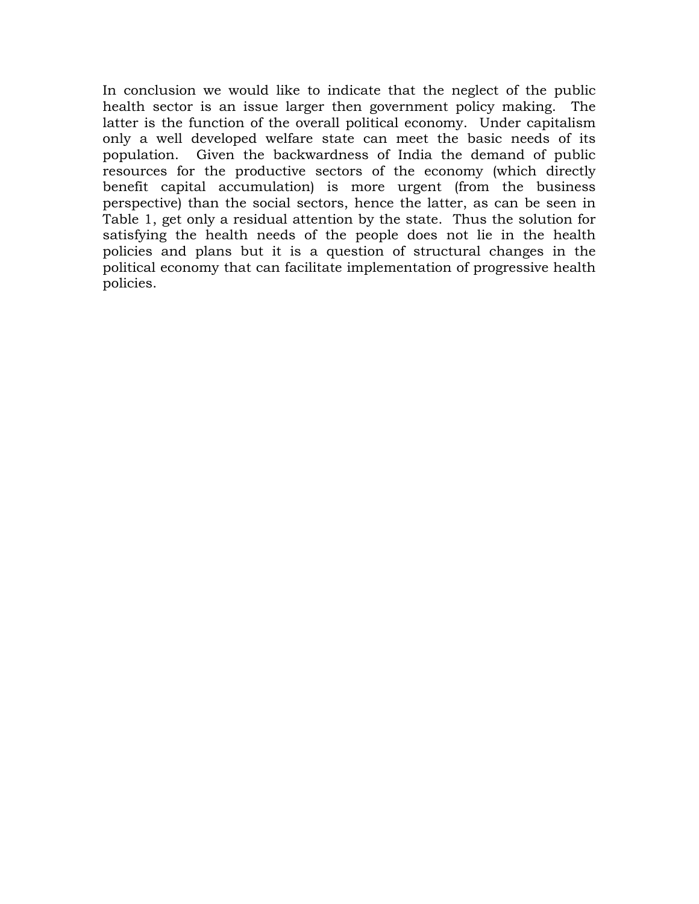In conclusion we would like to indicate that the neglect of the public health sector is an issue larger then government policy making. The latter is the function of the overall political economy. Under capitalism only a well developed welfare state can meet the basic needs of its population. Given the backwardness of India the demand of public resources for the productive sectors of the economy (which directly benefit capital accumulation) is more urgent (from the business perspective) than the social sectors, hence the latter, as can be seen in Table 1, get only a residual attention by the state. Thus the solution for satisfying the health needs of the people does not lie in the health policies and plans but it is a question of structural changes in the political economy that can facilitate implementation of progressive health policies.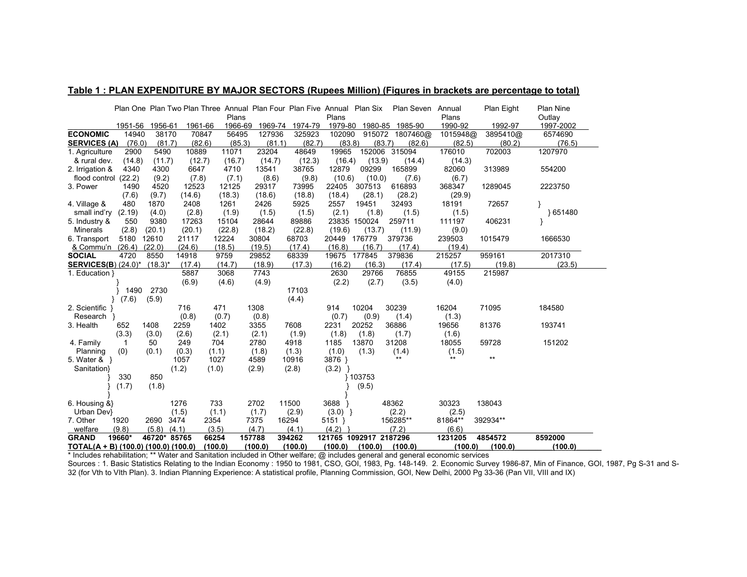**Table 1 : PLAN EXPENDITURE BY MAJOR SECTORS (Rupees Million) (Figures in brackets are percentage to total)**

| | Plan One 1951-56 | Plan Two 1956-61 | Plan Three 1961-66 | Annual Plans 1966-69 | Plan Four 1969-74 | Plan Five 1974-79 | Annual Plans 1979-80 | Plan Six 1980-85 | Plan Seven 1985-90 | Annual Plans 1990-92 | Plan Eight 1992-97 | Plan Nine Outlay 1997-2002 |
|---|---|---|---|---|---|---|---|---|---|---|---|---|
| **ECONOMIC SERVICES (A)** | 14940 (76.0) | 38170 (81.7) | 70847 (82.6) | 56495 (85.3) | 127936 (81.1) | 325923 (82.7) | 102090 (83.8) | 915072 (83.7) | 1807460@ (82.6) | 1015948@ (82.5) | 3895410@ (80.2) | 6574690 (76.5) |
| 1. Agriculture & rural dev. | 2900 (14.8) | 5490 (11.7) | 10889 (12.7) | 11071 (16.7) | 23204 (14.7) | 48649 (12.3) | 19965 (16.4) | 152006 (13.9) | 315094 (14.4) | 176010 (14.3) | 702003 | 1207970 |
| 2. Irrigation & flood control | 4340 (22.2) | 4300 (9.2) | 6647 (7.8) | 4710 (7.1) | 13541 (8.6) | 38765 (9.8) | 12879 (10.6) | 09299 (10.0) | 165899 (7.6) | 82060 (6.7) | 313989 | 554200 |
| 3. Power | 1490 (7.6) | 4520 (9.7) | 12523 (14.6) | 12125 (18.3) | 29317 (18.6) | 73995 (18.8) | 22405 (18.4) | 307513 (28.1) | 616893 (28.2) | 368347 (29.9) | 1289045 | 2223750 |
| 4. Village & small ind'ry | 480 (2.19) | 1870 (4.0) | 2408 (2.8) | 1261 (1.9) | 2426 (1.5) | 5925 (1.5) | 2557 (2.1) | 19451 (1.8) | 32493 (1.5) | 18191 (1.5) | 72657 | } 651480 (4 & 5 combined) |
| 5. Industry & Minerals | 550 (2.8) | 9380 (20.1) | 17263 (20.1) | 15104 (22.8) | 28644 (18.2) | 89886 (22.8) | 23835 (19.6) | 150024 (13.7) | 259711 (11.9) | 111197 (9.0) | 406231 | } |
| 6. Transport & Commu'n | 5180 (26.4) | 12610 (22.0) | 21117 (24.6) | 12224 (18.5) | 30804 (19.5) | 68703 (17.4) | 20449 (16.8) | 176779 (16.7) | 379736 (17.4) | 239503 (19.4) | 1015479 | 1666530 |
| **SOCIAL SERVICES(B)** | 4720 (24.0)* | 8550 (18.3)* | 14918 (17.4) | 9759 (14.7) | 29852 (18.9) | 68339 (17.3) | 19675 (16.2) | 177845 (16.3) | 379836 (17.4) | 215257 (17.5) | 959161 (19.8) | 2017310 (23.5) |
| 1. Education } 2. Scientific Research } | 1490 (7.6) (1 & 2 combined) | 2730 (5.9) (1 & 2 combined) | | | | 17103 (4.4) (1 & 2 combined) | | | | | | |
| 1. Education | | | 5887 (6.9) | 3068 (4.6) | 7743 (4.9) | | 2630 (2.2) | 29766 (2.7) | 76855 (3.5) | 49155 (4.0) | 215987 | |
| 2. Scientific Research | | | 716 (0.8) | 471 (0.7) | 1308 (0.8) | | 914 (0.7) | 10204 (0.9) | 30239 (1.4) | 16204 (1.3) | 71095 | 184580 |
| 3. Health | 652 (3.3) | 1408 (3.0) | 2259 (2.6) | 1402 (2.1) | 3355 (2.1) | 7608 (1.9) | 2231 (1.8) | 20252 (1.8) | 36886 (1.7) | 19656 (1.6) | 81376 | 193741 |
| 4. Family Planning | 1 (0) | 50 (0.1) | 249 (0.3) | 704 (1.1) | 2780 (1.8) | 4918 (1.3) | 1185 (1.0) | 13870 (1.3) | 31208 (1.4) | 18055 (1.5) | 59728 | 151202 |
| 5. Water & Sanitation | } 330 (1.7) (5 & 6 combined) | } 850 (1.8) (5 & 6 combined) | 1057 (1.2) | 1027 (1.0) | 4589 (2.9) | 10916 (2.8) | 3876 } (3.2) } | } 103753 (9.5) (5, 6 & 7 combined) | ** | ** | ** | |
| 6. Housing & Urban Dev | } | } | 1276 (1.5) | 733 (1.1) | 2702 (1.7) | 11500 (2.9) | 3688 } (3.0) } | } | 48362 (2.2) | 30323 (2.5) | 138043 | |
| 7. Other welfare | 1920 (9.8) | 2690 (5.8) | 3474 (4.1) | 2354 (3.5) | 7375 (4.7) | 16294 (4.1) | 5151 } (4.2) } | } | 156285** (7.2) | 81864** (6.6) | 392934** | |
| **GRAND TOTAL(A + B)** | 19660* (100.0) | 46720* (100.0) | 85765 (100.0) | 66254 (100.0) | 157788 (100.0) | 394262 (100.0) | 121765 (100.0) | 1092917 (100.0) | 2187296 (100.0) | 1231205 (100.0) | 4854572 (100.0) | 8592000 (100.0) |

\* Includes rehabilitation; ** Water and Sanitation included in Other welfare; @ includes general and general economic services

Sources : 1. Basic Statistics Relating to the Indian Economy : 1950 to 1981, CSO, GOI, 1983, Pg. 148-149. 2. Economic Survey 1986-87, Min of Finance, GOI, 1987, Pg S-31 and S-32 (for Vth to VIth Plan). 3. Indian Planning Experience: A statistical profile, Planning Commission, GOI, New Delhi, 2000 Pg 33-36 (Pan VII, VIII and IX)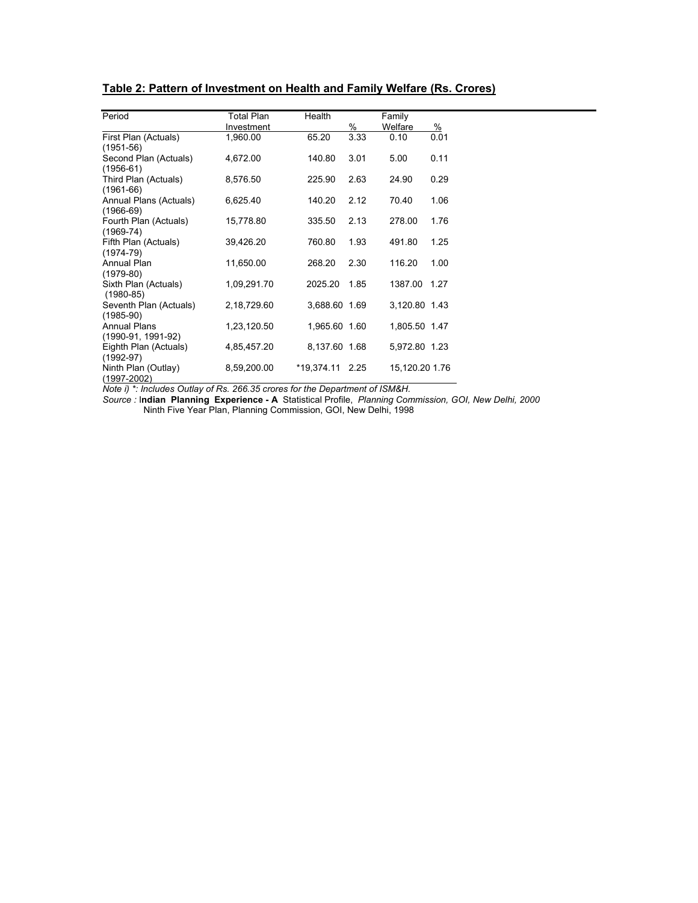**Table 2: Pattern of Investment on Health and Family Welfare (Rs. Crores)**

| Period | Total Plan Investment | Health | % | Family Welfare | % |
|---|---|---|---|---|---|
| First Plan (Actuals) (1951-56) | 1,960.00 | 65.20 | 3.33 | 0.10 | 0.01 |
| Second Plan (Actuals) (1956-61) | 4,672.00 | 140.80 | 3.01 | 5.00 | 0.11 |
| Third Plan (Actuals) (1961-66) | 8,576.50 | 225.90 | 2.63 | 24.90 | 0.29 |
| Annual Plans (Actuals) (1966-69) | 6,625.40 | 140.20 | 2.12 | 70.40 | 1.06 |
| Fourth Plan (Actuals) (1969-74) | 15,778.80 | 335.50 | 2.13 | 278.00 | 1.76 |
| Fifth Plan (Actuals) (1974-79) | 39,426.20 | 760.80 | 1.93 | 491.80 | 1.25 |
| Annual Plan (1979-80) | 11,650.00 | 268.20 | 2.30 | 116.20 | 1.00 |
| Sixth Plan (Actuals) (1980-85) | 1,09,291.70 | 2025.20 | 1.85 | 1387.00 | 1.27 |
| Seventh Plan (Actuals) (1985-90) | 2,18,729.60 | 3,688.60 | 1.69 | 3,120.80 | 1.43 |
| Annual Plans (1990-91, 1991-92) | 1,23,120.50 | 1,965.60 | 1.60 | 1,805.50 | 1.47 |
| Eighth Plan (Actuals) (1992-97) | 4,85,457.20 | 8,137.60 | 1.68 | 5,972.80 | 1.23 |
| Ninth Plan (Outlay) (1997-2002) | 8,59,200.00 | *19,374.11 | 2.25 | 15,120.20 | 1.76 |

*Note i) *: Includes Outlay of Rs. 266.35 crores for the Department of ISM&H.*

*Source :* **Indian Planning Experience - A** Statistical Profile, *Planning Commission, GOI, New Delhi, 2000*

Ninth Five Year Plan, Planning Commission, GOI, New Delhi, 1998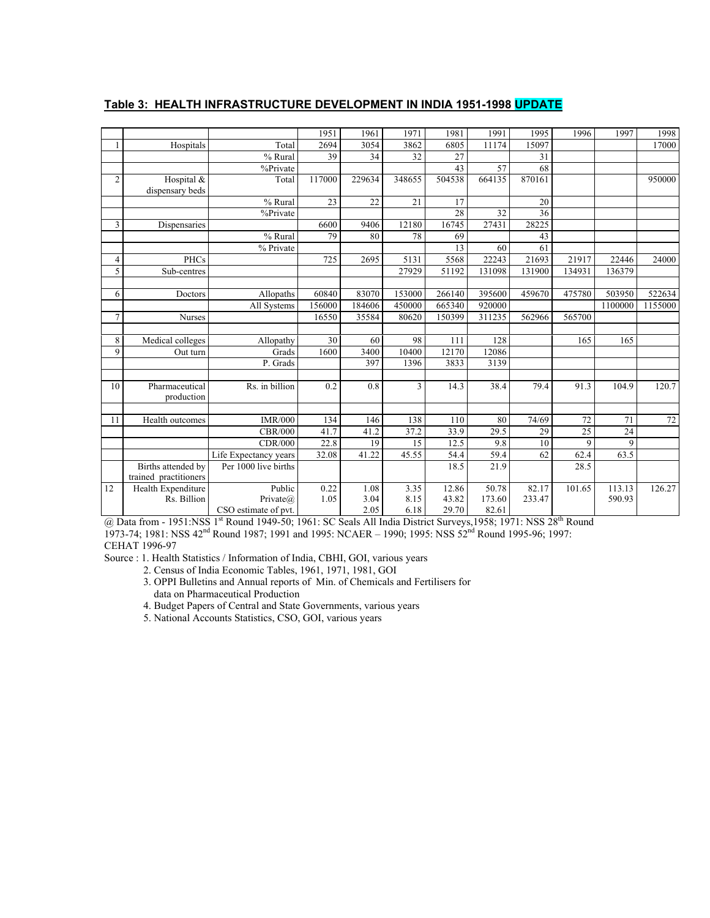## Table 3: HEALTH INFRASTRUCTURE DEVELOPMENT IN INDIA 1951-1998 UPDATE

| | | | 1951 | 1961 | 1971 | 1981 | 1991 | 1995 | 1996 | 1997 | 1998 |
|---|---|---|---|---|---|---|---|---|---|---|---|
| 1 | Hospitals | Total | 2694 | 3054 | 3862 | 6805 | 11174 | 15097 | | | 17000 |
| | | % Rural | 39 | 34 | 32 | 27 | | 31 | | | |
| | | %Private | | | | 43 | 57 | 68 | | | |
| 2 | Hospital & dispensary beds | Total | 117000 | 229634 | 348655 | 504538 | 664135 | 870161 | | | 950000 |
| | | % Rural | 23 | 22 | 21 | 17 | | 20 | | | |
| | | %Private | | | | 28 | 32 | 36 | | | |
| 3 | Dispensaries | | 6600 | 9406 | 12180 | 16745 | 27431 | 28225 | | | |
| | | % Rural | 79 | 80 | 78 | 69 | | 43 | | | |
| | | % Private | | | | 13 | 60 | 61 | | | |
| 4 | PHCs | | 725 | 2695 | 5131 | 5568 | 22243 | 21693 | 21917 | 22446 | 24000 |
| 5 | Sub-centres | | | | 27929 | 51192 | 131098 | 131900 | 134931 | 136379 | |
| | | | | | | | | | | | |
| 6 | Doctors | Allopaths | 60840 | 83070 | 153000 | 266140 | 395600 | 459670 | 475780 | 503950 | 522634 |
| | | All Systems | 156000 | 184606 | 450000 | 665340 | 920000 | | | 1100000 | 1155000 |
| 7 | Nurses | | 16550 | 35584 | 80620 | 150399 | 311235 | 562966 | 565700 | | |
| | | | | | | | | | | | |
| 8 | Medical colleges | Allopathy | 30 | 60 | 98 | 111 | 128 | | 165 | 165 | |
| 9 | Out turn | Grads | 1600 | 3400 | 10400 | 12170 | 12086 | | | | |
| | | P. Grads | | 397 | 1396 | 3833 | 3139 | | | | |
| | | | | | | | | | | | |
| 10 | Pharmaceutical production | Rs. in billion | 0.2 | 0.8 | 3 | 14.3 | 38.4 | 79.4 | 91.3 | 104.9 | 120.7 |
| | | | | | | | | | | | |
| 11 | Health outcomes | IMR/000 | 134 | 146 | 138 | 110 | 80 | 74/69 | 72 | 71 | 72 |
| | | CBR/000 | 41.7 | 41.2 | 37.2 | 33.9 | 29.5 | 29 | 25 | 24 | |
| | | CDR/000 | 22.8 | 19 | 15 | 12.5 | 9.8 | 10 | 9 | 9 | |
| | | Life Expectancy years | 32.08 | 41.22 | 45.55 | 54.4 | 59.4 | 62 | 62.4 | 63.5 | |
| | Births attended by trained practitioners | Per 1000 live births | | | | 18.5 | 21.9 | | 28.5 | | |
| 12 | Health Expenditure Rs. Billion | Public | 0.22 | 1.08 | 3.35 | 12.86 | 50.78 | 82.17 | 101.65 | 113.13 | 126.27 |
| | | Private@ | 1.05 | 3.04 | 8.15 | 43.82 | 173.60 | 233.47 | | 590.93 | |
| | | CSO estimate of pvt. | | 2.05 | 6.18 | 29.70 | 82.61 | | | | |

@ Data from - 1951:NSS 1st Round 1949-50; 1961: SC Seals All India District Surveys,1958; 1971: NSS 28th Round 1973-74; 1981: NSS 42nd Round 1987; 1991 and 1995: NCAER – 1990; 1995: NSS 52nd Round 1995-96; 1997: CEHAT 1996-97

Source : 1. Health Statistics / Information of India, CBHI, GOI, various years

2. Census of India Economic Tables, 1961, 1971, 1981, GOI
3. OPPI Bulletins and Annual reports of Min. of Chemicals and Fertilisers for data on Pharmaceutical Production
4. Budget Papers of Central and State Governments, various years
5. National Accounts Statistics, CSO, GOI, various years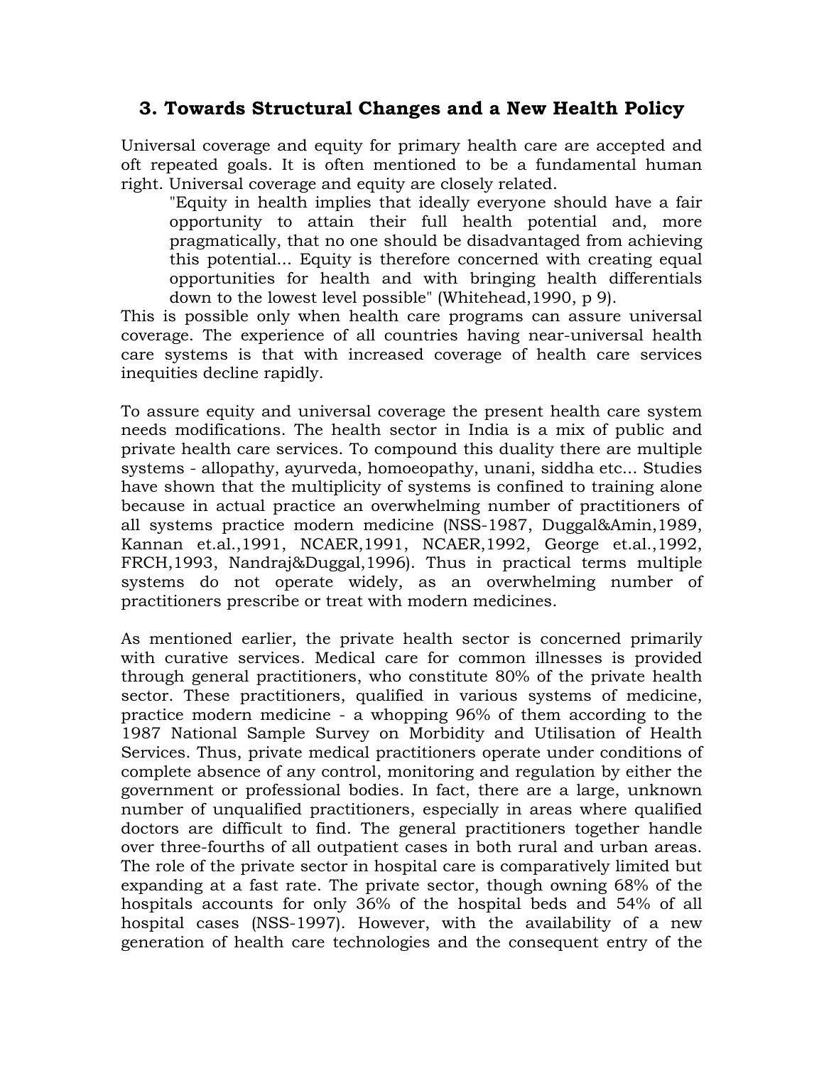## 3. Towards Structural Changes and a New Health Policy

Universal coverage and equity for primary health care are accepted and oft repeated goals. It is often mentioned to be a fundamental human right. Universal coverage and equity are closely related.

> "Equity in health implies that ideally everyone should have a fair opportunity to attain their full health potential and, more pragmatically, that no one should be disadvantaged from achieving this potential... Equity is therefore concerned with creating equal opportunities for health and with bringing health differentials down to the lowest level possible" (Whitehead,1990, p 9).

This is possible only when health care programs can assure universal coverage. The experience of all countries having near-universal health care systems is that with increased coverage of health care services inequities decline rapidly.

To assure equity and universal coverage the present health care system needs modifications. The health sector in India is a mix of public and private health care services. To compound this duality there are multiple systems - allopathy, ayurveda, homoeopathy, unani, siddha etc... Studies have shown that the multiplicity of systems is confined to training alone because in actual practice an overwhelming number of practitioners of all systems practice modern medicine (NSS-1987, Duggal&Amin,1989, Kannan et.al.,1991, NCAER,1991, NCAER,1992, George et.al.,1992, FRCH,1993, Nandraj&Duggal,1996). Thus in practical terms multiple systems do not operate widely, as an overwhelming number of practitioners prescribe or treat with modern medicines.

As mentioned earlier, the private health sector is concerned primarily with curative services. Medical care for common illnesses is provided through general practitioners, who constitute 80% of the private health sector. These practitioners, qualified in various systems of medicine, practice modern medicine - a whopping 96% of them according to the 1987 National Sample Survey on Morbidity and Utilisation of Health Services. Thus, private medical practitioners operate under conditions of complete absence of any control, monitoring and regulation by either the government or professional bodies. In fact, there are a large, unknown number of unqualified practitioners, especially in areas where qualified doctors are difficult to find. The general practitioners together handle over three-fourths of all outpatient cases in both rural and urban areas. The role of the private sector in hospital care is comparatively limited but expanding at a fast rate. The private sector, though owning 68% of the hospitals accounts for only 36% of the hospital beds and 54% of all hospital cases (NSS-1997). However, with the availability of a new generation of health care technologies and the consequent entry of the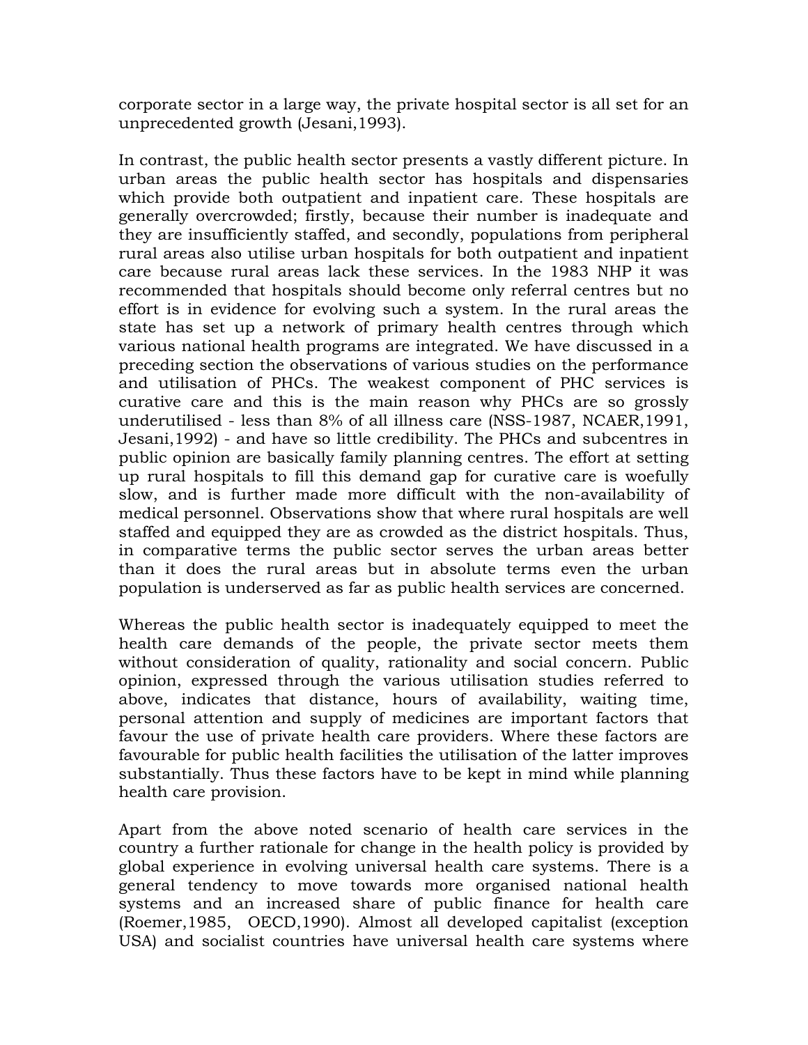corporate sector in a large way, the private hospital sector is all set for an unprecedented growth (Jesani,1993).

In contrast, the public health sector presents a vastly different picture. In urban areas the public health sector has hospitals and dispensaries which provide both outpatient and inpatient care. These hospitals are generally overcrowded; firstly, because their number is inadequate and they are insufficiently staffed, and secondly, populations from peripheral rural areas also utilise urban hospitals for both outpatient and inpatient care because rural areas lack these services. In the 1983 NHP it was recommended that hospitals should become only referral centres but no effort is in evidence for evolving such a system. In the rural areas the state has set up a network of primary health centres through which various national health programs are integrated. We have discussed in a preceding section the observations of various studies on the performance and utilisation of PHCs. The weakest component of PHC services is curative care and this is the main reason why PHCs are so grossly underutilised - less than 8% of all illness care (NSS-1987, NCAER,1991, Jesani,1992) - and have so little credibility. The PHCs and subcentres in public opinion are basically family planning centres. The effort at setting up rural hospitals to fill this demand gap for curative care is woefully slow, and is further made more difficult with the non-availability of medical personnel. Observations show that where rural hospitals are well staffed and equipped they are as crowded as the district hospitals. Thus, in comparative terms the public sector serves the urban areas better than it does the rural areas but in absolute terms even the urban population is underserved as far as public health services are concerned.

Whereas the public health sector is inadequately equipped to meet the health care demands of the people, the private sector meets them without consideration of quality, rationality and social concern. Public opinion, expressed through the various utilisation studies referred to above, indicates that distance, hours of availability, waiting time, personal attention and supply of medicines are important factors that favour the use of private health care providers. Where these factors are favourable for public health facilities the utilisation of the latter improves substantially. Thus these factors have to be kept in mind while planning health care provision.

Apart from the above noted scenario of health care services in the country a further rationale for change in the health policy is provided by global experience in evolving universal health care systems. There is a general tendency to move towards more organised national health systems and an increased share of public finance for health care (Roemer,1985, OECD,1990). Almost all developed capitalist (exception USA) and socialist countries have universal health care systems where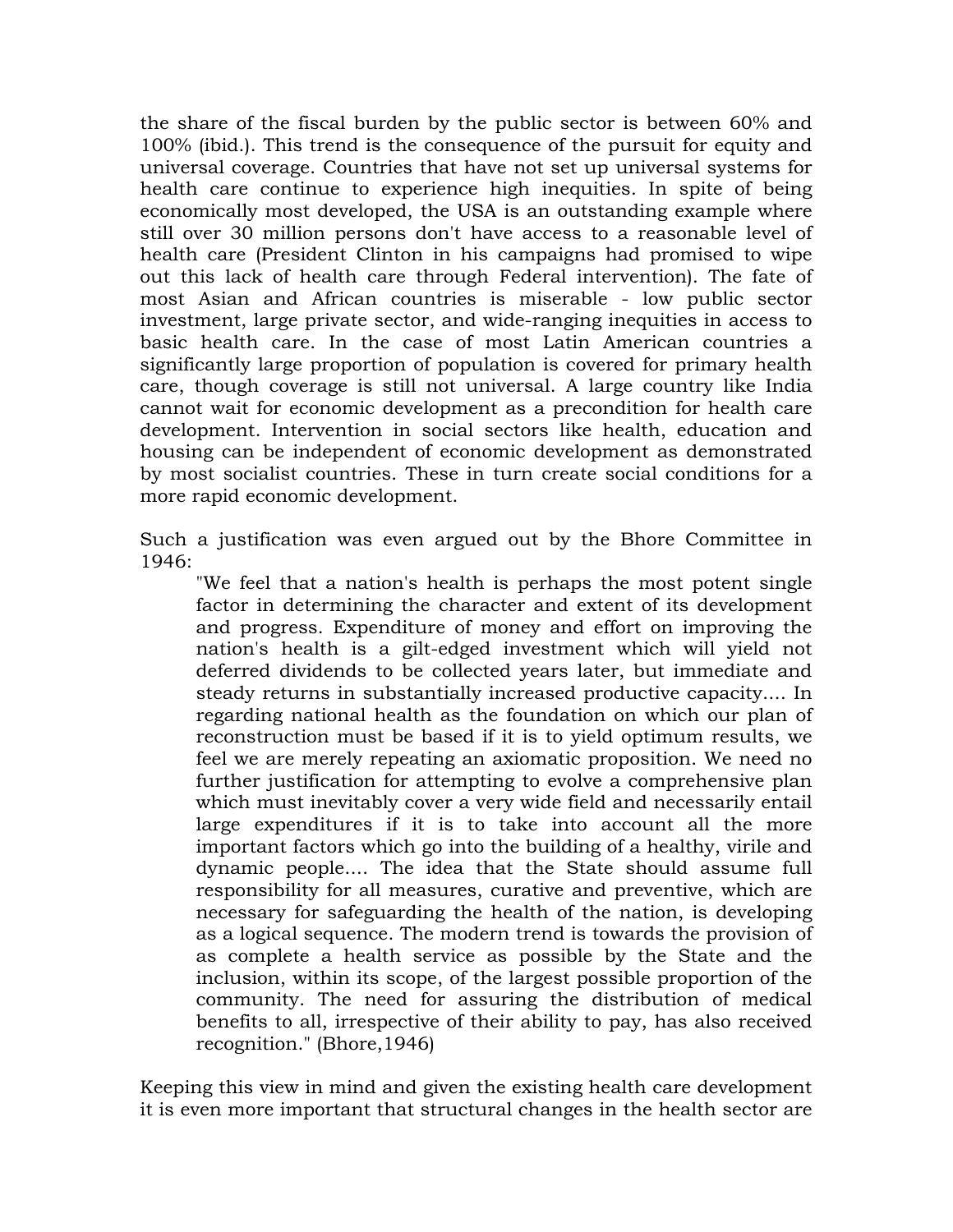the share of the fiscal burden by the public sector is between 60% and 100% (ibid.). This trend is the consequence of the pursuit for equity and universal coverage. Countries that have not set up universal systems for health care continue to experience high inequities. In spite of being economically most developed, the USA is an outstanding example where still over 30 million persons don't have access to a reasonable level of health care (President Clinton in his campaigns had promised to wipe out this lack of health care through Federal intervention). The fate of most Asian and African countries is miserable - low public sector investment, large private sector, and wide-ranging inequities in access to basic health care. In the case of most Latin American countries a significantly large proportion of population is covered for primary health care, though coverage is still not universal. A large country like India cannot wait for economic development as a precondition for health care development. Intervention in social sectors like health, education and housing can be independent of economic development as demonstrated by most socialist countries. These in turn create social conditions for a more rapid economic development.

Such a justification was even argued out by the Bhore Committee in 1946:

> "We feel that a nation's health is perhaps the most potent single factor in determining the character and extent of its development and progress. Expenditure of money and effort on improving the nation's health is a gilt-edged investment which will yield not deferred dividends to be collected years later, but immediate and steady returns in substantially increased productive capacity.... In regarding national health as the foundation on which our plan of reconstruction must be based if it is to yield optimum results, we feel we are merely repeating an axiomatic proposition. We need no further justification for attempting to evolve a comprehensive plan which must inevitably cover a very wide field and necessarily entail large expenditures if it is to take into account all the more important factors which go into the building of a healthy, virile and dynamic people.... The idea that the State should assume full responsibility for all measures, curative and preventive, which are necessary for safeguarding the health of the nation, is developing as a logical sequence. The modern trend is towards the provision of as complete a health service as possible by the State and the inclusion, within its scope, of the largest possible proportion of the community. The need for assuring the distribution of medical benefits to all, irrespective of their ability to pay, has also received recognition." (Bhore,1946)

Keeping this view in mind and given the existing health care development it is even more important that structural changes in the health sector are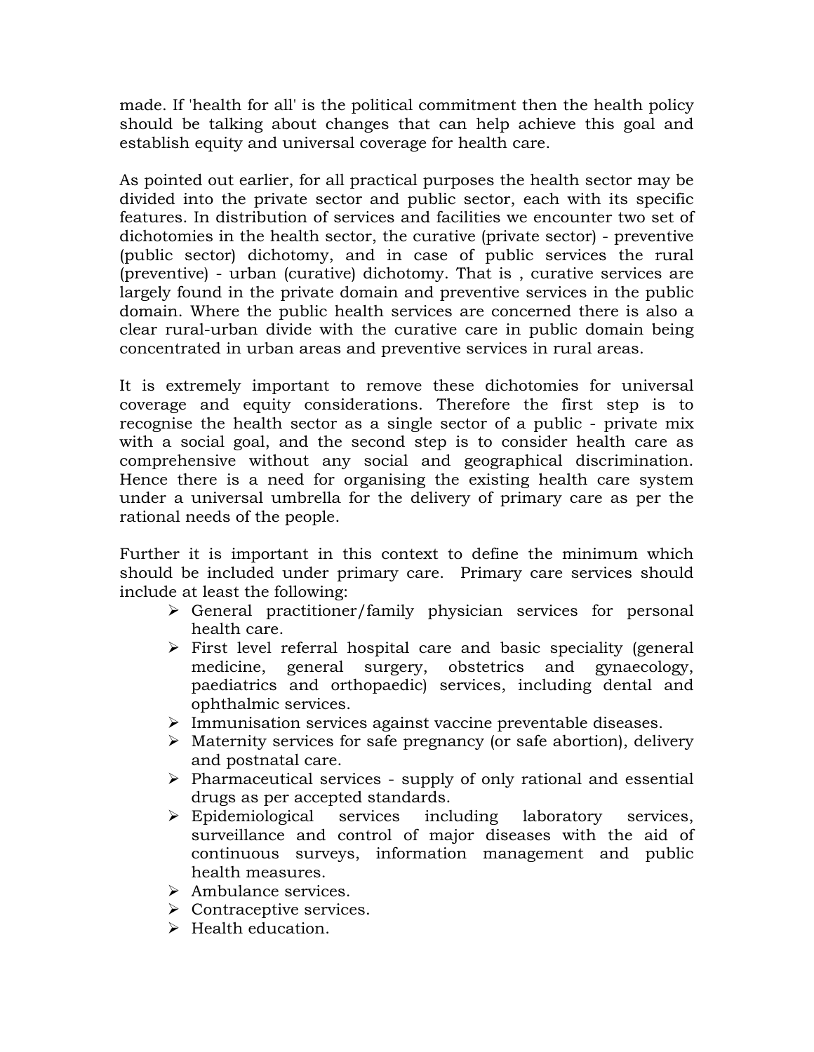made. If 'health for all' is the political commitment then the health policy should be talking about changes that can help achieve this goal and establish equity and universal coverage for health care.

As pointed out earlier, for all practical purposes the health sector may be divided into the private sector and public sector, each with its specific features. In distribution of services and facilities we encounter two set of dichotomies in the health sector, the curative (private sector) - preventive (public sector) dichotomy, and in case of public services the rural (preventive) - urban (curative) dichotomy. That is , curative services are largely found in the private domain and preventive services in the public domain. Where the public health services are concerned there is also a clear rural-urban divide with the curative care in public domain being concentrated in urban areas and preventive services in rural areas.

It is extremely important to remove these dichotomies for universal coverage and equity considerations. Therefore the first step is to recognise the health sector as a single sector of a public - private mix with a social goal, and the second step is to consider health care as comprehensive without any social and geographical discrimination. Hence there is a need for organising the existing health care system under a universal umbrella for the delivery of primary care as per the rational needs of the people.

Further it is important in this context to define the minimum which should be included under primary care. Primary care services should include at least the following:

- General practitioner/family physician services for personal health care.
- First level referral hospital care and basic speciality (general medicine, general surgery, obstetrics and gynaecology, paediatrics and orthopaedic) services, including dental and ophthalmic services.
- Immunisation services against vaccine preventable diseases.
- Maternity services for safe pregnancy (or safe abortion), delivery and postnatal care.
- Pharmaceutical services - supply of only rational and essential drugs as per accepted standards.
- Epidemiological services including laboratory services, surveillance and control of major diseases with the aid of continuous surveys, information management and public health measures.
- Ambulance services.
- Contraceptive services.
- Health education.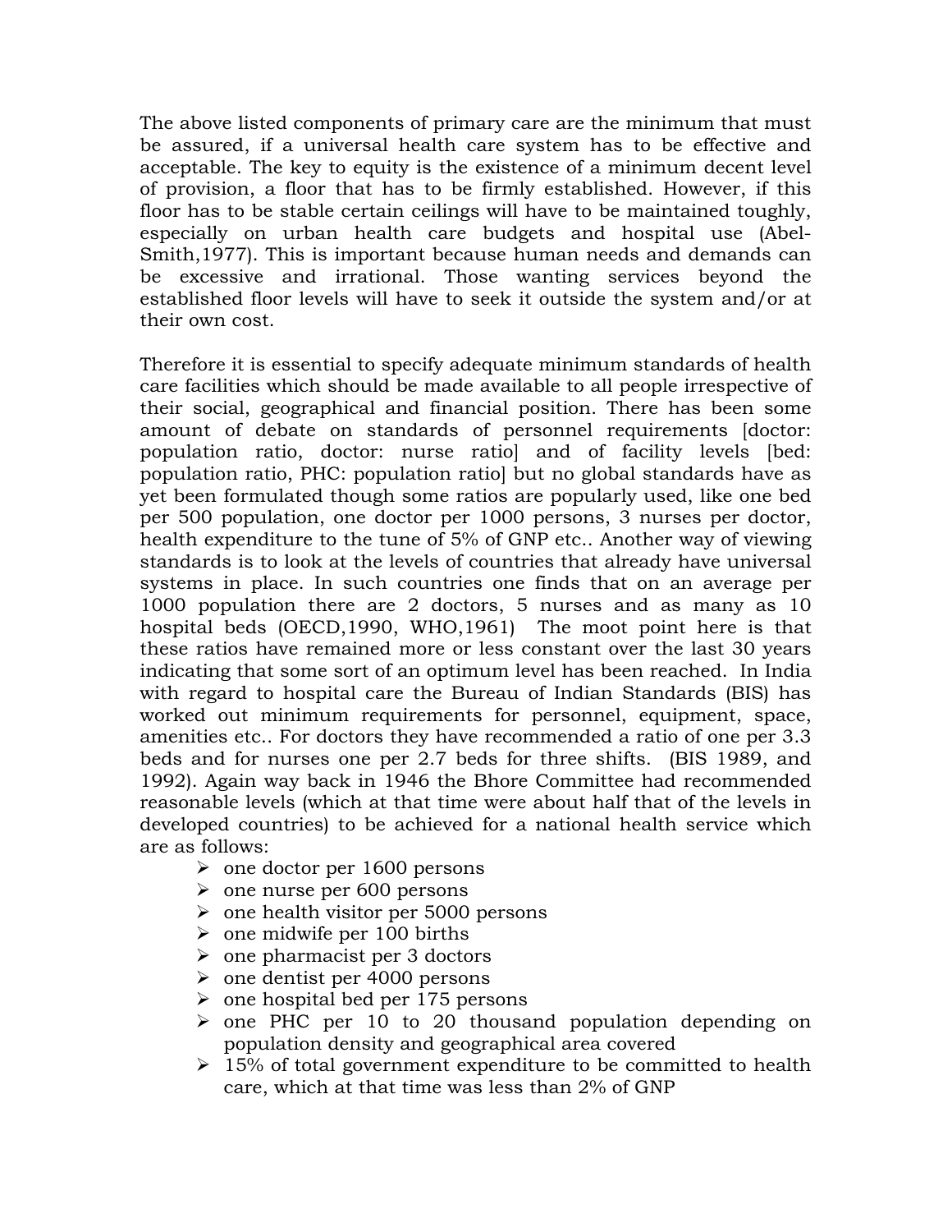The above listed components of primary care are the minimum that must be assured, if a universal health care system has to be effective and acceptable. The key to equity is the existence of a minimum decent level of provision, a floor that has to be firmly established. However, if this floor has to be stable certain ceilings will have to be maintained toughly, especially on urban health care budgets and hospital use (Abel-Smith,1977). This is important because human needs and demands can be excessive and irrational. Those wanting services beyond the established floor levels will have to seek it outside the system and/or at their own cost.

Therefore it is essential to specify adequate minimum standards of health care facilities which should be made available to all people irrespective of their social, geographical and financial position. There has been some amount of debate on standards of personnel requirements [doctor: population ratio, doctor: nurse ratio] and of facility levels [bed: population ratio, PHC: population ratio] but no global standards have as yet been formulated though some ratios are popularly used, like one bed per 500 population, one doctor per 1000 persons, 3 nurses per doctor, health expenditure to the tune of 5% of GNP etc.. Another way of viewing standards is to look at the levels of countries that already have universal systems in place. In such countries one finds that on an average per 1000 population there are 2 doctors, 5 nurses and as many as 10 hospital beds (OECD,1990, WHO,1961) The moot point here is that these ratios have remained more or less constant over the last 30 years indicating that some sort of an optimum level has been reached. In India with regard to hospital care the Bureau of Indian Standards (BIS) has worked out minimum requirements for personnel, equipment, space, amenities etc.. For doctors they have recommended a ratio of one per 3.3 beds and for nurses one per 2.7 beds for three shifts. (BIS 1989, and 1992). Again way back in 1946 the Bhore Committee had recommended reasonable levels (which at that time were about half that of the levels in developed countries) to be achieved for a national health service which are as follows:

- one doctor per 1600 persons
- one nurse per 600 persons
- one health visitor per 5000 persons
- one midwife per 100 births
- one pharmacist per 3 doctors
- one dentist per 4000 persons
- one hospital bed per 175 persons
- one PHC per 10 to 20 thousand population depending on population density and geographical area covered
- 15% of total government expenditure to be committed to health care, which at that time was less than 2% of GNP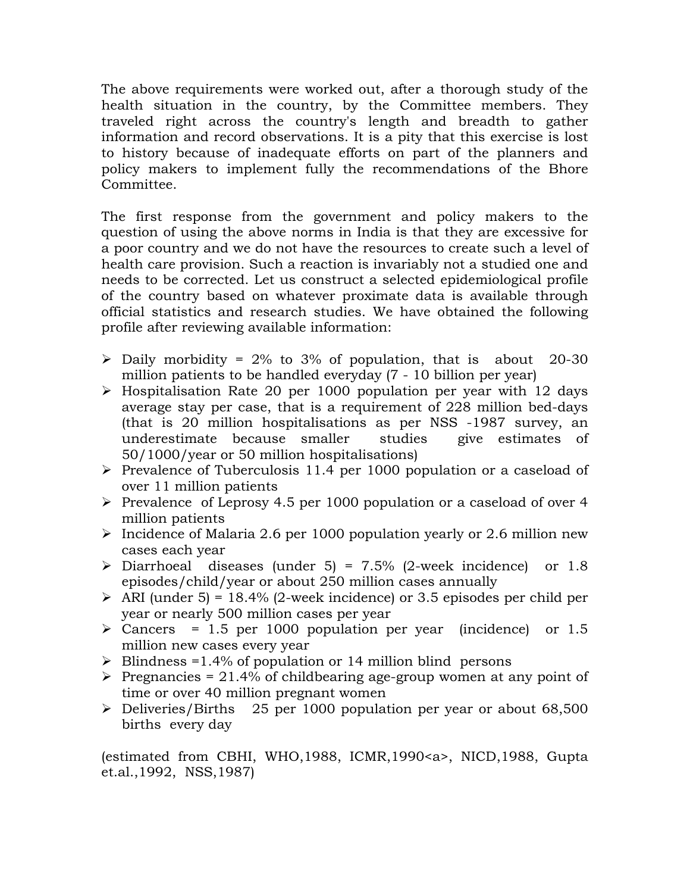The above requirements were worked out, after a thorough study of the health situation in the country, by the Committee members. They traveled right across the country's length and breadth to gather information and record observations. It is a pity that this exercise is lost to history because of inadequate efforts on part of the planners and policy makers to implement fully the recommendations of the Bhore Committee.

The first response from the government and policy makers to the question of using the above norms in India is that they are excessive for a poor country and we do not have the resources to create such a level of health care provision. Such a reaction is invariably not a studied one and needs to be corrected. Let us construct a selected epidemiological profile of the country based on whatever proximate data is available through official statistics and research studies. We have obtained the following profile after reviewing available information:

- Daily morbidity = 2% to 3% of population, that is about 20-30 million patients to be handled everyday (7 - 10 billion per year)
- Hospitalisation Rate 20 per 1000 population per year with 12 days average stay per case, that is a requirement of 228 million bed-days (that is 20 million hospitalisations as per NSS -1987 survey, an underestimate because smaller studies give estimates of 50/1000/year or 50 million hospitalisations)
- Prevalence of Tuberculosis 11.4 per 1000 population or a caseload of over 11 million patients
- Prevalence of Leprosy 4.5 per 1000 population or a caseload of over 4 million patients
- Incidence of Malaria 2.6 per 1000 population yearly or 2.6 million new cases each year
- Diarrhoeal diseases (under 5) = 7.5% (2-week incidence) or 1.8 episodes/child/year or about 250 million cases annually
- ARI (under 5) = 18.4% (2-week incidence) or 3.5 episodes per child per year or nearly 500 million cases per year
- Cancers = 1.5 per 1000 population per year (incidence) or 1.5 million new cases every year
- Blindness =1.4% of population or 14 million blind persons
- Pregnancies = 21.4% of childbearing age-group women at any point of time or over 40 million pregnant women
- Deliveries/Births 25 per 1000 population per year or about 68,500 births every day

(estimated from CBHI, WHO,1988, ICMR,1990<a>, NICD,1988, Gupta et.al.,1992, NSS,1987)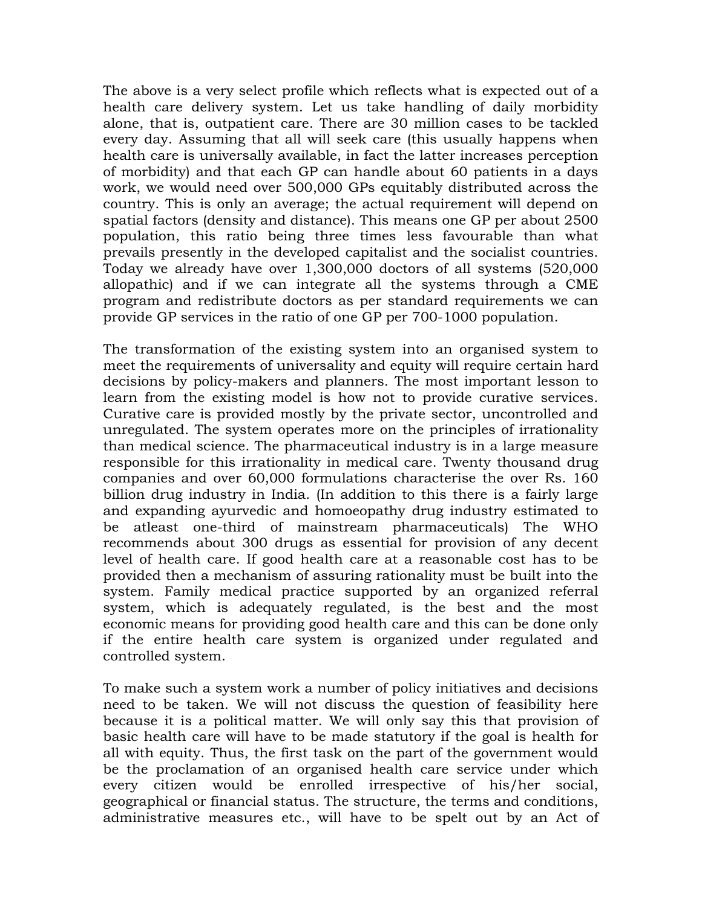The above is a very select profile which reflects what is expected out of a health care delivery system. Let us take handling of daily morbidity alone, that is, outpatient care. There are 30 million cases to be tackled every day. Assuming that all will seek care (this usually happens when health care is universally available, in fact the latter increases perception of morbidity) and that each GP can handle about 60 patients in a days work, we would need over 500,000 GPs equitably distributed across the country. This is only an average; the actual requirement will depend on spatial factors (density and distance). This means one GP per about 2500 population, this ratio being three times less favourable than what prevails presently in the developed capitalist and the socialist countries. Today we already have over 1,300,000 doctors of all systems (520,000 allopathic) and if we can integrate all the systems through a CME program and redistribute doctors as per standard requirements we can provide GP services in the ratio of one GP per 700-1000 population.

The transformation of the existing system into an organised system to meet the requirements of universality and equity will require certain hard decisions by policy-makers and planners. The most important lesson to learn from the existing model is how not to provide curative services. Curative care is provided mostly by the private sector, uncontrolled and unregulated. The system operates more on the principles of irrationality than medical science. The pharmaceutical industry is in a large measure responsible for this irrationality in medical care. Twenty thousand drug companies and over 60,000 formulations characterise the over Rs. 160 billion drug industry in India. (In addition to this there is a fairly large and expanding ayurvedic and homoeopathy drug industry estimated to be atleast one-third of mainstream pharmaceuticals) The WHO recommends about 300 drugs as essential for provision of any decent level of health care. If good health care at a reasonable cost has to be provided then a mechanism of assuring rationality must be built into the system. Family medical practice supported by an organized referral system, which is adequately regulated, is the best and the most economic means for providing good health care and this can be done only if the entire health care system is organized under regulated and controlled system.

To make such a system work a number of policy initiatives and decisions need to be taken. We will not discuss the question of feasibility here because it is a political matter. We will only say this that provision of basic health care will have to be made statutory if the goal is health for all with equity. Thus, the first task on the part of the government would be the proclamation of an organised health care service under which every citizen would be enrolled irrespective of his/her social, geographical or financial status. The structure, the terms and conditions, administrative measures etc., will have to be spelt out by an Act of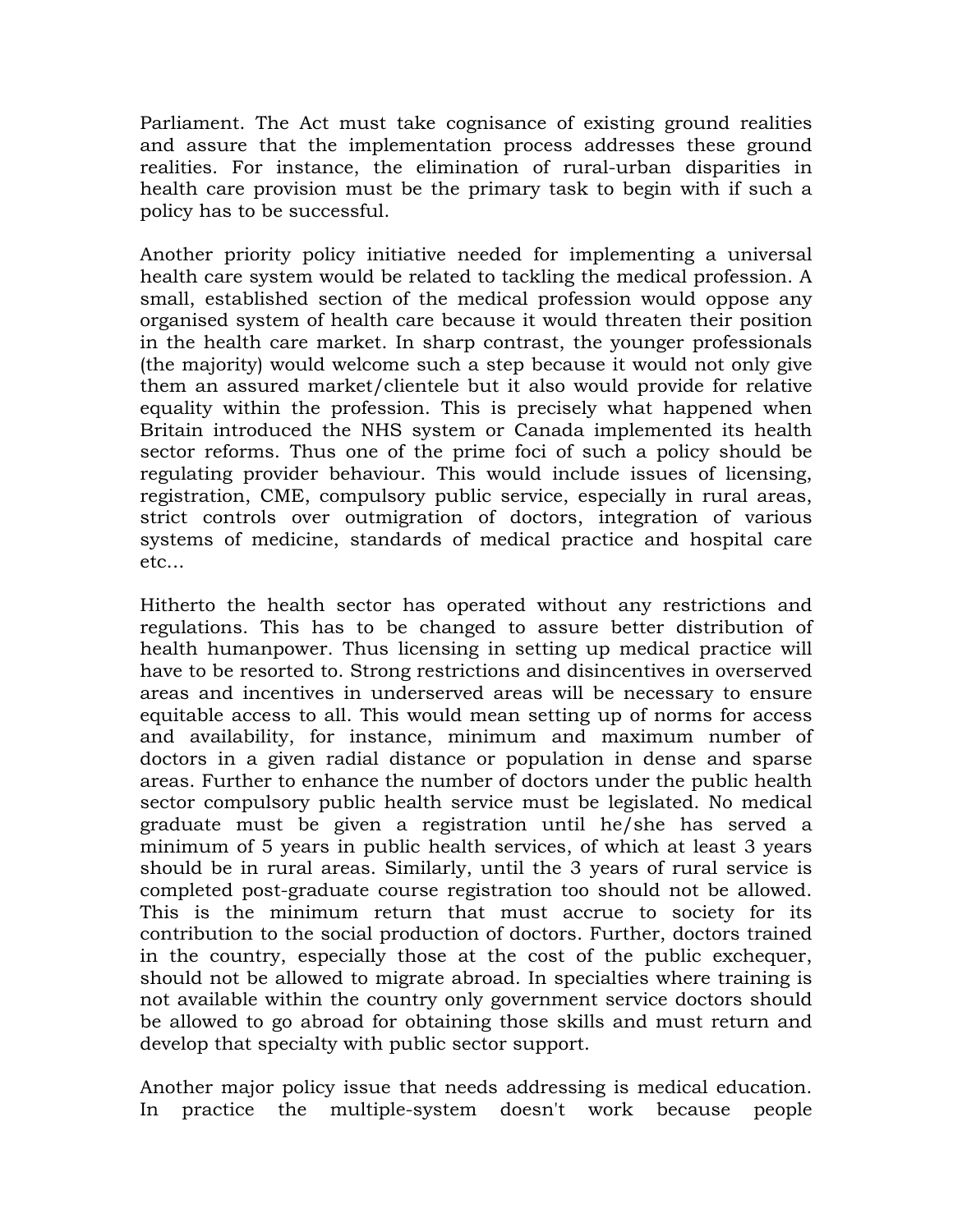Parliament. The Act must take cognisance of existing ground realities and assure that the implementation process addresses these ground realities. For instance, the elimination of rural-urban disparities in health care provision must be the primary task to begin with if such a policy has to be successful.

Another priority policy initiative needed for implementing a universal health care system would be related to tackling the medical profession. A small, established section of the medical profession would oppose any organised system of health care because it would threaten their position in the health care market. In sharp contrast, the younger professionals (the majority) would welcome such a step because it would not only give them an assured market/clientele but it also would provide for relative equality within the profession. This is precisely what happened when Britain introduced the NHS system or Canada implemented its health sector reforms. Thus one of the prime foci of such a policy should be regulating provider behaviour. This would include issues of licensing, registration, CME, compulsory public service, especially in rural areas, strict controls over outmigration of doctors, integration of various systems of medicine, standards of medical practice and hospital care etc...

Hitherto the health sector has operated without any restrictions and regulations. This has to be changed to assure better distribution of health humanpower. Thus licensing in setting up medical practice will have to be resorted to. Strong restrictions and disincentives in overserved areas and incentives in underserved areas will be necessary to ensure equitable access to all. This would mean setting up of norms for access and availability, for instance, minimum and maximum number of doctors in a given radial distance or population in dense and sparse areas. Further to enhance the number of doctors under the public health sector compulsory public health service must be legislated. No medical graduate must be given a registration until he/she has served a minimum of 5 years in public health services, of which at least 3 years should be in rural areas. Similarly, until the 3 years of rural service is completed post-graduate course registration too should not be allowed. This is the minimum return that must accrue to society for its contribution to the social production of doctors. Further, doctors trained in the country, especially those at the cost of the public exchequer, should not be allowed to migrate abroad. In specialties where training is not available within the country only government service doctors should be allowed to go abroad for obtaining those skills and must return and develop that specialty with public sector support.

Another major policy issue that needs addressing is medical education. In practice the multiple-system doesn't work because people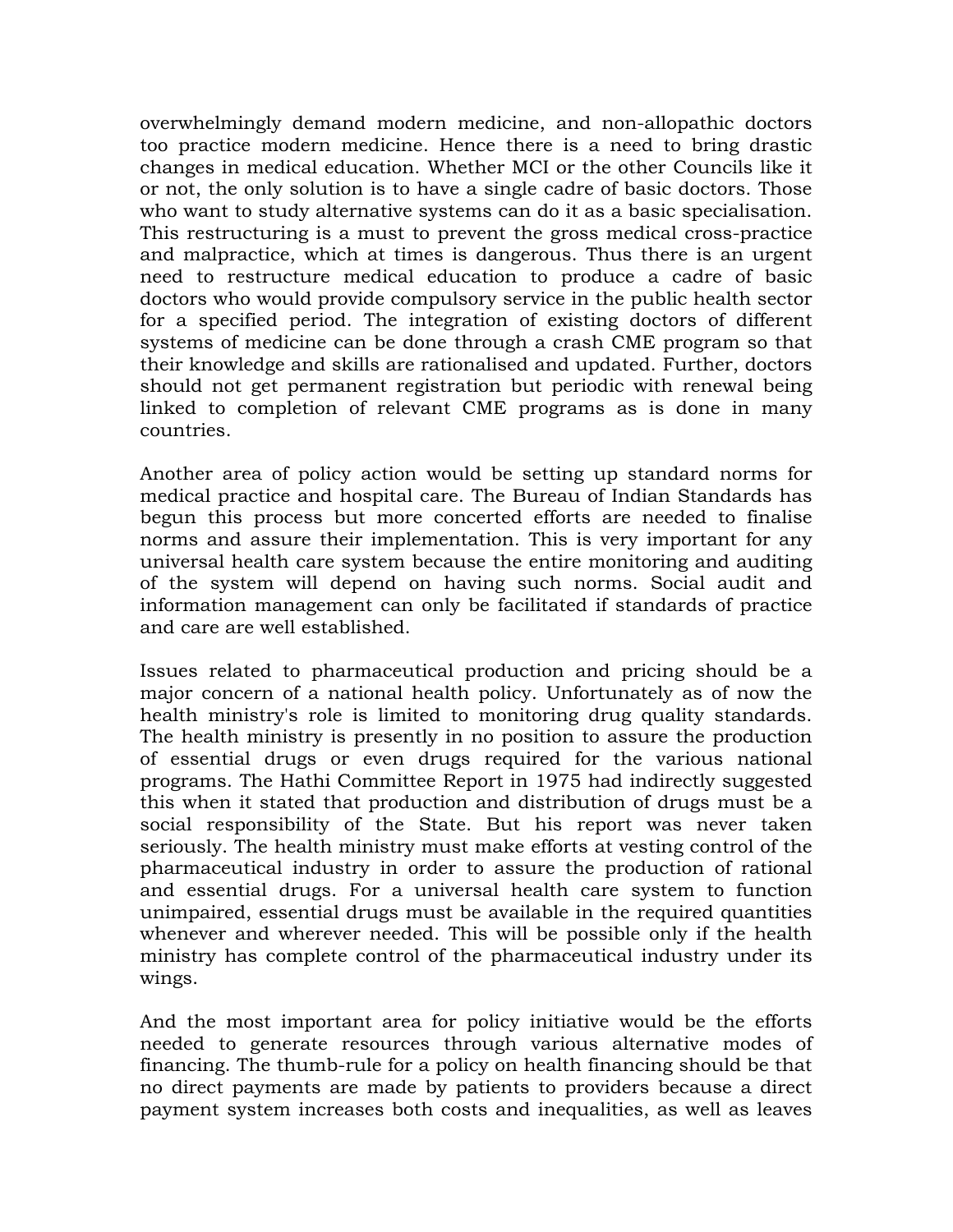overwhelmingly demand modern medicine, and non-allopathic doctors too practice modern medicine. Hence there is a need to bring drastic changes in medical education. Whether MCI or the other Councils like it or not, the only solution is to have a single cadre of basic doctors. Those who want to study alternative systems can do it as a basic specialisation. This restructuring is a must to prevent the gross medical cross-practice and malpractice, which at times is dangerous. Thus there is an urgent need to restructure medical education to produce a cadre of basic doctors who would provide compulsory service in the public health sector for a specified period. The integration of existing doctors of different systems of medicine can be done through a crash CME program so that their knowledge and skills are rationalised and updated. Further, doctors should not get permanent registration but periodic with renewal being linked to completion of relevant CME programs as is done in many countries.

Another area of policy action would be setting up standard norms for medical practice and hospital care. The Bureau of Indian Standards has begun this process but more concerted efforts are needed to finalise norms and assure their implementation. This is very important for any universal health care system because the entire monitoring and auditing of the system will depend on having such norms. Social audit and information management can only be facilitated if standards of practice and care are well established.

Issues related to pharmaceutical production and pricing should be a major concern of a national health policy. Unfortunately as of now the health ministry's role is limited to monitoring drug quality standards. The health ministry is presently in no position to assure the production of essential drugs or even drugs required for the various national programs. The Hathi Committee Report in 1975 had indirectly suggested this when it stated that production and distribution of drugs must be a social responsibility of the State. But his report was never taken seriously. The health ministry must make efforts at vesting control of the pharmaceutical industry in order to assure the production of rational and essential drugs. For a universal health care system to function unimpaired, essential drugs must be available in the required quantities whenever and wherever needed. This will be possible only if the health ministry has complete control of the pharmaceutical industry under its wings.

And the most important area for policy initiative would be the efforts needed to generate resources through various alternative modes of financing. The thumb-rule for a policy on health financing should be that no direct payments are made by patients to providers because a direct payment system increases both costs and inequalities, as well as leaves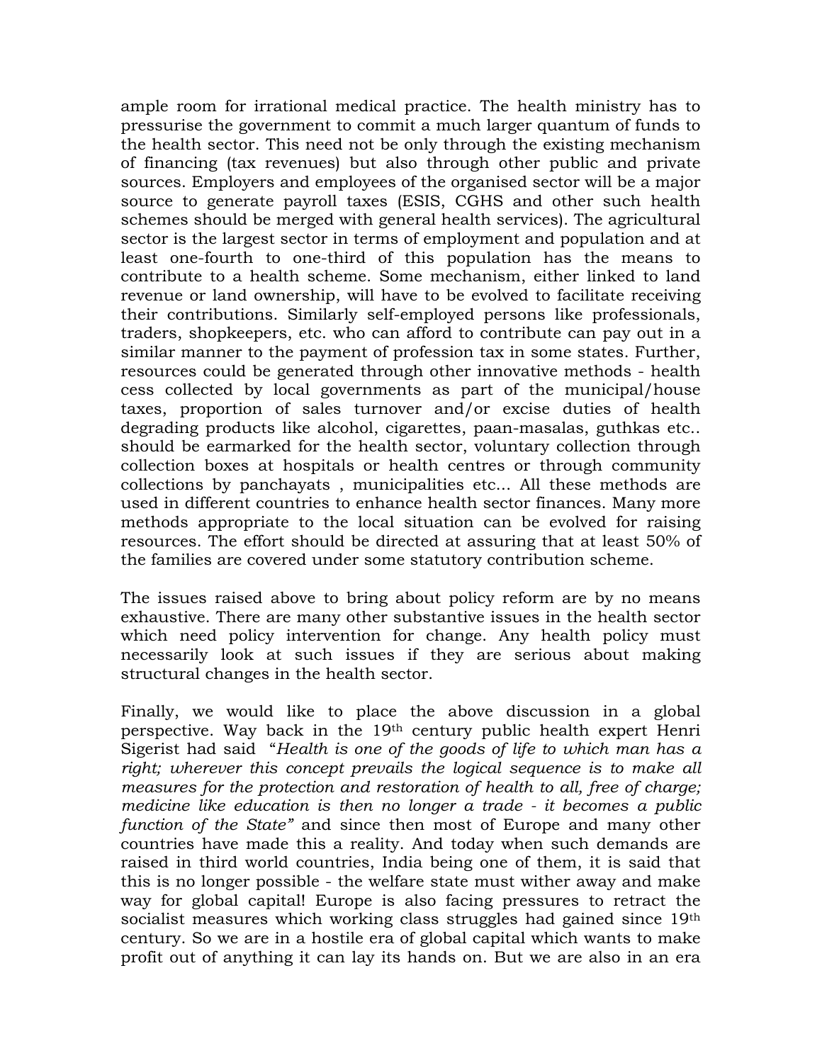ample room for irrational medical practice. The health ministry has to pressurise the government to commit a much larger quantum of funds to the health sector. This need not be only through the existing mechanism of financing (tax revenues) but also through other public and private sources. Employers and employees of the organised sector will be a major source to generate payroll taxes (ESIS, CGHS and other such health schemes should be merged with general health services). The agricultural sector is the largest sector in terms of employment and population and at least one-fourth to one-third of this population has the means to contribute to a health scheme. Some mechanism, either linked to land revenue or land ownership, will have to be evolved to facilitate receiving their contributions. Similarly self-employed persons like professionals, traders, shopkeepers, etc. who can afford to contribute can pay out in a similar manner to the payment of profession tax in some states. Further, resources could be generated through other innovative methods - health cess collected by local governments as part of the municipal/house taxes, proportion of sales turnover and/or excise duties of health degrading products like alcohol, cigarettes, paan-masalas, guthkas etc.. should be earmarked for the health sector, voluntary collection through collection boxes at hospitals or health centres or through community collections by panchayats , municipalities etc… All these methods are used in different countries to enhance health sector finances. Many more methods appropriate to the local situation can be evolved for raising resources. The effort should be directed at assuring that at least 50% of the families are covered under some statutory contribution scheme.

The issues raised above to bring about policy reform are by no means exhaustive. There are many other substantive issues in the health sector which need policy intervention for change. Any health policy must necessarily look at such issues if they are serious about making structural changes in the health sector.

Finally, we would like to place the above discussion in a global perspective. Way back in the 19th century public health expert Henri Sigerist had said "*Health is one of the goods of life to which man has a right; wherever this concept prevails the logical sequence is to make all measures for the protection and restoration of health to all, free of charge; medicine like education is then no longer a trade - it becomes a public function of the State"* and since then most of Europe and many other countries have made this a reality. And today when such demands are raised in third world countries, India being one of them, it is said that this is no longer possible - the welfare state must wither away and make way for global capital! Europe is also facing pressures to retract the socialist measures which working class struggles had gained since 19th century. So we are in a hostile era of global capital which wants to make profit out of anything it can lay its hands on. But we are also in an era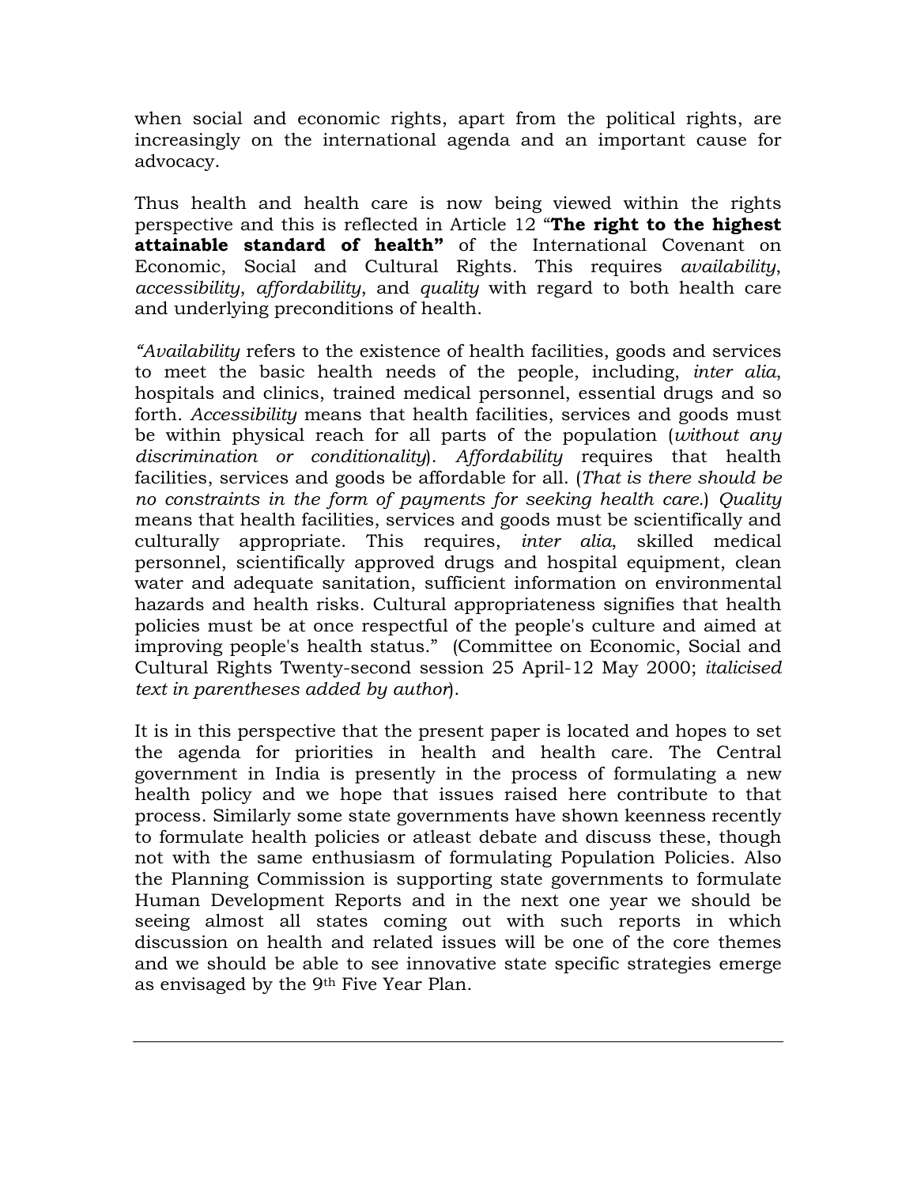when social and economic rights, apart from the political rights, are increasingly on the international agenda and an important cause for advocacy.

Thus health and health care is now being viewed within the rights perspective and this is reflected in Article 12 "**The right to the highest attainable standard of health"** of the International Covenant on Economic, Social and Cultural Rights. This requires *availability*, *accessibility*, *affordability*, and *quality* with regard to both health care and underlying preconditions of health.

*"Availability* refers to the existence of health facilities, goods and services to meet the basic health needs of the people, including, *inter alia*, hospitals and clinics, trained medical personnel, essential drugs and so forth. *Accessibility* means that health facilities, services and goods must be within physical reach for all parts of the population (*without any discrimination or conditionality*). *Affordability* requires that health facilities, services and goods be affordable for all. (*That is there should be no constraints in the form of payments for seeking health care.*) *Quality* means that health facilities, services and goods must be scientifically and culturally appropriate. This requires, *inter alia*, skilled medical personnel, scientifically approved drugs and hospital equipment, clean water and adequate sanitation, sufficient information on environmental hazards and health risks. Cultural appropriateness signifies that health policies must be at once respectful of the people's culture and aimed at improving people's health status." (Committee on Economic, Social and Cultural Rights Twenty-second session 25 April-12 May 2000; *italicised text in parentheses added by author*).

It is in this perspective that the present paper is located and hopes to set the agenda for priorities in health and health care. The Central government in India is presently in the process of formulating a new health policy and we hope that issues raised here contribute to that process. Similarly some state governments have shown keenness recently to formulate health policies or atleast debate and discuss these, though not with the same enthusiasm of formulating Population Policies. Also the Planning Commission is supporting state governments to formulate Human Development Reports and in the next one year we should be seeing almost all states coming out with such reports in which discussion on health and related issues will be one of the core themes and we should be able to see innovative state specific strategies emerge as envisaged by the 9th Five Year Plan.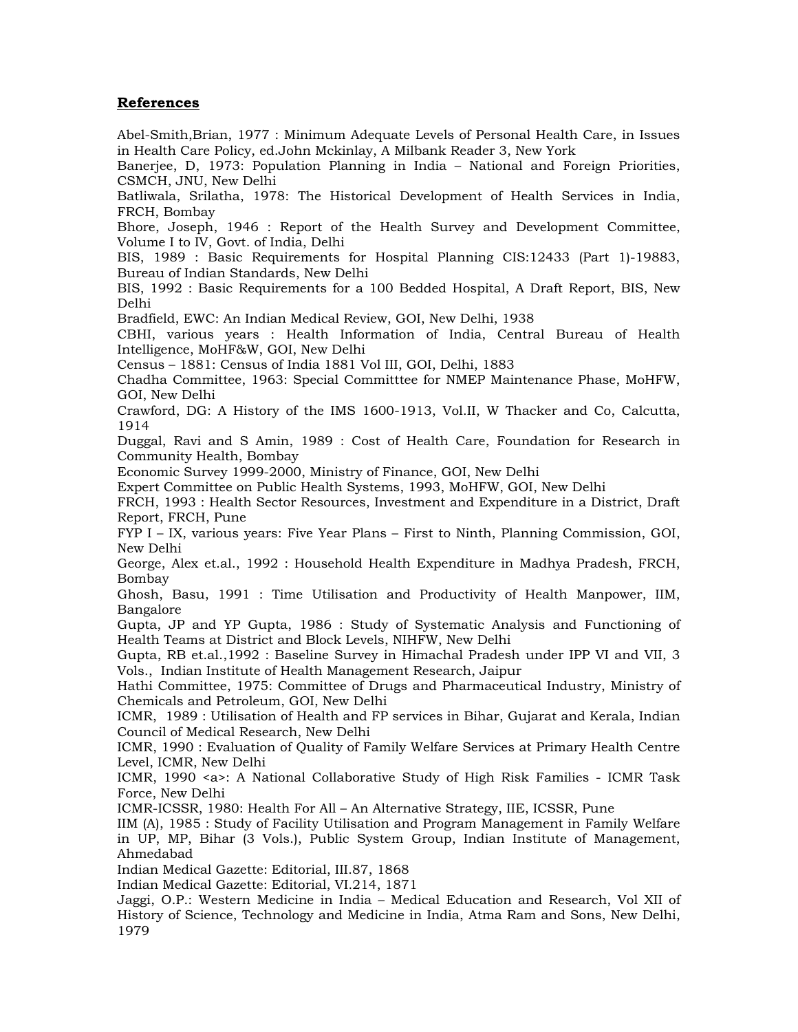## References

Abel-Smith,Brian, 1977 : Minimum Adequate Levels of Personal Health Care, in Issues in Health Care Policy, ed.John Mckinlay, A Milbank Reader 3, New York

Banerjee, D, 1973: Population Planning in India – National and Foreign Priorities, CSMCH, JNU, New Delhi

Batliwala, Srilatha, 1978: The Historical Development of Health Services in India, FRCH, Bombay

Bhore, Joseph, 1946 : Report of the Health Survey and Development Committee, Volume I to IV, Govt. of India, Delhi

BIS, 1989 : Basic Requirements for Hospital Planning CIS:12433 (Part 1)-19883, Bureau of Indian Standards, New Delhi

BIS, 1992 : Basic Requirements for a 100 Bedded Hospital, A Draft Report, BIS, New Delhi

Bradfield, EWC: An Indian Medical Review, GOI, New Delhi, 1938

CBHI, various years : Health Information of India, Central Bureau of Health Intelligence, MoHF&W, GOI, New Delhi

Census – 1881: Census of India 1881 Vol III, GOI, Delhi, 1883

Chadha Committee, 1963: Special Committtee for NMEP Maintenance Phase, MoHFW, GOI, New Delhi

Crawford, DG: A History of the IMS 1600-1913, Vol.II, W Thacker and Co, Calcutta, 1914

Duggal, Ravi and S Amin, 1989 : Cost of Health Care, Foundation for Research in Community Health, Bombay

Economic Survey 1999-2000, Ministry of Finance, GOI, New Delhi

Expert Committee on Public Health Systems, 1993, MoHFW, GOI, New Delhi

FRCH, 1993 : Health Sector Resources, Investment and Expenditure in a District, Draft Report, FRCH, Pune

FYP I – IX, various years: Five Year Plans – First to Ninth, Planning Commission, GOI, New Delhi

George, Alex et.al., 1992 : Household Health Expenditure in Madhya Pradesh, FRCH, Bombay

Ghosh, Basu, 1991 : Time Utilisation and Productivity of Health Manpower, IIM, Bangalore

Gupta, JP and YP Gupta, 1986 : Study of Systematic Analysis and Functioning of Health Teams at District and Block Levels, NIHFW, New Delhi

Gupta, RB et.al.,1992 : Baseline Survey in Himachal Pradesh under IPP VI and VII, 3 Vols., Indian Institute of Health Management Research, Jaipur

Hathi Committee, 1975: Committee of Drugs and Pharmaceutical Industry, Ministry of Chemicals and Petroleum, GOI, New Delhi

ICMR, 1989 : Utilisation of Health and FP services in Bihar, Gujarat and Kerala, Indian Council of Medical Research, New Delhi

ICMR, 1990 : Evaluation of Quality of Family Welfare Services at Primary Health Centre Level, ICMR, New Delhi

ICMR, 1990 <a>: A National Collaborative Study of High Risk Families - ICMR Task Force, New Delhi

ICMR-ICSSR, 1980: Health For All – An Alternative Strategy, IIE, ICSSR, Pune

IIM (A), 1985 : Study of Facility Utilisation and Program Management in Family Welfare in UP, MP, Bihar (3 Vols.), Public System Group, Indian Institute of Management, Ahmedabad

Indian Medical Gazette: Editorial, III.87, 1868

Indian Medical Gazette: Editorial, VI.214, 1871

Jaggi, O.P.: Western Medicine in India – Medical Education and Research, Vol XII of History of Science, Technology and Medicine in India, Atma Ram and Sons, New Delhi, 1979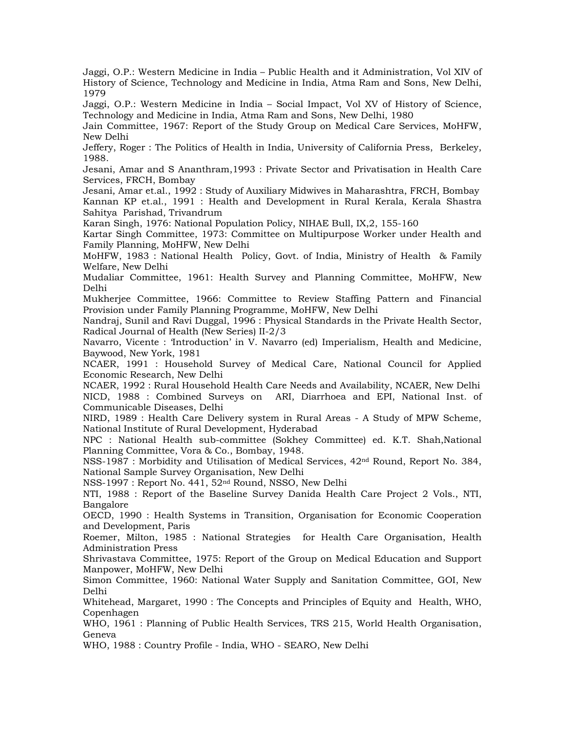Jaggi, O.P.: Western Medicine in India – Public Health and it Administration, Vol XIV of History of Science, Technology and Medicine in India, Atma Ram and Sons, New Delhi, 1979

Jaggi, O.P.: Western Medicine in India – Social Impact, Vol XV of History of Science, Technology and Medicine in India, Atma Ram and Sons, New Delhi, 1980

Jain Committee, 1967: Report of the Study Group on Medical Care Services, MoHFW, New Delhi

Jeffery, Roger : The Politics of Health in India, University of California Press, Berkeley, 1988.

Jesani, Amar and S Ananthram,1993 : Private Sector and Privatisation in Health Care Services, FRCH, Bombay

Jesani, Amar et.al., 1992 : Study of Auxiliary Midwives in Maharashtra, FRCH, Bombay

Kannan KP et.al., 1991 : Health and Development in Rural Kerala, Kerala Shastra Sahitya Parishad, Trivandrum

Karan Singh, 1976: National Population Policy, NIHAE Bull, IX,2, 155-160

Kartar Singh Committee, 1973: Committee on Multipurpose Worker under Health and Family Planning, MoHFW, New Delhi

MoHFW, 1983 : National Health Policy, Govt. of India, Ministry of Health & Family Welfare, New Delhi

Mudaliar Committee, 1961: Health Survey and Planning Committee, MoHFW, New Delhi

Mukherjee Committee, 1966: Committee to Review Staffing Pattern and Financial Provision under Family Planning Programme, MoHFW, New Delhi

Nandraj, Sunil and Ravi Duggal, 1996 : Physical Standards in the Private Health Sector, Radical Journal of Health (New Series) II-2/3

Navarro, Vicente : 'Introduction' in V. Navarro (ed) Imperialism, Health and Medicine, Baywood, New York, 1981

NCAER, 1991 : Household Survey of Medical Care, National Council for Applied Economic Research, New Delhi

NCAER, 1992 : Rural Household Health Care Needs and Availability, NCAER, New Delhi

NICD, 1988 : Combined Surveys on ARI, Diarrhoea and EPI, National Inst. of Communicable Diseases, Delhi

NIRD, 1989 : Health Care Delivery system in Rural Areas - A Study of MPW Scheme, National Institute of Rural Development, Hyderabad

NPC : National Health sub-committee (Sokhey Committee) ed. K.T. Shah,National Planning Committee, Vora & Co., Bombay, 1948.

NSS-1987 : Morbidity and Utilisation of Medical Services, 42nd Round, Report No. 384, National Sample Survey Organisation, New Delhi

NSS-1997 : Report No. 441, 52nd Round, NSSO, New Delhi

NTI, 1988 : Report of the Baseline Survey Danida Health Care Project 2 Vols., NTI, Bangalore

OECD, 1990 : Health Systems in Transition, Organisation for Economic Cooperation and Development, Paris

Roemer, Milton, 1985 : National Strategies for Health Care Organisation, Health Administration Press

Shrivastava Committee, 1975: Report of the Group on Medical Education and Support Manpower, MoHFW, New Delhi

Simon Committee, 1960: National Water Supply and Sanitation Committee, GOI, New Delhi

Whitehead, Margaret, 1990 : The Concepts and Principles of Equity and Health, WHO, Copenhagen

WHO, 1961 : Planning of Public Health Services, TRS 215, World Health Organisation, Geneva

WHO, 1988 : Country Profile - India, WHO - SEARO, New Delhi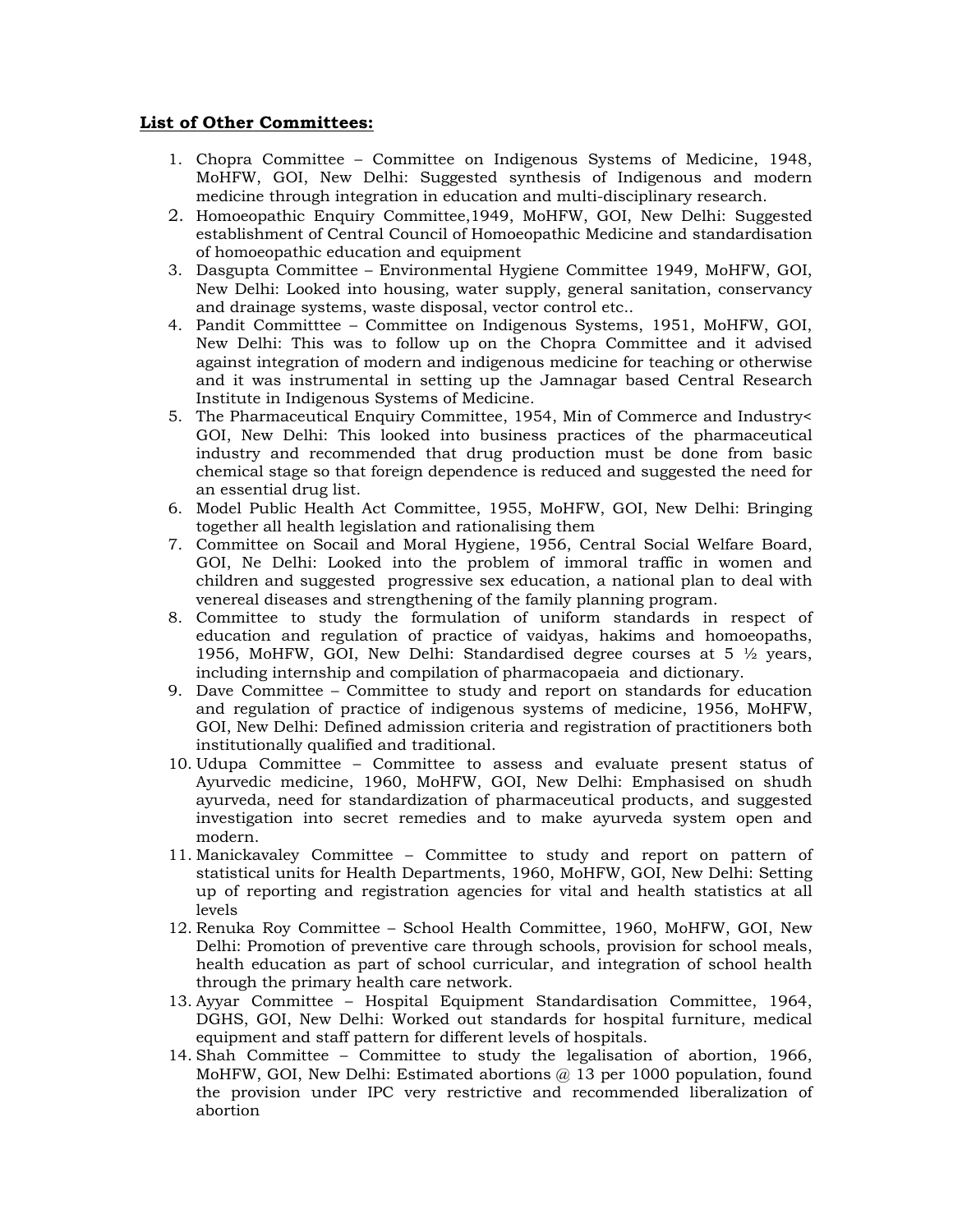**List of Other Committees:**

1. Chopra Committee – Committee on Indigenous Systems of Medicine, 1948, MoHFW, GOI, New Delhi: Suggested synthesis of Indigenous and modern medicine through integration in education and multi-disciplinary research.
2. Homoeopathic Enquiry Committee,1949, MoHFW, GOI, New Delhi: Suggested establishment of Central Council of Homoeopathic Medicine and standardisation of homoeopathic education and equipment
3. Dasgupta Committee – Environmental Hygiene Committee 1949, MoHFW, GOI, New Delhi: Looked into housing, water supply, general sanitation, conservancy and drainage systems, waste disposal, vector control etc..
4. Pandit Committtee – Committee on Indigenous Systems, 1951, MoHFW, GOI, New Delhi: This was to follow up on the Chopra Committee and it advised against integration of modern and indigenous medicine for teaching or otherwise and it was instrumental in setting up the Jamnagar based Central Research Institute in Indigenous Systems of Medicine.
5. The Pharmaceutical Enquiry Committee, 1954, Min of Commerce and Industry< GOI, New Delhi: This looked into business practices of the pharmaceutical industry and recommended that drug production must be done from basic chemical stage so that foreign dependence is reduced and suggested the need for an essential drug list.
6. Model Public Health Act Committee, 1955, MoHFW, GOI, New Delhi: Bringing together all health legislation and rationalising them
7. Committee on Socail and Moral Hygiene, 1956, Central Social Welfare Board, GOI, Ne Delhi: Looked into the problem of immoral traffic in women and children and suggested progressive sex education, a national plan to deal with venereal diseases and strengthening of the family planning program.
8. Committee to study the formulation of uniform standards in respect of education and regulation of practice of vaidyas, hakims and homoeopaths, 1956, MoHFW, GOI, New Delhi: Standardised degree courses at 5 ½ years, including internship and compilation of pharmacopaeia and dictionary.
9. Dave Committee – Committee to study and report on standards for education and regulation of practice of indigenous systems of medicine, 1956, MoHFW, GOI, New Delhi: Defined admission criteria and registration of practitioners both institutionally qualified and traditional.
10. Udupa Committee – Committee to assess and evaluate present status of Ayurvedic medicine, 1960, MoHFW, GOI, New Delhi: Emphasised on shudh ayurveda, need for standardization of pharmaceutical products, and suggested investigation into secret remedies and to make ayurveda system open and modern.
11. Manickavaley Committee – Committee to study and report on pattern of statistical units for Health Departments, 1960, MoHFW, GOI, New Delhi: Setting up of reporting and registration agencies for vital and health statistics at all levels
12. Renuka Roy Committee – School Health Committee, 1960, MoHFW, GOI, New Delhi: Promotion of preventive care through schools, provision for school meals, health education as part of school curricular, and integration of school health through the primary health care network.
13. Ayyar Committee – Hospital Equipment Standardisation Committee, 1964, DGHS, GOI, New Delhi: Worked out standards for hospital furniture, medical equipment and staff pattern for different levels of hospitals.
14. Shah Committee – Committee to study the legalisation of abortion, 1966, MoHFW, GOI, New Delhi: Estimated abortions @ 13 per 1000 population, found the provision under IPC very restrictive and recommended liberalization of abortion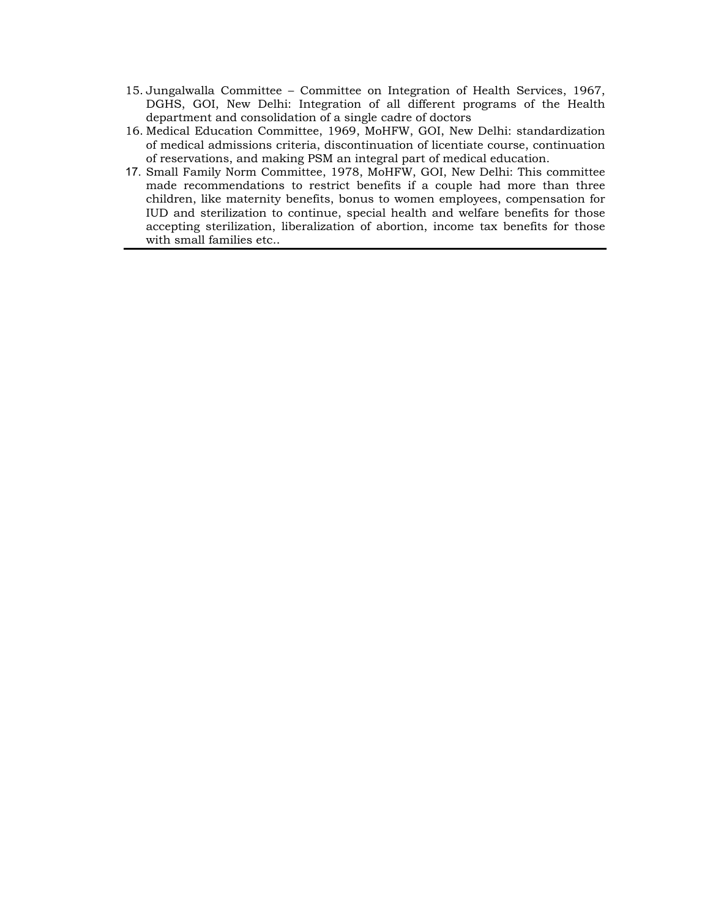15. Jungalwalla Committee – Committee on Integration of Health Services, 1967, DGHS, GOI, New Delhi: Integration of all different programs of the Health department and consolidation of a single cadre of doctors
16. Medical Education Committee, 1969, MoHFW, GOI, New Delhi: standardization of medical admissions criteria, discontinuation of licentiate course, continuation of reservations, and making PSM an integral part of medical education.
17. Small Family Norm Committee, 1978, MoHFW, GOI, New Delhi: This committee made recommendations to restrict benefits if a couple had more than three children, like maternity benefits, bonus to women employees, compensation for IUD and sterilization to continue, special health and welfare benefits for those accepting sterilization, liberalization of abortion, income tax benefits for those with small families etc..